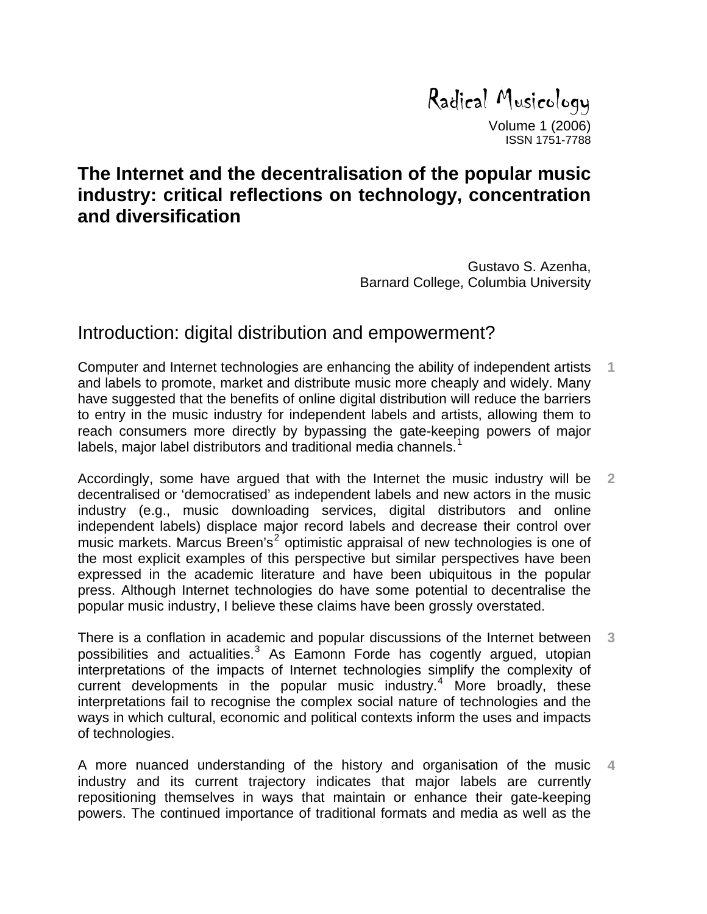Radical Musicology

Volume 1 (2006)

ISSN 1751-7788

# The Internet and the decentralisation of the popular music industry: critical reflections on technology, concentration and diversification

Gustavo S. Azenha,
Barnard College, Columbia University

## Introduction: digital distribution and empowerment?

1 Computer and Internet technologies are enhancing the ability of independent artists and labels to promote, market and distribute music more cheaply and widely. Many have suggested that the benefits of online digital distribution will reduce the barriers to entry in the music industry for independent labels and artists, allowing them to reach consumers more directly by bypassing the gate-keeping powers of major labels, major label distributors and traditional media channels.[1]

2 Accordingly, some have argued that with the Internet the music industry will be decentralised or 'democratised' as independent labels and new actors in the music industry (e.g., music downloading services, digital distributors and online independent labels) displace major record labels and decrease their control over music markets. Marcus Breen's[2] optimistic appraisal of new technologies is one of the most explicit examples of this perspective but similar perspectives have been expressed in the academic literature and have been ubiquitous in the popular press. Although Internet technologies do have some potential to decentralise the popular music industry, I believe these claims have been grossly overstated.

3 There is a conflation in academic and popular discussions of the Internet between possibilities and actualities.[3] As Eamonn Forde has cogently argued, utopian interpretations of the impacts of Internet technologies simplify the complexity of current developments in the popular music industry.[4] More broadly, these interpretations fail to recognise the complex social nature of technologies and the ways in which cultural, economic and political contexts inform the uses and impacts of technologies.

4 A more nuanced understanding of the history and organisation of the music industry and its current trajectory indicates that major labels are currently repositioning themselves in ways that maintain or enhance their gate-keeping powers. The continued importance of traditional formats and media as well as the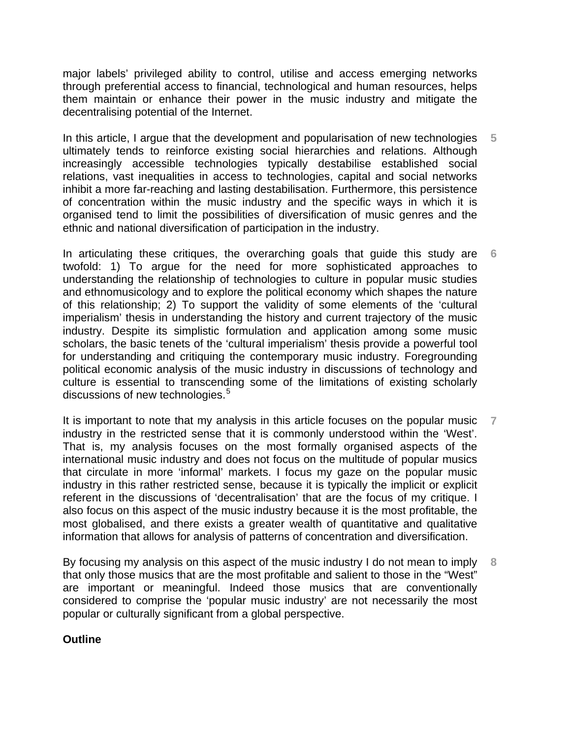major labels' privileged ability to control, utilise and access emerging networks through preferential access to financial, technological and human resources, helps them maintain or enhance their power in the music industry and mitigate the decentralising potential of the Internet.

In this article, I argue that the development and popularisation of new technologies ultimately tends to reinforce existing social hierarchies and relations. Although increasingly accessible technologies typically destabilise established social relations, vast inequalities in access to technologies, capital and social networks inhibit a more far-reaching and lasting destabilisation. Furthermore, this persistence of concentration within the music industry and the specific ways in which it is organised tend to limit the possibilities of diversification of music genres and the ethnic and national diversification of participation in the industry.

In articulating these critiques, the overarching goals that guide this study are twofold: 1) To argue for the need for more sophisticated approaches to understanding the relationship of technologies to culture in popular music studies and ethnomusicology and to explore the political economy which shapes the nature of this relationship; 2) To support the validity of some elements of the 'cultural imperialism' thesis in understanding the history and current trajectory of the music industry. Despite its simplistic formulation and application among some music scholars, the basic tenets of the 'cultural imperialism' thesis provide a powerful tool for understanding and critiquing the contemporary music industry. Foregrounding political economic analysis of the music industry in discussions of technology and culture is essential to transcending some of the limitations of existing scholarly discussions of new technologies.[5]

It is important to note that my analysis in this article focuses on the popular music industry in the restricted sense that it is commonly understood within the 'West'. That is, my analysis focuses on the most formally organised aspects of the international music industry and does not focus on the multitude of popular musics that circulate in more 'informal' markets. I focus my gaze on the popular music industry in this rather restricted sense, because it is typically the implicit or explicit referent in the discussions of 'decentralisation' that are the focus of my critique. I also focus on this aspect of the music industry because it is the most profitable, the most globalised, and there exists a greater wealth of quantitative and qualitative information that allows for analysis of patterns of concentration and diversification.

By focusing my analysis on this aspect of the music industry I do not mean to imply that only those musics that are the most profitable and salient to those in the "West" are important or meaningful. Indeed those musics that are conventionally considered to comprise the 'popular music industry' are not necessarily the most popular or culturally significant from a global perspective.

**Outline**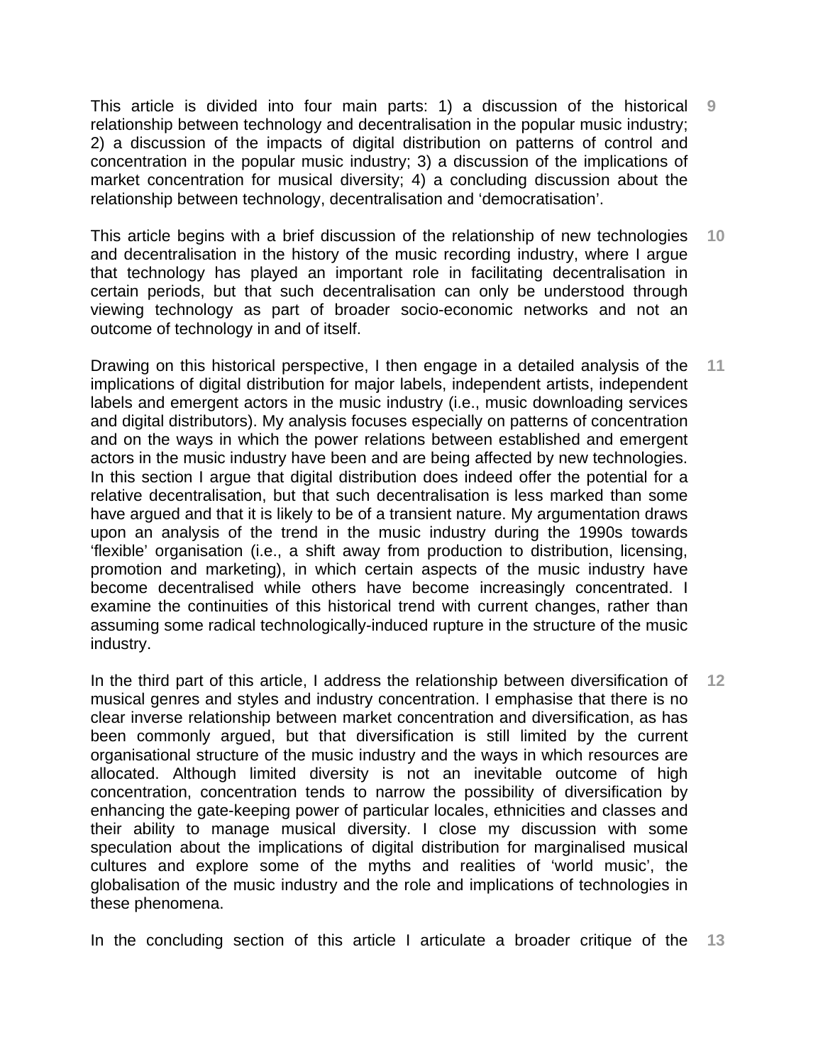This article is divided into four main parts: 1) a discussion of the historical relationship between technology and decentralisation in the popular music industry; 2) a discussion of the impacts of digital distribution on patterns of control and concentration in the popular music industry; 3) a discussion of the implications of market concentration for musical diversity; 4) a concluding discussion about the relationship between technology, decentralisation and 'democratisation'.

This article begins with a brief discussion of the relationship of new technologies and decentralisation in the history of the music recording industry, where I argue that technology has played an important role in facilitating decentralisation in certain periods, but that such decentralisation can only be understood through viewing technology as part of broader socio-economic networks and not an outcome of technology in and of itself.

Drawing on this historical perspective, I then engage in a detailed analysis of the implications of digital distribution for major labels, independent artists, independent labels and emergent actors in the music industry (i.e., music downloading services and digital distributors). My analysis focuses especially on patterns of concentration and on the ways in which the power relations between established and emergent actors in the music industry have been and are being affected by new technologies. In this section I argue that digital distribution does indeed offer the potential for a relative decentralisation, but that such decentralisation is less marked than some have argued and that it is likely to be of a transient nature. My argumentation draws upon an analysis of the trend in the music industry during the 1990s towards 'flexible' organisation (i.e., a shift away from production to distribution, licensing, promotion and marketing), in which certain aspects of the music industry have become decentralised while others have become increasingly concentrated. I examine the continuities of this historical trend with current changes, rather than assuming some radical technologically-induced rupture in the structure of the music industry.

In the third part of this article, I address the relationship between diversification of musical genres and styles and industry concentration. I emphasise that there is no clear inverse relationship between market concentration and diversification, as has been commonly argued, but that diversification is still limited by the current organisational structure of the music industry and the ways in which resources are allocated. Although limited diversity is not an inevitable outcome of high concentration, concentration tends to narrow the possibility of diversification by enhancing the gate-keeping power of particular locales, ethnicities and classes and their ability to manage musical diversity. I close my discussion with some speculation about the implications of digital distribution for marginalised musical cultures and explore some of the myths and realities of 'world music', the globalisation of the music industry and the role and implications of technologies in these phenomena.

In the concluding section of this article I articulate a broader critique of the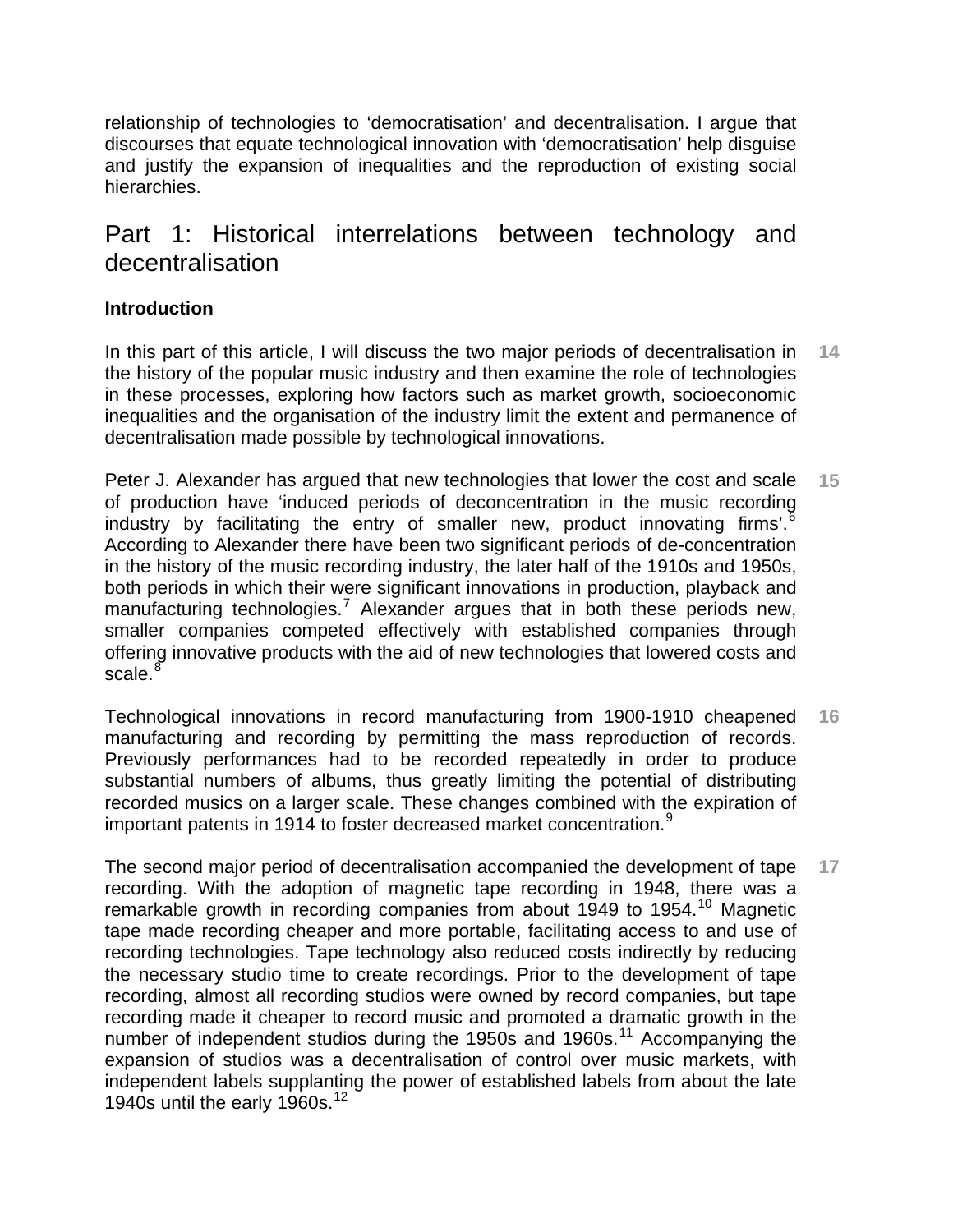relationship of technologies to ‘democratisation’ and decentralisation. I argue that discourses that equate technological innovation with ‘democratisation’ help disguise and justify the expansion of inequalities and the reproduction of existing social hierarchies.

## Part 1: Historical interrelations between technology and decentralisation

### Introduction

14 In this part of this article, I will discuss the two major periods of decentralisation in the history of the popular music industry and then examine the role of technologies in these processes, exploring how factors such as market growth, socioeconomic inequalities and the organisation of the industry limit the extent and permanence of decentralisation made possible by technological innovations.

15 Peter J. Alexander has argued that new technologies that lower the cost and scale of production have ‘induced periods of deconcentration in the music recording industry by facilitating the entry of smaller new, product innovating firms’.[6] According to Alexander there have been two significant periods of de-concentration in the history of the music recording industry, the later half of the 1910s and 1950s, both periods in which their were significant innovations in production, playback and manufacturing technologies.[7] Alexander argues that in both these periods new, smaller companies competed effectively with established companies through offering innovative products with the aid of new technologies that lowered costs and scale.[8]

16 Technological innovations in record manufacturing from 1900-1910 cheapened manufacturing and recording by permitting the mass reproduction of records. Previously performances had to be recorded repeatedly in order to produce substantial numbers of albums, thus greatly limiting the potential of distributing recorded musics on a larger scale. These changes combined with the expiration of important patents in 1914 to foster decreased market concentration.[9]

17 The second major period of decentralisation accompanied the development of tape recording. With the adoption of magnetic tape recording in 1948, there was a remarkable growth in recording companies from about 1949 to 1954.[10] Magnetic tape made recording cheaper and more portable, facilitating access to and use of recording technologies. Tape technology also reduced costs indirectly by reducing the necessary studio time to create recordings. Prior to the development of tape recording, almost all recording studios were owned by record companies, but tape recording made it cheaper to record music and promoted a dramatic growth in the number of independent studios during the 1950s and 1960s.[11] Accompanying the expansion of studios was a decentralisation of control over music markets, with independent labels supplanting the power of established labels from about the late 1940s until the early 1960s.[12]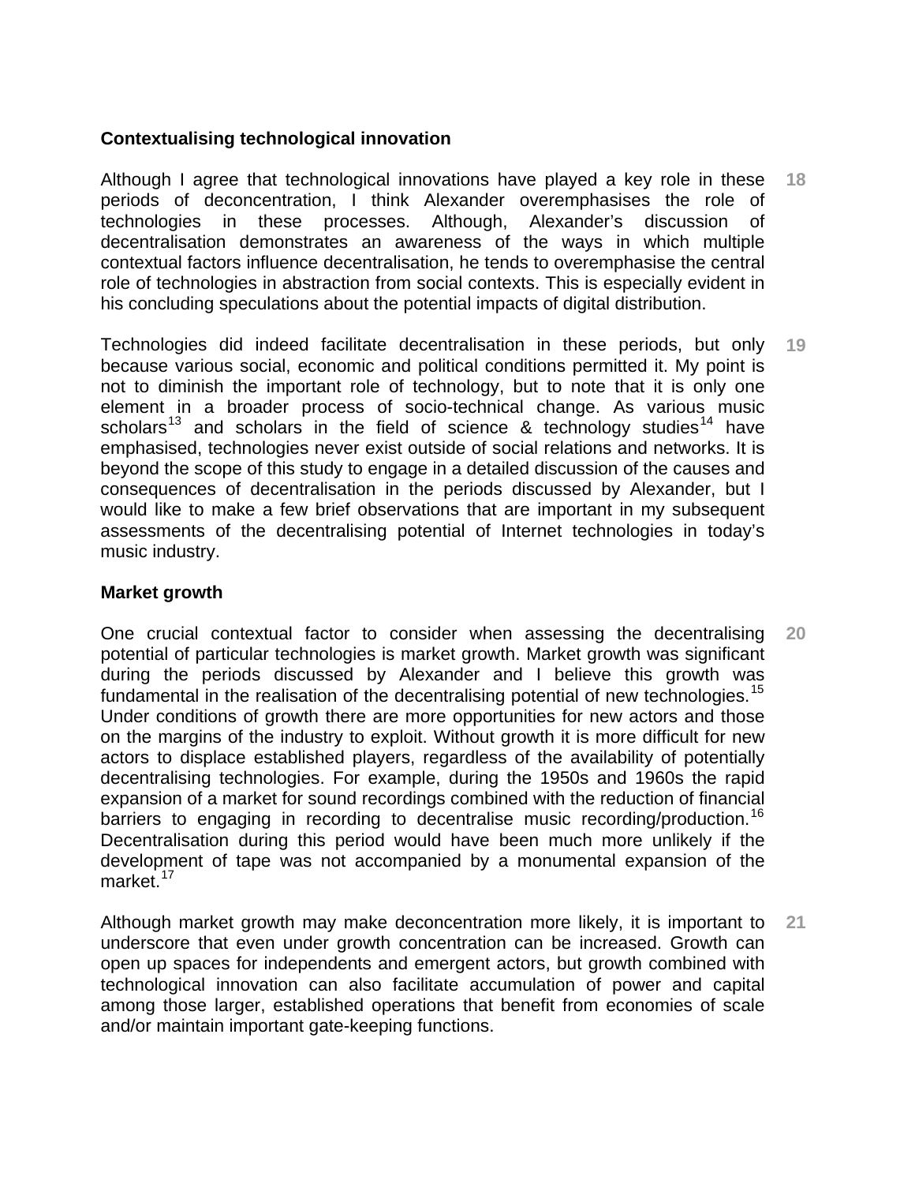**Contextualising technological innovation**

Although I agree that technological innovations have played a key role in these periods of deconcentration, I think Alexander overemphasises the role of technologies in these processes. Although, Alexander's discussion of decentralisation demonstrates an awareness of the ways in which multiple contextual factors influence decentralisation, he tends to overemphasise the central role of technologies in abstraction from social contexts. This is especially evident in his concluding speculations about the potential impacts of digital distribution. **18**

Technologies did indeed facilitate decentralisation in these periods, but only because various social, economic and political conditions permitted it. My point is not to diminish the important role of technology, but to note that it is only one element in a broader process of socio-technical change. As various music scholars[13] and scholars in the field of science & technology studies[14] have emphasised, technologies never exist outside of social relations and networks. It is beyond the scope of this study to engage in a detailed discussion of the causes and consequences of decentralisation in the periods discussed by Alexander, but I would like to make a few brief observations that are important in my subsequent assessments of the decentralising potential of Internet technologies in today's music industry. **19**

**Market growth**

One crucial contextual factor to consider when assessing the decentralising potential of particular technologies is market growth. Market growth was significant during the periods discussed by Alexander and I believe this growth was fundamental in the realisation of the decentralising potential of new technologies.[15] Under conditions of growth there are more opportunities for new actors and those on the margins of the industry to exploit. Without growth it is more difficult for new actors to displace established players, regardless of the availability of potentially decentralising technologies. For example, during the 1950s and 1960s the rapid expansion of a market for sound recordings combined with the reduction of financial barriers to engaging in recording to decentralise music recording/production.[16] Decentralisation during this period would have been much more unlikely if the development of tape was not accompanied by a monumental expansion of the market.[17] **20**

Although market growth may make deconcentration more likely, it is important to underscore that even under growth concentration can be increased. Growth can open up spaces for independents and emergent actors, but growth combined with technological innovation can also facilitate accumulation of power and capital among those larger, established operations that benefit from economies of scale and/or maintain important gate-keeping functions. **21**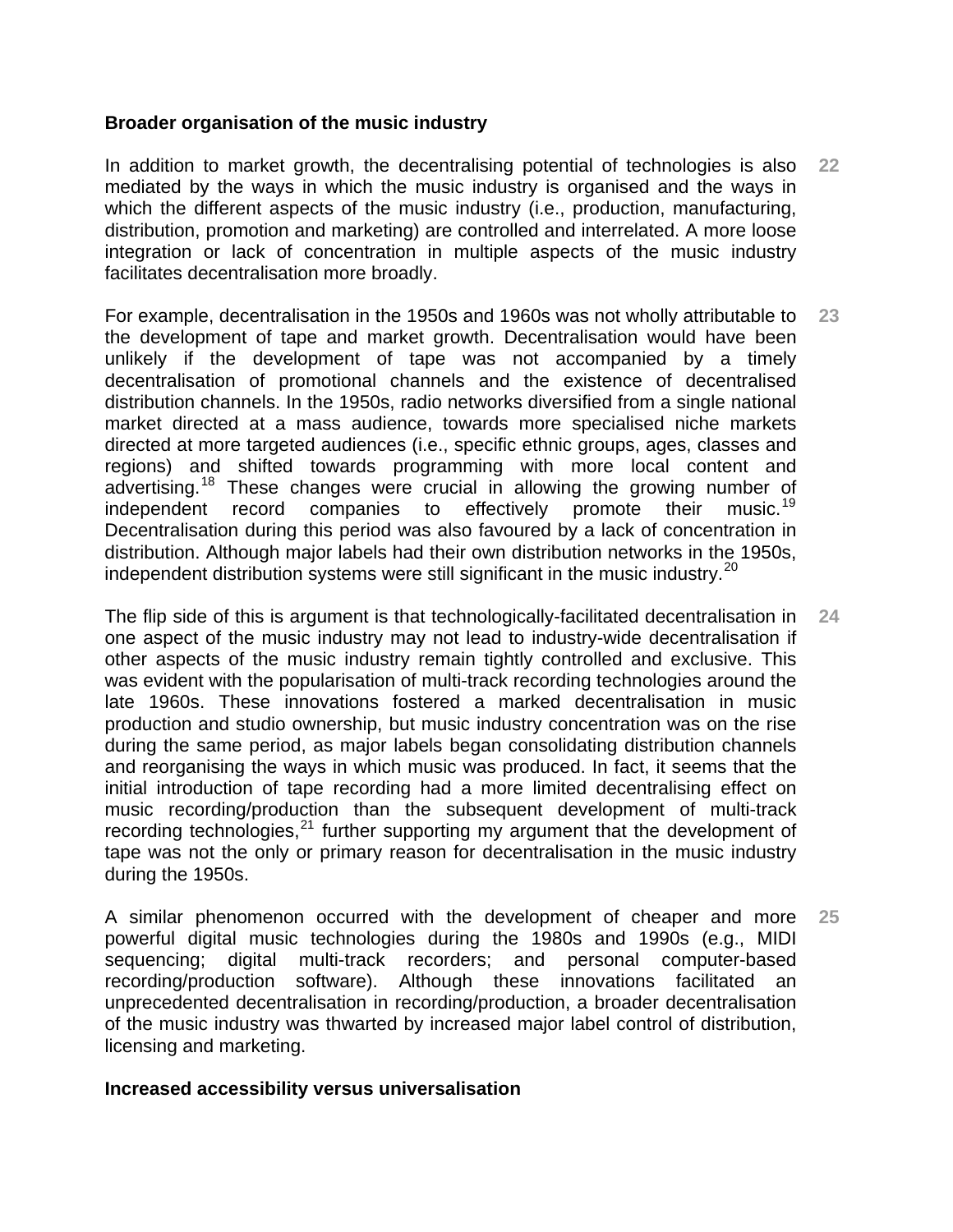**Broader organisation of the music industry**

In addition to market growth, the decentralising potential of technologies is also mediated by the ways in which the music industry is organised and the ways in which the different aspects of the music industry (i.e., production, manufacturing, distribution, promotion and marketing) are controlled and interrelated. A more loose integration or lack of concentration in multiple aspects of the music industry facilitates decentralisation more broadly. **22**

For example, decentralisation in the 1950s and 1960s was not wholly attributable to the development of tape and market growth. Decentralisation would have been unlikely if the development of tape was not accompanied by a timely decentralisation of promotional channels and the existence of decentralised distribution channels. In the 1950s, radio networks diversified from a single national market directed at a mass audience, towards more specialised niche markets directed at more targeted audiences (i.e., specific ethnic groups, ages, classes and regions) and shifted towards programming with more local content and advertising.[18] These changes were crucial in allowing the growing number of independent record companies to effectively promote their music.[19] Decentralisation during this period was also favoured by a lack of concentration in distribution. Although major labels had their own distribution networks in the 1950s, independent distribution systems were still significant in the music industry.[20] **23**

The flip side of this is argument is that technologically-facilitated decentralisation in one aspect of the music industry may not lead to industry-wide decentralisation if other aspects of the music industry remain tightly controlled and exclusive. This was evident with the popularisation of multi-track recording technologies around the late 1960s. These innovations fostered a marked decentralisation in music production and studio ownership, but music industry concentration was on the rise during the same period, as major labels began consolidating distribution channels and reorganising the ways in which music was produced. In fact, it seems that the initial introduction of tape recording had a more limited decentralising effect on music recording/production than the subsequent development of multi-track recording technologies,[21] further supporting my argument that the development of tape was not the only or primary reason for decentralisation in the music industry during the 1950s. **24**

A similar phenomenon occurred with the development of cheaper and more powerful digital music technologies during the 1980s and 1990s (e.g., MIDI sequencing; digital multi-track recorders; and personal computer-based recording/production software). Although these innovations facilitated an unprecedented decentralisation in recording/production, a broader decentralisation of the music industry was thwarted by increased major label control of distribution, licensing and marketing. **25**

**Increased accessibility versus universalisation**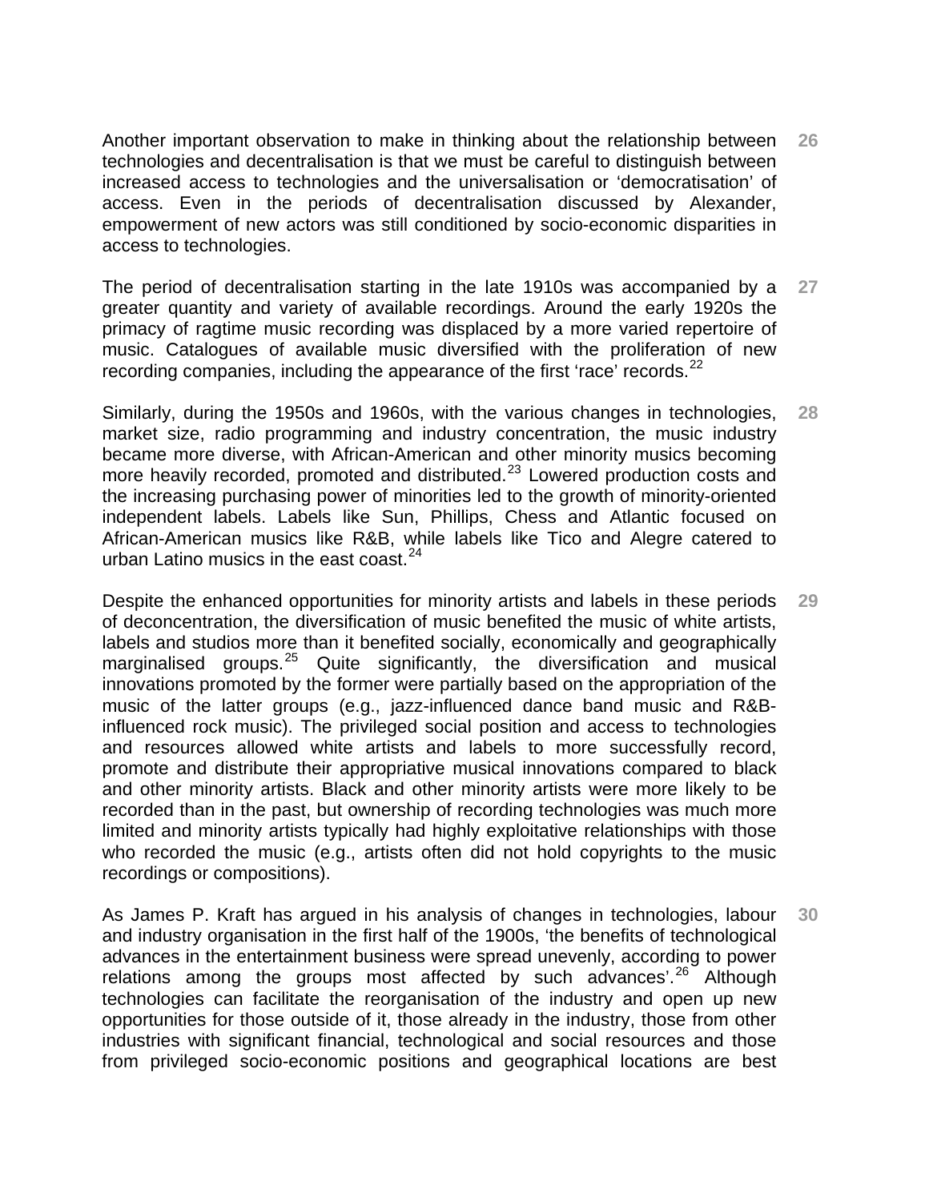Another important observation to make in thinking about the relationship between technologies and decentralisation is that we must be careful to distinguish between increased access to technologies and the universalisation or 'democratisation' of access. Even in the periods of decentralisation discussed by Alexander, empowerment of new actors was still conditioned by socio-economic disparities in access to technologies.

The period of decentralisation starting in the late 1910s was accompanied by a greater quantity and variety of available recordings. Around the early 1920s the primacy of ragtime music recording was displaced by a more varied repertoire of music. Catalogues of available music diversified with the proliferation of new recording companies, including the appearance of the first 'race' records.[22]

Similarly, during the 1950s and 1960s, with the various changes in technologies, market size, radio programming and industry concentration, the music industry became more diverse, with African-American and other minority musics becoming more heavily recorded, promoted and distributed.[23] Lowered production costs and the increasing purchasing power of minorities led to the growth of minority-oriented independent labels. Labels like Sun, Phillips, Chess and Atlantic focused on African-American musics like R&B, while labels like Tico and Alegre catered to urban Latino musics in the east coast.[24]

Despite the enhanced opportunities for minority artists and labels in these periods of deconcentration, the diversification of music benefited the music of white artists, labels and studios more than it benefited socially, economically and geographically marginalised groups.[25] Quite significantly, the diversification and musical innovations promoted by the former were partially based on the appropriation of the music of the latter groups (e.g., jazz-influenced dance band music and R&B-influenced rock music). The privileged social position and access to technologies and resources allowed white artists and labels to more successfully record, promote and distribute their appropriative musical innovations compared to black and other minority artists. Black and other minority artists were more likely to be recorded than in the past, but ownership of recording technologies was much more limited and minority artists typically had highly exploitative relationships with those who recorded the music (e.g., artists often did not hold copyrights to the music recordings or compositions).

As James P. Kraft has argued in his analysis of changes in technologies, labour and industry organisation in the first half of the 1900s, 'the benefits of technological advances in the entertainment business were spread unevenly, according to power relations among the groups most affected by such advances'.[26] Although technologies can facilitate the reorganisation of the industry and open up new opportunities for those outside of it, those already in the industry, those from other industries with significant financial, technological and social resources and those from privileged socio-economic positions and geographical locations are best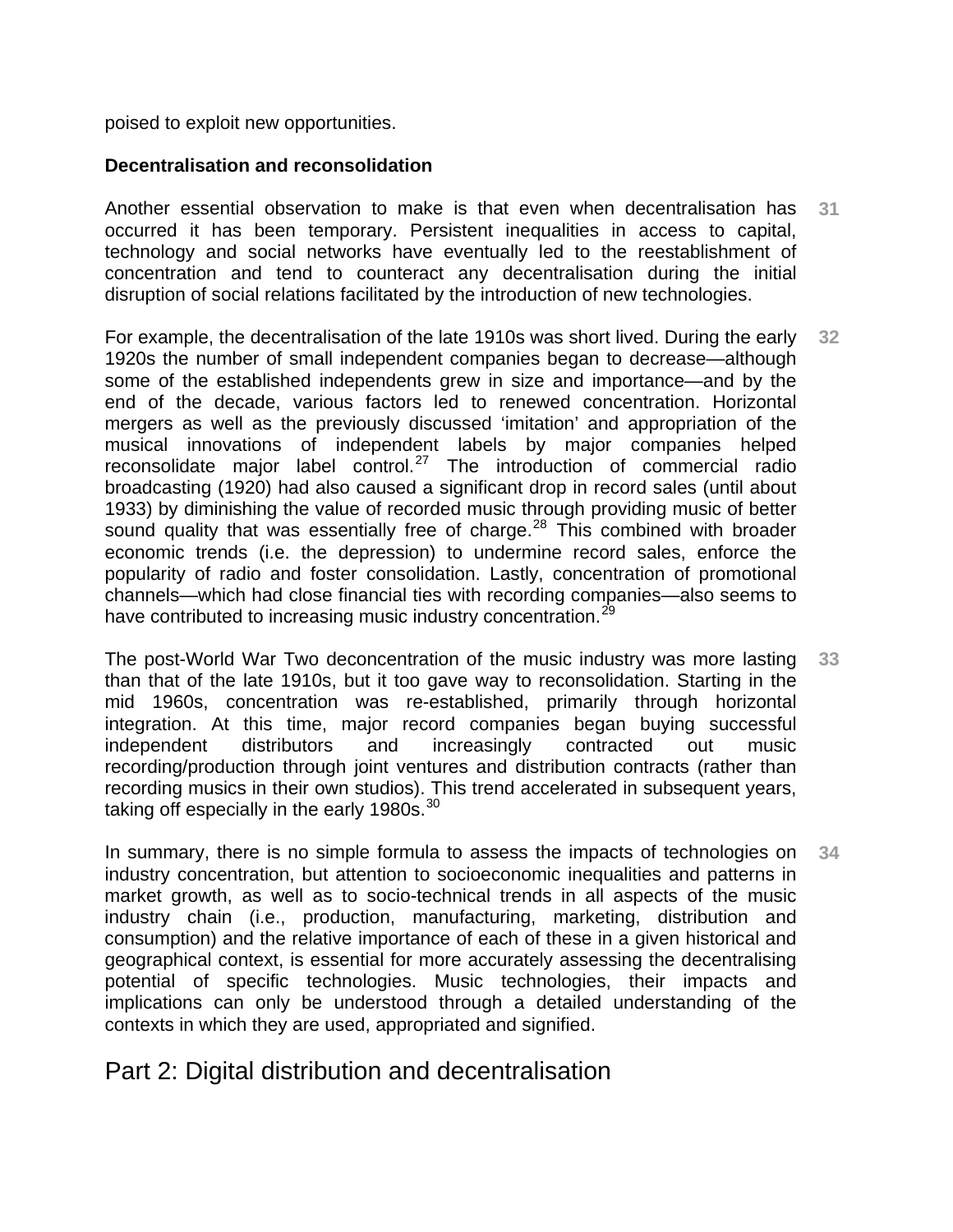poised to exploit new opportunities.

**Decentralisation and reconsolidation**

31 Another essential observation to make is that even when decentralisation has occurred it has been temporary. Persistent inequalities in access to capital, technology and social networks have eventually led to the reestablishment of concentration and tend to counteract any decentralisation during the initial disruption of social relations facilitated by the introduction of new technologies.

32 For example, the decentralisation of the late 1910s was short lived. During the early 1920s the number of small independent companies began to decrease—although some of the established independents grew in size and importance—and by the end of the decade, various factors led to renewed concentration. Horizontal mergers as well as the previously discussed 'imitation' and appropriation of the musical innovations of independent labels by major companies helped reconsolidate major label control.[27] The introduction of commercial radio broadcasting (1920) had also caused a significant drop in record sales (until about 1933) by diminishing the value of recorded music through providing music of better sound quality that was essentially free of charge.[28] This combined with broader economic trends (i.e. the depression) to undermine record sales, enforce the popularity of radio and foster consolidation. Lastly, concentration of promotional channels—which had close financial ties with recording companies—also seems to have contributed to increasing music industry concentration.[29]

33 The post-World War Two deconcentration of the music industry was more lasting than that of the late 1910s, but it too gave way to reconsolidation. Starting in the mid 1960s, concentration was re-established, primarily through horizontal integration. At this time, major record companies began buying successful independent distributors and increasingly contracted out music recording/production through joint ventures and distribution contracts (rather than recording musics in their own studios). This trend accelerated in subsequent years, taking off especially in the early 1980s.[30]

34 In summary, there is no simple formula to assess the impacts of technologies on industry concentration, but attention to socioeconomic inequalities and patterns in market growth, as well as to socio-technical trends in all aspects of the music industry chain (i.e., production, manufacturing, marketing, distribution and consumption) and the relative importance of each of these in a given historical and geographical context, is essential for more accurately assessing the decentralising potential of specific technologies. Music technologies, their impacts and implications can only be understood through a detailed understanding of the contexts in which they are used, appropriated and signified.

## Part 2: Digital distribution and decentralisation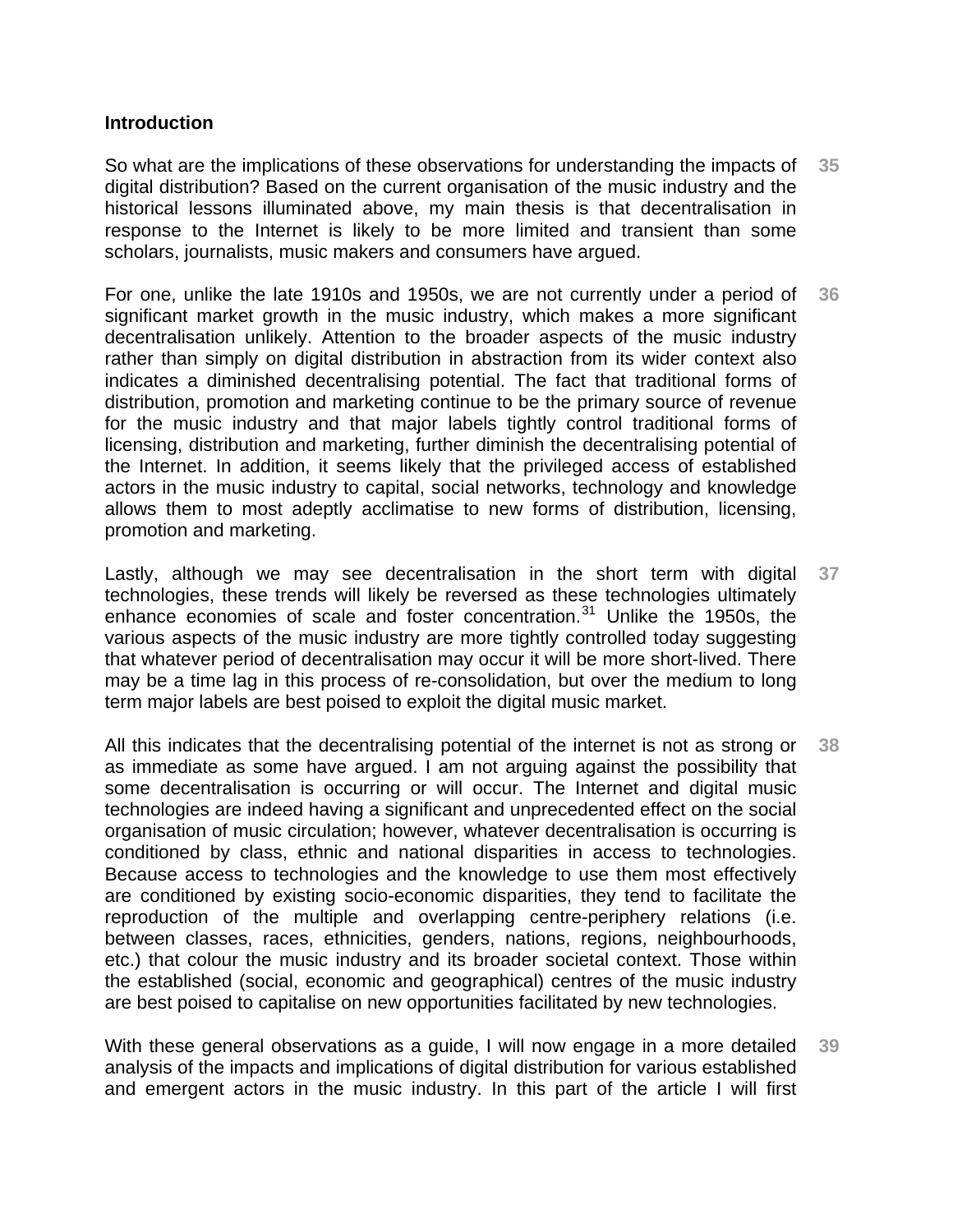**Introduction**

So what are the implications of these observations for understanding the impacts of digital distribution? Based on the current organisation of the music industry and the historical lessons illuminated above, my main thesis is that decentralisation in response to the Internet is likely to be more limited and transient than some scholars, journalists, music makers and consumers have argued.

For one, unlike the late 1910s and 1950s, we are not currently under a period of significant market growth in the music industry, which makes a more significant decentralisation unlikely. Attention to the broader aspects of the music industry rather than simply on digital distribution in abstraction from its wider context also indicates a diminished decentralising potential. The fact that traditional forms of distribution, promotion and marketing continue to be the primary source of revenue for the music industry and that major labels tightly control traditional forms of licensing, distribution and marketing, further diminish the decentralising potential of the Internet. In addition, it seems likely that the privileged access of established actors in the music industry to capital, social networks, technology and knowledge allows them to most adeptly acclimatise to new forms of distribution, licensing, promotion and marketing.

Lastly, although we may see decentralisation in the short term with digital technologies, these trends will likely be reversed as these technologies ultimately enhance economies of scale and foster concentration.[31] Unlike the 1950s, the various aspects of the music industry are more tightly controlled today suggesting that whatever period of decentralisation may occur it will be more short-lived. There may be a time lag in this process of re-consolidation, but over the medium to long term major labels are best poised to exploit the digital music market.

All this indicates that the decentralising potential of the internet is not as strong or as immediate as some have argued. I am not arguing against the possibility that some decentralisation is occurring or will occur. The Internet and digital music technologies are indeed having a significant and unprecedented effect on the social organisation of music circulation; however, whatever decentralisation is occurring is conditioned by class, ethnic and national disparities in access to technologies. Because access to technologies and the knowledge to use them most effectively are conditioned by existing socio-economic disparities, they tend to facilitate the reproduction of the multiple and overlapping centre-periphery relations (i.e. between classes, races, ethnicities, genders, nations, regions, neighbourhoods, etc.) that colour the music industry and its broader societal context. Those within the established (social, economic and geographical) centres of the music industry are best poised to capitalise on new opportunities facilitated by new technologies.

With these general observations as a guide, I will now engage in a more detailed analysis of the impacts and implications of digital distribution for various established and emergent actors in the music industry. In this part of the article I will first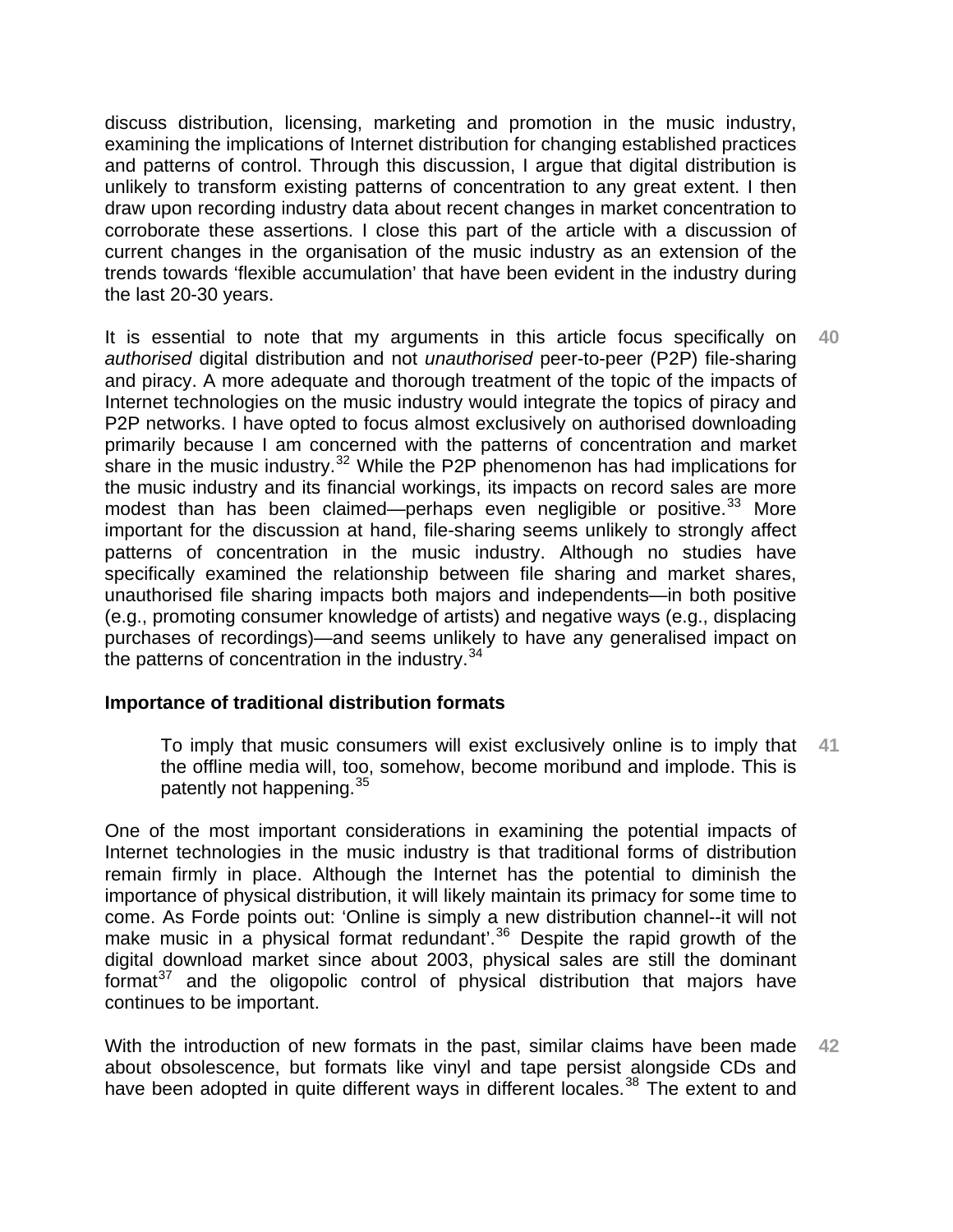discuss distribution, licensing, marketing and promotion in the music industry, examining the implications of Internet distribution for changing established practices and patterns of control. Through this discussion, I argue that digital distribution is unlikely to transform existing patterns of concentration to any great extent. I then draw upon recording industry data about recent changes in market concentration to corroborate these assertions. I close this part of the article with a discussion of current changes in the organisation of the music industry as an extension of the trends towards 'flexible accumulation' that have been evident in the industry during the last 20-30 years.

It is essential to note that my arguments in this article focus specifically on *authorised* digital distribution and not *unauthorised* peer-to-peer (P2P) file-sharing and piracy. A more adequate and thorough treatment of the topic of the impacts of Internet technologies on the music industry would integrate the topics of piracy and P2P networks. I have opted to focus almost exclusively on authorised downloading primarily because I am concerned with the patterns of concentration and market share in the music industry.[32] While the P2P phenomenon has had implications for the music industry and its financial workings, its impacts on record sales are more modest than has been claimed—perhaps even negligible or positive.[33] More important for the discussion at hand, file-sharing seems unlikely to strongly affect patterns of concentration in the music industry. Although no studies have specifically examined the relationship between file sharing and market shares, unauthorised file sharing impacts both majors and independents—in both positive (e.g., promoting consumer knowledge of artists) and negative ways (e.g., displacing purchases of recordings)—and seems unlikely to have any generalised impact on the patterns of concentration in the industry.[34]

### Importance of traditional distribution formats

> To imply that music consumers will exist exclusively online is to imply that the offline media will, too, somehow, become moribund and implode. This is patently not happening.[35]

One of the most important considerations in examining the potential impacts of Internet technologies in the music industry is that traditional forms of distribution remain firmly in place. Although the Internet has the potential to diminish the importance of physical distribution, it will likely maintain its primacy for some time to come. As Forde points out: 'Online is simply a new distribution channel--it will not make music in a physical format redundant'.[36] Despite the rapid growth of the digital download market since about 2003, physical sales are still the dominant format[37] and the oligopolic control of physical distribution that majors have continues to be important.

With the introduction of new formats in the past, similar claims have been made about obsolescence, but formats like vinyl and tape persist alongside CDs and have been adopted in quite different ways in different locales.[38] The extent to and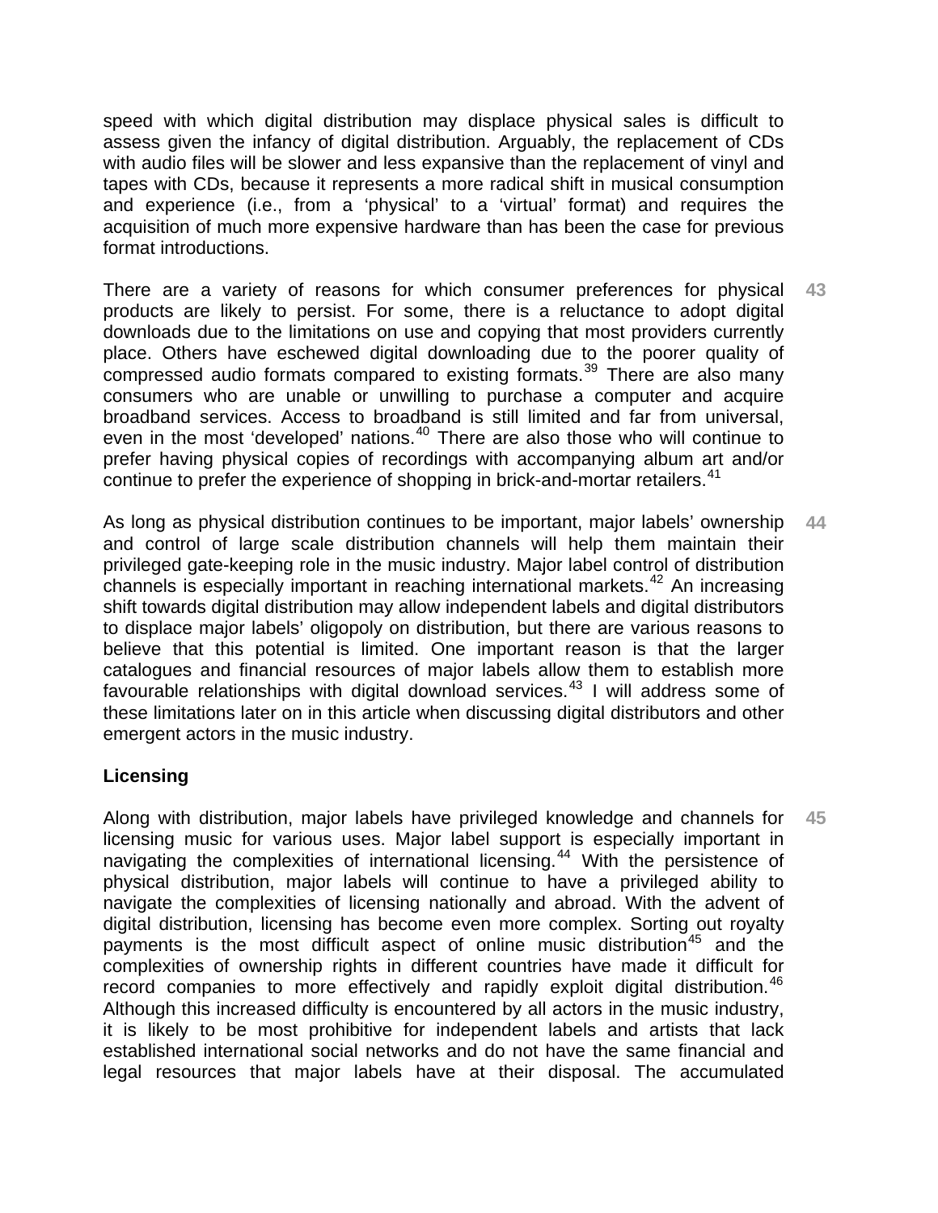speed with which digital distribution may displace physical sales is difficult to assess given the infancy of digital distribution. Arguably, the replacement of CDs with audio files will be slower and less expansive than the replacement of vinyl and tapes with CDs, because it represents a more radical shift in musical consumption and experience (i.e., from a 'physical' to a 'virtual' format) and requires the acquisition of much more expensive hardware than has been the case for previous format introductions.

**43** There are a variety of reasons for which consumer preferences for physical products are likely to persist. For some, there is a reluctance to adopt digital downloads due to the limitations on use and copying that most providers currently place. Others have eschewed digital downloading due to the poorer quality of compressed audio formats compared to existing formats.[39] There are also many consumers who are unable or unwilling to purchase a computer and acquire broadband services. Access to broadband is still limited and far from universal, even in the most 'developed' nations.[40] There are also those who will continue to prefer having physical copies of recordings with accompanying album art and/or continue to prefer the experience of shopping in brick-and-mortar retailers.[41]

**44** As long as physical distribution continues to be important, major labels' ownership and control of large scale distribution channels will help them maintain their privileged gate-keeping role in the music industry. Major label control of distribution channels is especially important in reaching international markets.[42] An increasing shift towards digital distribution may allow independent labels and digital distributors to displace major labels' oligopoly on distribution, but there are various reasons to believe that this potential is limited. One important reason is that the larger catalogues and financial resources of major labels allow them to establish more favourable relationships with digital download services.[43] I will address some of these limitations later on in this article when discussing digital distributors and other emergent actors in the music industry.

### Licensing

**45** Along with distribution, major labels have privileged knowledge and channels for licensing music for various uses. Major label support is especially important in navigating the complexities of international licensing.[44] With the persistence of physical distribution, major labels will continue to have a privileged ability to navigate the complexities of licensing nationally and abroad. With the advent of digital distribution, licensing has become even more complex. Sorting out royalty payments is the most difficult aspect of online music distribution[45] and the complexities of ownership rights in different countries have made it difficult for record companies to more effectively and rapidly exploit digital distribution.[46] Although this increased difficulty is encountered by all actors in the music industry, it is likely to be most prohibitive for independent labels and artists that lack established international social networks and do not have the same financial and legal resources that major labels have at their disposal. The accumulated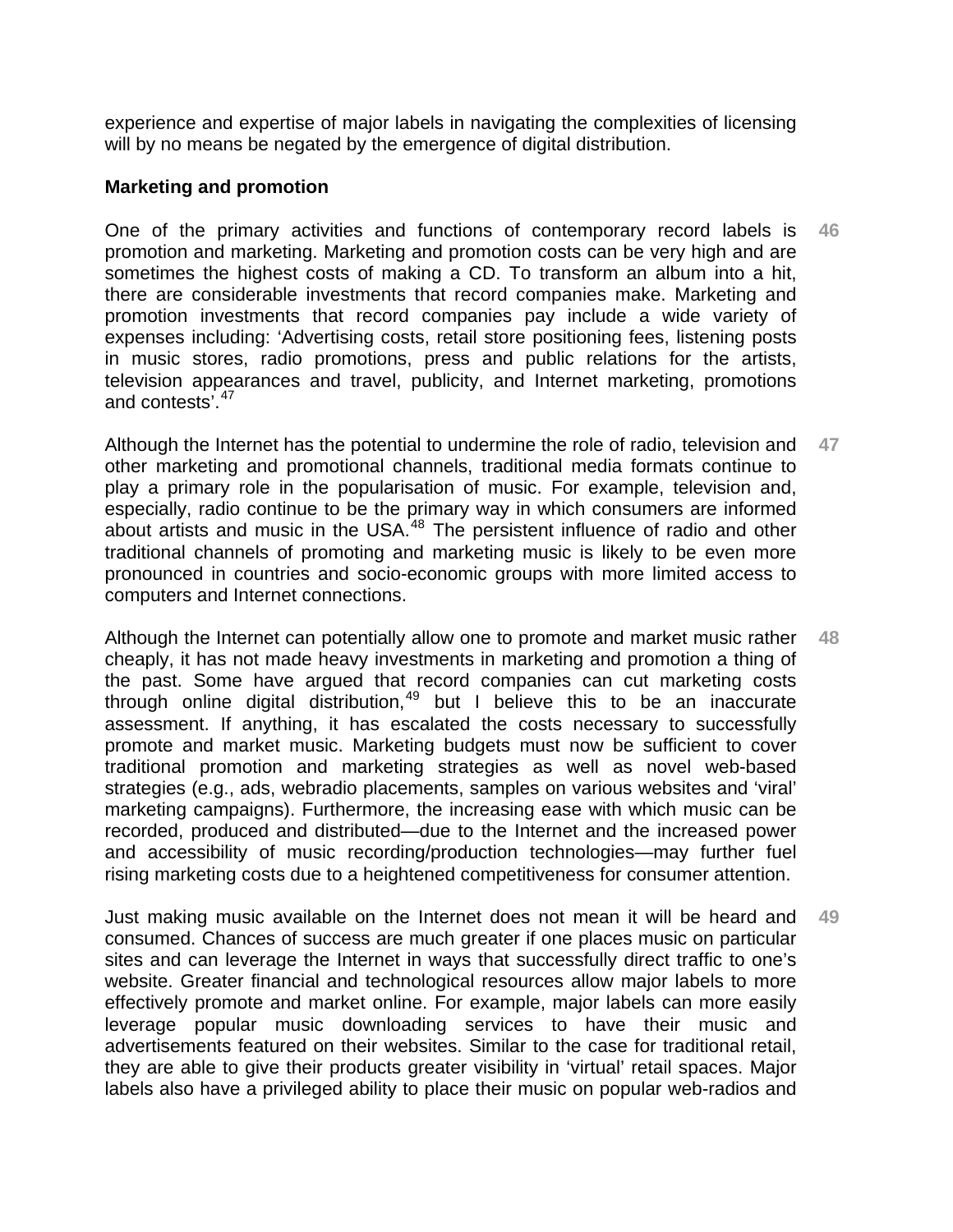experience and expertise of major labels in navigating the complexities of licensing will by no means be negated by the emergence of digital distribution.

**Marketing and promotion**

46 One of the primary activities and functions of contemporary record labels is promotion and marketing. Marketing and promotion costs can be very high and are sometimes the highest costs of making a CD. To transform an album into a hit, there are considerable investments that record companies make. Marketing and promotion investments that record companies pay include a wide variety of expenses including: 'Advertising costs, retail store positioning fees, listening posts in music stores, radio promotions, press and public relations for the artists, television appearances and travel, publicity, and Internet marketing, promotions and contests'.[47]

47 Although the Internet has the potential to undermine the role of radio, television and other marketing and promotional channels, traditional media formats continue to play a primary role in the popularisation of music. For example, television and, especially, radio continue to be the primary way in which consumers are informed about artists and music in the USA.[48] The persistent influence of radio and other traditional channels of promoting and marketing music is likely to be even more pronounced in countries and socio-economic groups with more limited access to computers and Internet connections.

48 Although the Internet can potentially allow one to promote and market music rather cheaply, it has not made heavy investments in marketing and promotion a thing of the past. Some have argued that record companies can cut marketing costs through online digital distribution,[49] but I believe this to be an inaccurate assessment. If anything, it has escalated the costs necessary to successfully promote and market music. Marketing budgets must now be sufficient to cover traditional promotion and marketing strategies as well as novel web-based strategies (e.g., ads, webradio placements, samples on various websites and 'viral' marketing campaigns). Furthermore, the increasing ease with which music can be recorded, produced and distributed—due to the Internet and the increased power and accessibility of music recording/production technologies—may further fuel rising marketing costs due to a heightened competitiveness for consumer attention.

49 Just making music available on the Internet does not mean it will be heard and consumed. Chances of success are much greater if one places music on particular sites and can leverage the Internet in ways that successfully direct traffic to one's website. Greater financial and technological resources allow major labels to more effectively promote and market online. For example, major labels can more easily leverage popular music downloading services to have their music and advertisements featured on their websites. Similar to the case for traditional retail, they are able to give their products greater visibility in 'virtual' retail spaces. Major labels also have a privileged ability to place their music on popular web-radios and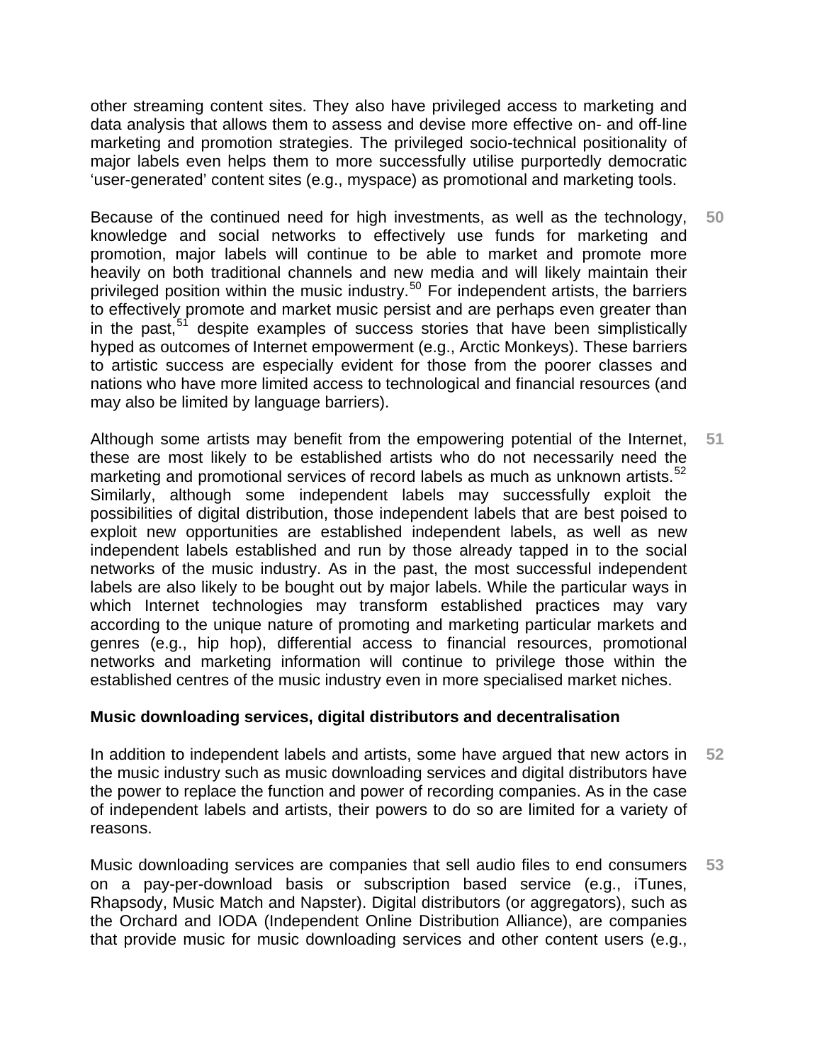other streaming content sites. They also have privileged access to marketing and data analysis that allows them to assess and devise more effective on- and off-line marketing and promotion strategies. The privileged socio-technical positionality of major labels even helps them to more successfully utilise purportedly democratic 'user-generated' content sites (e.g., myspace) as promotional and marketing tools.

50 Because of the continued need for high investments, as well as the technology, knowledge and social networks to effectively use funds for marketing and promotion, major labels will continue to be able to market and promote more heavily on both traditional channels and new media and will likely maintain their privileged position within the music industry.[50] For independent artists, the barriers to effectively promote and market music persist and are perhaps even greater than in the past,[51] despite examples of success stories that have been simplistically hyped as outcomes of Internet empowerment (e.g., Arctic Monkeys). These barriers to artistic success are especially evident for those from the poorer classes and nations who have more limited access to technological and financial resources (and may also be limited by language barriers).

51 Although some artists may benefit from the empowering potential of the Internet, these are most likely to be established artists who do not necessarily need the marketing and promotional services of record labels as much as unknown artists.[52] Similarly, although some independent labels may successfully exploit the possibilities of digital distribution, those independent labels that are best poised to exploit new opportunities are established independent labels, as well as new independent labels established and run by those already tapped in to the social networks of the music industry. As in the past, the most successful independent labels are also likely to be bought out by major labels. While the particular ways in which Internet technologies may transform established practices may vary according to the unique nature of promoting and marketing particular markets and genres (e.g., hip hop), differential access to financial resources, promotional networks and marketing information will continue to privilege those within the established centres of the music industry even in more specialised market niches.

**Music downloading services, digital distributors and decentralisation**

52 In addition to independent labels and artists, some have argued that new actors in the music industry such as music downloading services and digital distributors have the power to replace the function and power of recording companies. As in the case of independent labels and artists, their powers to do so are limited for a variety of reasons.

53 Music downloading services are companies that sell audio files to end consumers on a pay-per-download basis or subscription based service (e.g., iTunes, Rhapsody, Music Match and Napster). Digital distributors (or aggregators), such as the Orchard and IODA (Independent Online Distribution Alliance), are companies that provide music for music downloading services and other content users (e.g.,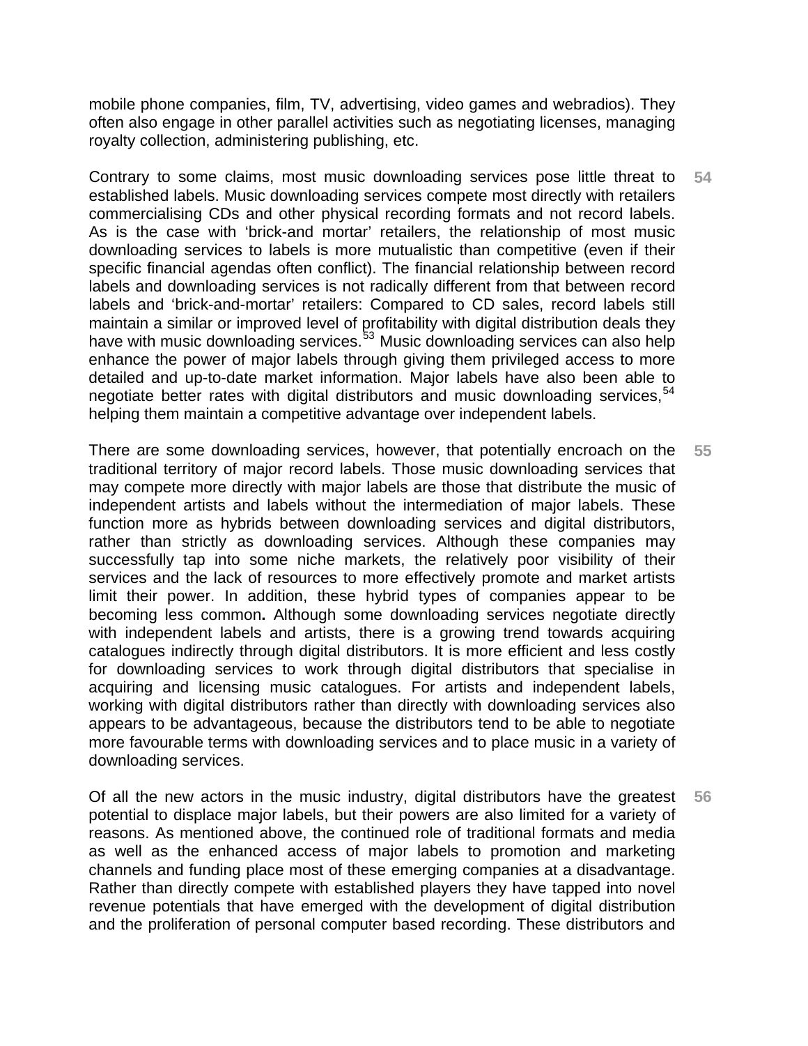mobile phone companies, film, TV, advertising, video games and webradios). They often also engage in other parallel activities such as negotiating licenses, managing royalty collection, administering publishing, etc.

54 Contrary to some claims, most music downloading services pose little threat to established labels. Music downloading services compete most directly with retailers commercialising CDs and other physical recording formats and not record labels. As is the case with 'brick-and mortar' retailers, the relationship of most music downloading services to labels is more mutualistic than competitive (even if their specific financial agendas often conflict). The financial relationship between record labels and downloading services is not radically different from that between record labels and 'brick-and-mortar' retailers: Compared to CD sales, record labels still maintain a similar or improved level of profitability with digital distribution deals they have with music downloading services.[53] Music downloading services can also help enhance the power of major labels through giving them privileged access to more detailed and up-to-date market information. Major labels have also been able to negotiate better rates with digital distributors and music downloading services,[54] helping them maintain a competitive advantage over independent labels.

55 There are some downloading services, however, that potentially encroach on the traditional territory of major record labels. Those music downloading services that may compete more directly with major labels are those that distribute the music of independent artists and labels without the intermediation of major labels. These function more as hybrids between downloading services and digital distributors, rather than strictly as downloading services. Although these companies may successfully tap into some niche markets, the relatively poor visibility of their services and the lack of resources to more effectively promote and market artists limit their power. In addition, these hybrid types of companies appear to be becoming less common**.** Although some downloading services negotiate directly with independent labels and artists, there is a growing trend towards acquiring catalogues indirectly through digital distributors. It is more efficient and less costly for downloading services to work through digital distributors that specialise in acquiring and licensing music catalogues. For artists and independent labels, working with digital distributors rather than directly with downloading services also appears to be advantageous, because the distributors tend to be able to negotiate more favourable terms with downloading services and to place music in a variety of downloading services.

56 Of all the new actors in the music industry, digital distributors have the greatest potential to displace major labels, but their powers are also limited for a variety of reasons. As mentioned above, the continued role of traditional formats and media as well as the enhanced access of major labels to promotion and marketing channels and funding place most of these emerging companies at a disadvantage. Rather than directly compete with established players they have tapped into novel revenue potentials that have emerged with the development of digital distribution and the proliferation of personal computer based recording. These distributors and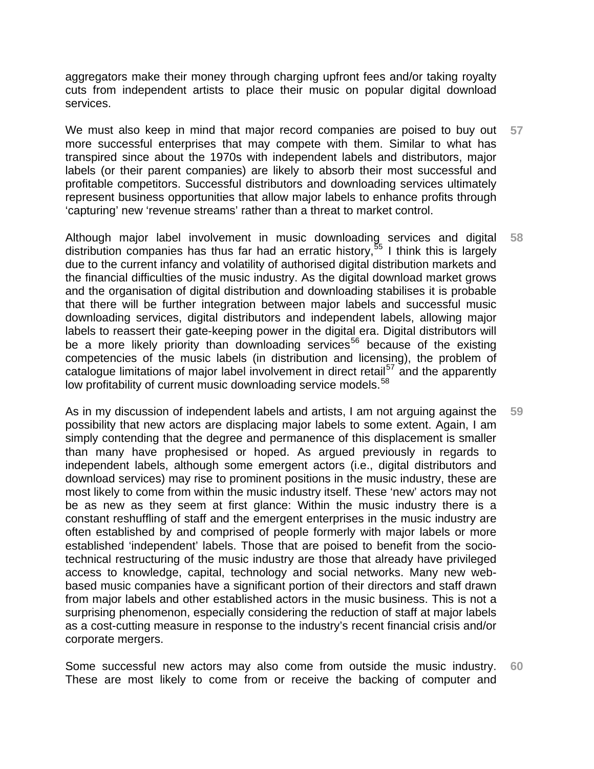aggregators make their money through charging upfront fees and/or taking royalty cuts from independent artists to place their music on popular digital download services.

57 We must also keep in mind that major record companies are poised to buy out more successful enterprises that may compete with them. Similar to what has transpired since about the 1970s with independent labels and distributors, major labels (or their parent companies) are likely to absorb their most successful and profitable competitors. Successful distributors and downloading services ultimately represent business opportunities that allow major labels to enhance profits through 'capturing' new 'revenue streams' rather than a threat to market control.

58 Although major label involvement in music downloading services and digital distribution companies has thus far had an erratic history,[55] I think this is largely due to the current infancy and volatility of authorised digital distribution markets and the financial difficulties of the music industry. As the digital download market grows and the organisation of digital distribution and downloading stabilises it is probable that there will be further integration between major labels and successful music downloading services, digital distributors and independent labels, allowing major labels to reassert their gate-keeping power in the digital era. Digital distributors will be a more likely priority than downloading services[56] because of the existing competencies of the music labels (in distribution and licensing), the problem of catalogue limitations of major label involvement in direct retail[57] and the apparently low profitability of current music downloading service models.[58]

59 As in my discussion of independent labels and artists, I am not arguing against the possibility that new actors are displacing major labels to some extent. Again, I am simply contending that the degree and permanence of this displacement is smaller than many have prophesised or hoped. As argued previously in regards to independent labels, although some emergent actors (i.e., digital distributors and download services) may rise to prominent positions in the music industry, these are most likely to come from within the music industry itself. These 'new' actors may not be as new as they seem at first glance: Within the music industry there is a constant reshuffling of staff and the emergent enterprises in the music industry are often established by and comprised of people formerly with major labels or more established 'independent' labels. Those that are poised to benefit from the socio-technical restructuring of the music industry are those that already have privileged access to knowledge, capital, technology and social networks. Many new web-based music companies have a significant portion of their directors and staff drawn from major labels and other established actors in the music business. This is not a surprising phenomenon, especially considering the reduction of staff at major labels as a cost-cutting measure in response to the industry's recent financial crisis and/or corporate mergers.

60 Some successful new actors may also come from outside the music industry. These are most likely to come from or receive the backing of computer and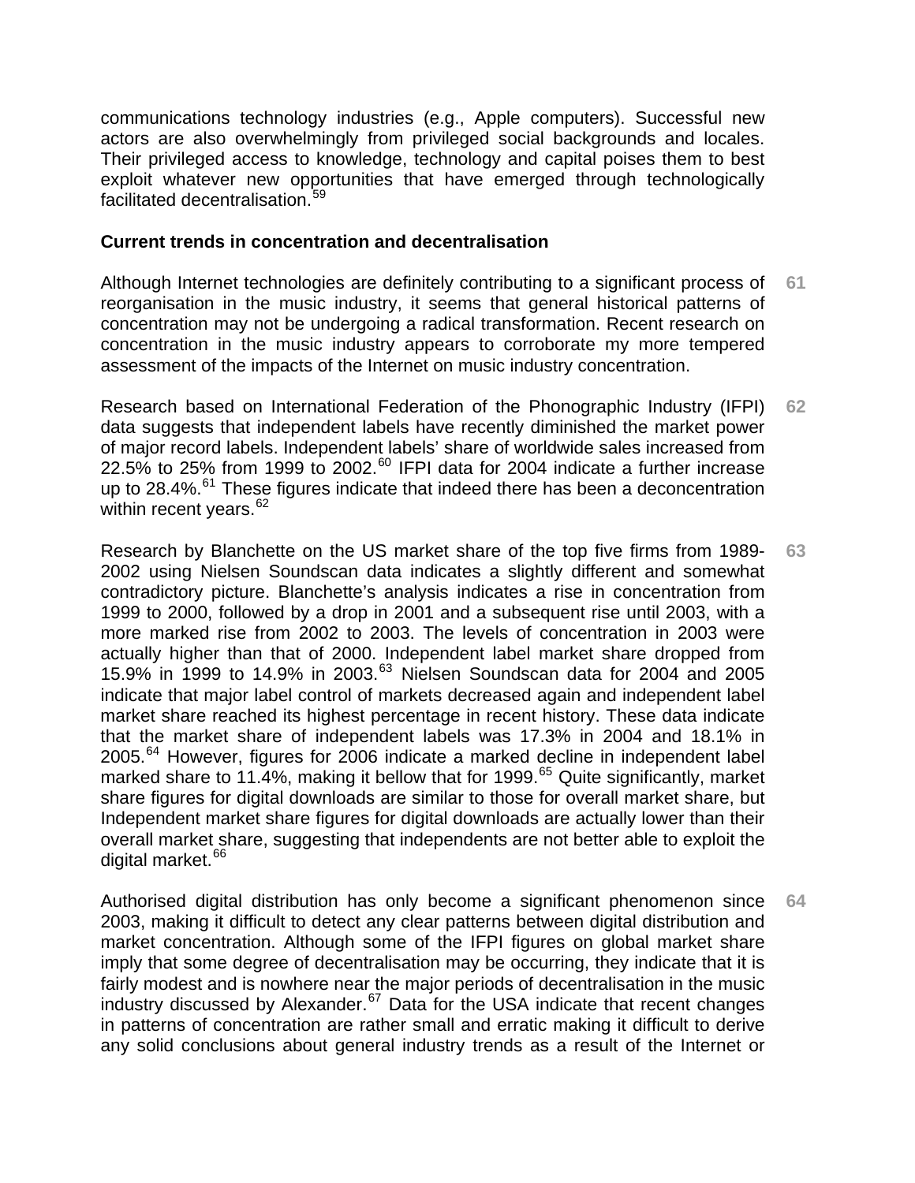communications technology industries (e.g., Apple computers). Successful new actors are also overwhelmingly from privileged social backgrounds and locales. Their privileged access to knowledge, technology and capital poises them to best exploit whatever new opportunities that have emerged through technologically facilitated decentralisation.[59]

**Current trends in concentration and decentralisation**

61 Although Internet technologies are definitely contributing to a significant process of reorganisation in the music industry, it seems that general historical patterns of concentration may not be undergoing a radical transformation. Recent research on concentration in the music industry appears to corroborate my more tempered assessment of the impacts of the Internet on music industry concentration.

62 Research based on International Federation of the Phonographic Industry (IFPI) data suggests that independent labels have recently diminished the market power of major record labels. Independent labels' share of worldwide sales increased from 22.5% to 25% from 1999 to 2002.[60] IFPI data for 2004 indicate a further increase up to 28.4%.[61] These figures indicate that indeed there has been a deconcentration within recent years.[62]

63 Research by Blanchette on the US market share of the top five firms from 1989-2002 using Nielsen Soundscan data indicates a slightly different and somewhat contradictory picture. Blanchette's analysis indicates a rise in concentration from 1999 to 2000, followed by a drop in 2001 and a subsequent rise until 2003, with a more marked rise from 2002 to 2003. The levels of concentration in 2003 were actually higher than that of 2000. Independent label market share dropped from 15.9% in 1999 to 14.9% in 2003.[63] Nielsen Soundscan data for 2004 and 2005 indicate that major label control of markets decreased again and independent label market share reached its highest percentage in recent history. These data indicate that the market share of independent labels was 17.3% in 2004 and 18.1% in 2005.[64] However, figures for 2006 indicate a marked decline in independent label marked share to 11.4%, making it bellow that for 1999.[65] Quite significantly, market share figures for digital downloads are similar to those for overall market share, but Independent market share figures for digital downloads are actually lower than their overall market share, suggesting that independents are not better able to exploit the digital market.[66]

64 Authorised digital distribution has only become a significant phenomenon since 2003, making it difficult to detect any clear patterns between digital distribution and market concentration. Although some of the IFPI figures on global market share imply that some degree of decentralisation may be occurring, they indicate that it is fairly modest and is nowhere near the major periods of decentralisation in the music industry discussed by Alexander.[67] Data for the USA indicate that recent changes in patterns of concentration are rather small and erratic making it difficult to derive any solid conclusions about general industry trends as a result of the Internet or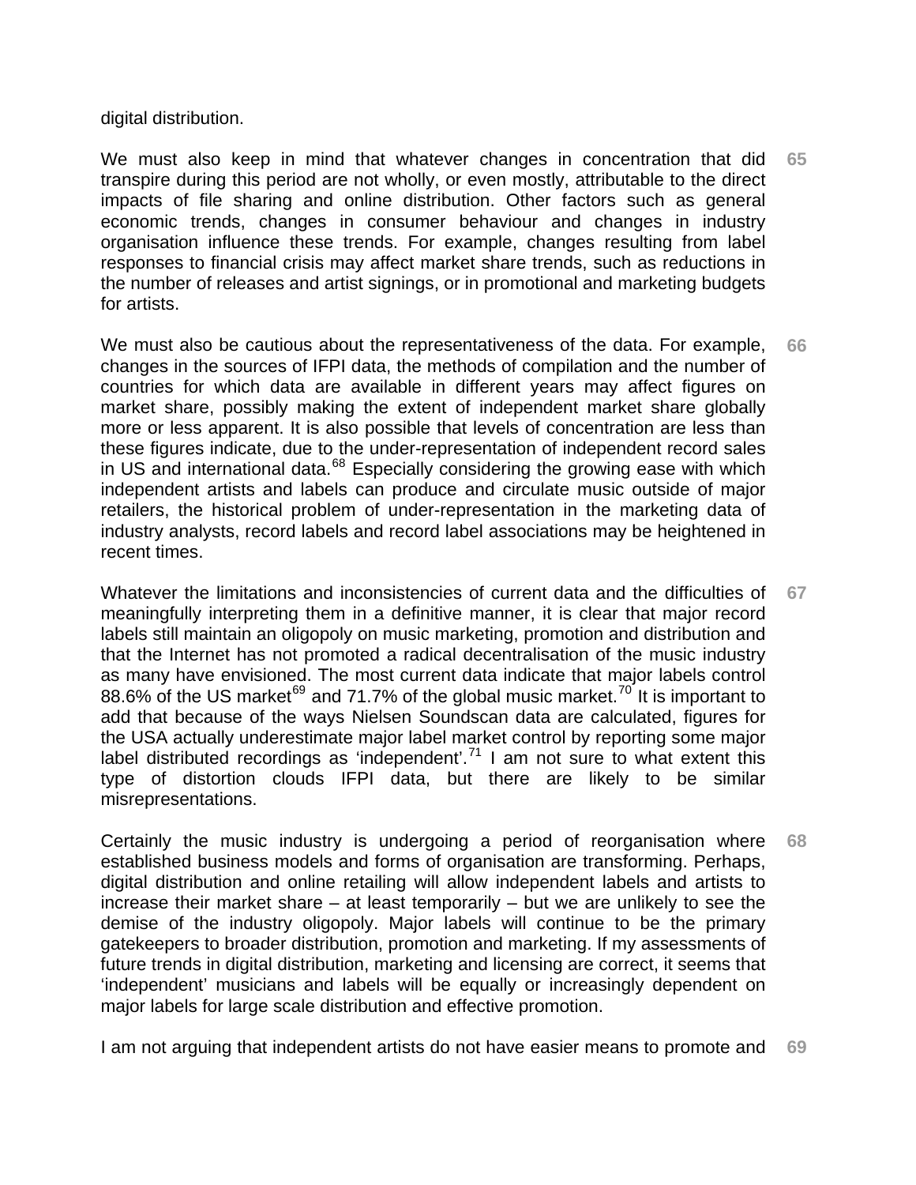digital distribution.

65 We must also keep in mind that whatever changes in concentration that did transpire during this period are not wholly, or even mostly, attributable to the direct impacts of file sharing and online distribution. Other factors such as general economic trends, changes in consumer behaviour and changes in industry organisation influence these trends. For example, changes resulting from label responses to financial crisis may affect market share trends, such as reductions in the number of releases and artist signings, or in promotional and marketing budgets for artists.

66 We must also be cautious about the representativeness of the data. For example, changes in the sources of IFPI data, the methods of compilation and the number of countries for which data are available in different years may affect figures on market share, possibly making the extent of independent market share globally more or less apparent. It is also possible that levels of concentration are less than these figures indicate, due to the under-representation of independent record sales in US and international data.[68] Especially considering the growing ease with which independent artists and labels can produce and circulate music outside of major retailers, the historical problem of under-representation in the marketing data of industry analysts, record labels and record label associations may be heightened in recent times.

67 Whatever the limitations and inconsistencies of current data and the difficulties of meaningfully interpreting them in a definitive manner, it is clear that major record labels still maintain an oligopoly on music marketing, promotion and distribution and that the Internet has not promoted a radical decentralisation of the music industry as many have envisioned. The most current data indicate that major labels control 88.6% of the US market[69] and 71.7% of the global music market.[70] It is important to add that because of the ways Nielsen Soundscan data are calculated, figures for the USA actually underestimate major label market control by reporting some major label distributed recordings as 'independent'.[71] I am not sure to what extent this type of distortion clouds IFPI data, but there are likely to be similar misrepresentations.

68 Certainly the music industry is undergoing a period of reorganisation where established business models and forms of organisation are transforming. Perhaps, digital distribution and online retailing will allow independent labels and artists to increase their market share – at least temporarily – but we are unlikely to see the demise of the industry oligopoly. Major labels will continue to be the primary gatekeepers to broader distribution, promotion and marketing. If my assessments of future trends in digital distribution, marketing and licensing are correct, it seems that 'independent' musicians and labels will be equally or increasingly dependent on major labels for large scale distribution and effective promotion.

69 I am not arguing that independent artists do not have easier means to promote and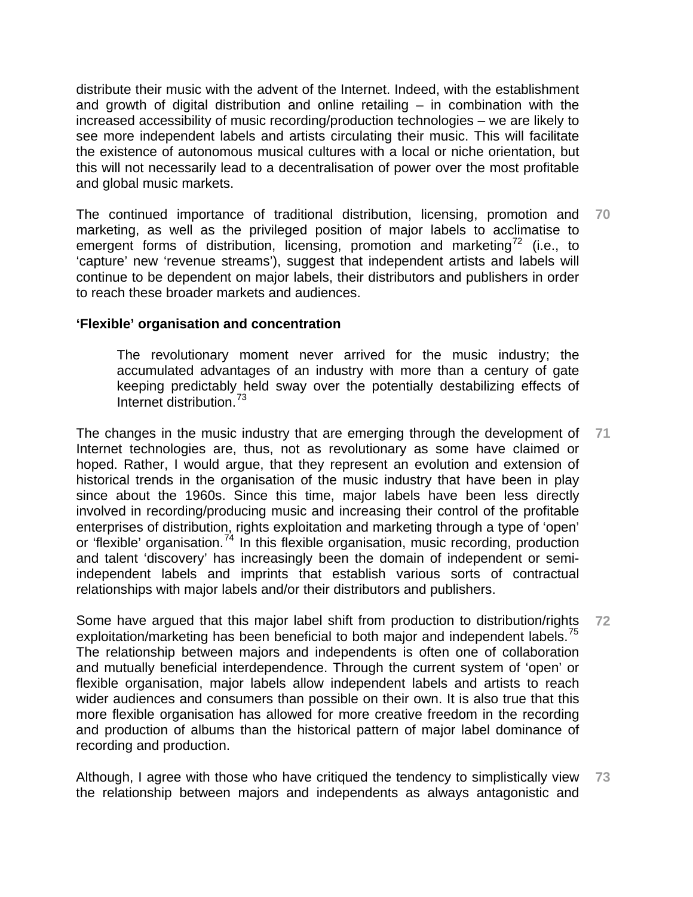distribute their music with the advent of the Internet. Indeed, with the establishment and growth of digital distribution and online retailing – in combination with the increased accessibility of music recording/production technologies – we are likely to see more independent labels and artists circulating their music. This will facilitate the existence of autonomous musical cultures with a local or niche orientation, but this will not necessarily lead to a decentralisation of power over the most profitable and global music markets.

**70** The continued importance of traditional distribution, licensing, promotion and marketing, as well as the privileged position of major labels to acclimatise to emergent forms of distribution, licensing, promotion and marketing[72] (i.e., to 'capture' new 'revenue streams'), suggest that independent artists and labels will continue to be dependent on major labels, their distributors and publishers in order to reach these broader markets and audiences.

**'Flexible' organisation and concentration**

> The revolutionary moment never arrived for the music industry; the accumulated advantages of an industry with more than a century of gate keeping predictably held sway over the potentially destabilizing effects of Internet distribution.[73]

**71** The changes in the music industry that are emerging through the development of Internet technologies are, thus, not as revolutionary as some have claimed or hoped. Rather, I would argue, that they represent an evolution and extension of historical trends in the organisation of the music industry that have been in play since about the 1960s. Since this time, major labels have been less directly involved in recording/producing music and increasing their control of the profitable enterprises of distribution, rights exploitation and marketing through a type of 'open' or 'flexible' organisation.[74] In this flexible organisation, music recording, production and talent 'discovery' has increasingly been the domain of independent or semi-independent labels and imprints that establish various sorts of contractual relationships with major labels and/or their distributors and publishers.

**72** Some have argued that this major label shift from production to distribution/rights exploitation/marketing has been beneficial to both major and independent labels.[75] The relationship between majors and independents is often one of collaboration and mutually beneficial interdependence. Through the current system of 'open' or flexible organisation, major labels allow independent labels and artists to reach wider audiences and consumers than possible on their own. It is also true that this more flexible organisation has allowed for more creative freedom in the recording and production of albums than the historical pattern of major label dominance of recording and production.

**73** Although, I agree with those who have critiqued the tendency to simplistically view the relationship between majors and independents as always antagonistic and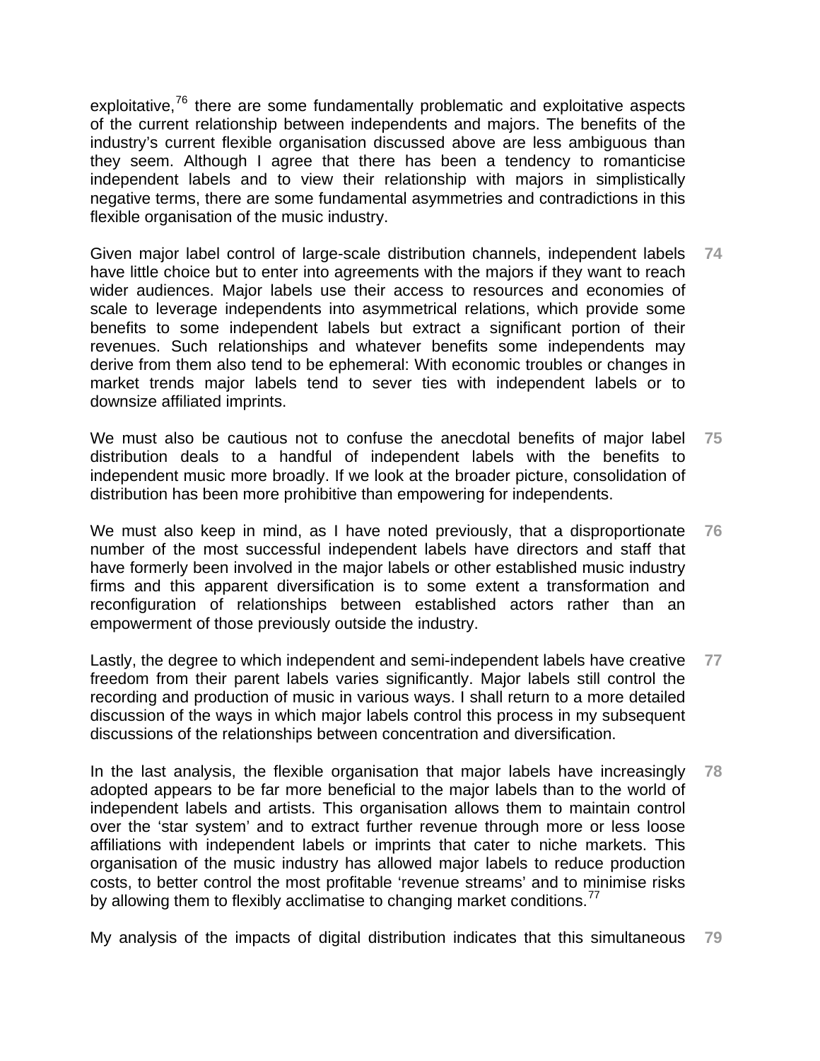exploitative,[76] there are some fundamentally problematic and exploitative aspects of the current relationship between independents and majors. The benefits of the industry's current flexible organisation discussed above are less ambiguous than they seem. Although I agree that there has been a tendency to romanticise independent labels and to view their relationship with majors in simplistically negative terms, there are some fundamental asymmetries and contradictions in this flexible organisation of the music industry.

Given major label control of large-scale distribution channels, independent labels have little choice but to enter into agreements with the majors if they want to reach wider audiences. Major labels use their access to resources and economies of scale to leverage independents into asymmetrical relations, which provide some benefits to some independent labels but extract a significant portion of their revenues. Such relationships and whatever benefits some independents may derive from them also tend to be ephemeral: With economic troubles or changes in market trends major labels tend to sever ties with independent labels or to downsize affiliated imprints. **74**

We must also be cautious not to confuse the anecdotal benefits of major label distribution deals to a handful of independent labels with the benefits to independent music more broadly. If we look at the broader picture, consolidation of distribution has been more prohibitive than empowering for independents. **75**

We must also keep in mind, as I have noted previously, that a disproportionate number of the most successful independent labels have directors and staff that have formerly been involved in the major labels or other established music industry firms and this apparent diversification is to some extent a transformation and reconfiguration of relationships between established actors rather than an empowerment of those previously outside the industry. **76**

Lastly, the degree to which independent and semi-independent labels have creative freedom from their parent labels varies significantly. Major labels still control the recording and production of music in various ways. I shall return to a more detailed discussion of the ways in which major labels control this process in my subsequent discussions of the relationships between concentration and diversification. **77**

In the last analysis, the flexible organisation that major labels have increasingly adopted appears to be far more beneficial to the major labels than to the world of independent labels and artists. This organisation allows them to maintain control over the 'star system' and to extract further revenue through more or less loose affiliations with independent labels or imprints that cater to niche markets. This organisation of the music industry has allowed major labels to reduce production costs, to better control the most profitable 'revenue streams' and to minimise risks by allowing them to flexibly acclimatise to changing market conditions.[77] **78**

My analysis of the impacts of digital distribution indicates that this simultaneous **79**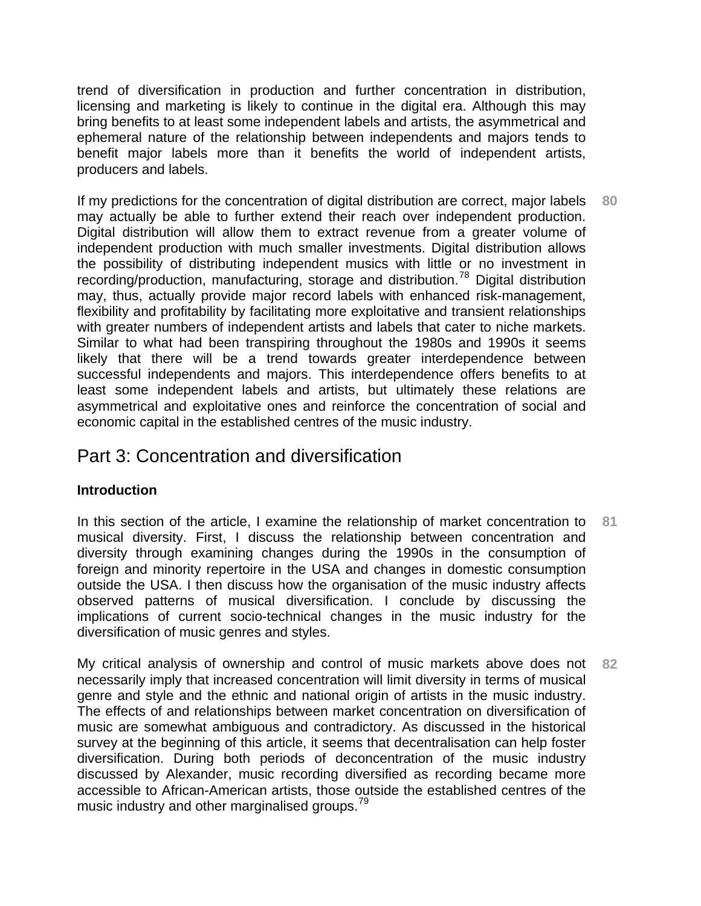trend of diversification in production and further concentration in distribution, licensing and marketing is likely to continue in the digital era. Although this may bring benefits to at least some independent labels and artists, the asymmetrical and ephemeral nature of the relationship between independents and majors tends to benefit major labels more than it benefits the world of independent artists, producers and labels.

80 If my predictions for the concentration of digital distribution are correct, major labels may actually be able to further extend their reach over independent production. Digital distribution will allow them to extract revenue from a greater volume of independent production with much smaller investments. Digital distribution allows the possibility of distributing independent musics with little or no investment in recording/production, manufacturing, storage and distribution.[78] Digital distribution may, thus, actually provide major record labels with enhanced risk-management, flexibility and profitability by facilitating more exploitative and transient relationships with greater numbers of independent artists and labels that cater to niche markets. Similar to what had been transpiring throughout the 1980s and 1990s it seems likely that there will be a trend towards greater interdependence between successful independents and majors. This interdependence offers benefits to at least some independent labels and artists, but ultimately these relations are asymmetrical and exploitative ones and reinforce the concentration of social and economic capital in the established centres of the music industry.

## Part 3: Concentration and diversification

### Introduction

81 In this section of the article, I examine the relationship of market concentration to musical diversity. First, I discuss the relationship between concentration and diversity through examining changes during the 1990s in the consumption of foreign and minority repertoire in the USA and changes in domestic consumption outside the USA. I then discuss how the organisation of the music industry affects observed patterns of musical diversification. I conclude by discussing the implications of current socio-technical changes in the music industry for the diversification of music genres and styles.

82 My critical analysis of ownership and control of music markets above does not necessarily imply that increased concentration will limit diversity in terms of musical genre and style and the ethnic and national origin of artists in the music industry. The effects of and relationships between market concentration on diversification of music are somewhat ambiguous and contradictory. As discussed in the historical survey at the beginning of this article, it seems that decentralisation can help foster diversification. During both periods of deconcentration of the music industry discussed by Alexander, music recording diversified as recording became more accessible to African-American artists, those outside the established centres of the music industry and other marginalised groups.[79]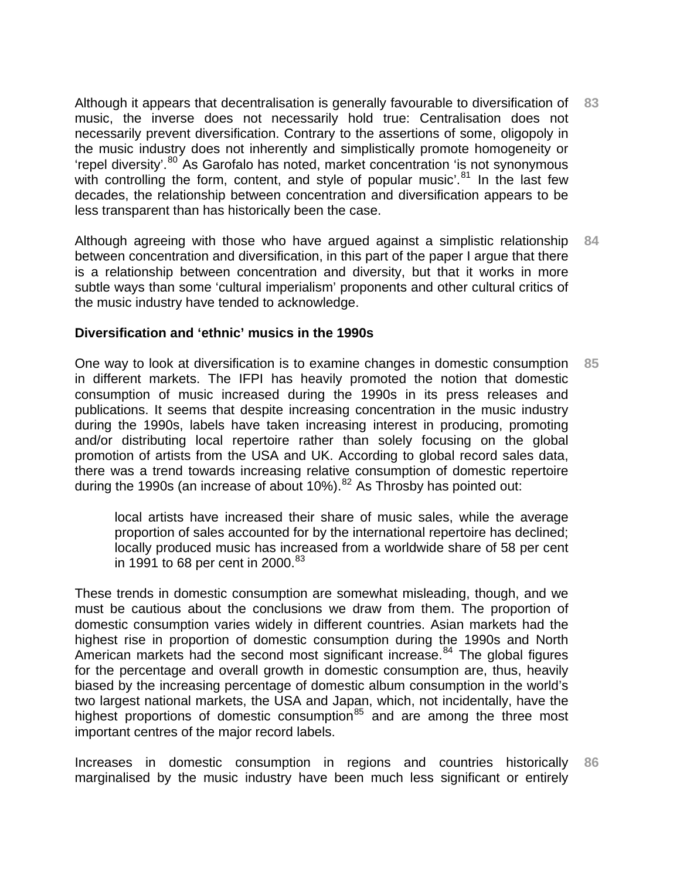83 Although it appears that decentralisation is generally favourable to diversification of music, the inverse does not necessarily hold true: Centralisation does not necessarily prevent diversification. Contrary to the assertions of some, oligopoly in the music industry does not inherently and simplistically promote homogeneity or 'repel diversity'.[80] As Garofalo has noted, market concentration 'is not synonymous with controlling the form, content, and style of popular music'.[81] In the last few decades, the relationship between concentration and diversification appears to be less transparent than has historically been the case.

84 Although agreeing with those who have argued against a simplistic relationship between concentration and diversification, in this part of the paper I argue that there is a relationship between concentration and diversity, but that it works in more subtle ways than some 'cultural imperialism' proponents and other cultural critics of the music industry have tended to acknowledge.

**Diversification and 'ethnic' musics in the 1990s**

85 One way to look at diversification is to examine changes in domestic consumption in different markets. The IFPI has heavily promoted the notion that domestic consumption of music increased during the 1990s in its press releases and publications. It seems that despite increasing concentration in the music industry during the 1990s, labels have taken increasing interest in producing, promoting and/or distributing local repertoire rather than solely focusing on the global promotion of artists from the USA and UK. According to global record sales data, there was a trend towards increasing relative consumption of domestic repertoire during the 1990s (an increase of about 10%).[82] As Throsby has pointed out:

> local artists have increased their share of music sales, while the average proportion of sales accounted for by the international repertoire has declined; locally produced music has increased from a worldwide share of 58 per cent in 1991 to 68 per cent in 2000.[83]

These trends in domestic consumption are somewhat misleading, though, and we must be cautious about the conclusions we draw from them. The proportion of domestic consumption varies widely in different countries. Asian markets had the highest rise in proportion of domestic consumption during the 1990s and North American markets had the second most significant increase.[84] The global figures for the percentage and overall growth in domestic consumption are, thus, heavily biased by the increasing percentage of domestic album consumption in the world's two largest national markets, the USA and Japan, which, not incidentally, have the highest proportions of domestic consumption[85] and are among the three most important centres of the major record labels.

86 Increases in domestic consumption in regions and countries historically marginalised by the music industry have been much less significant or entirely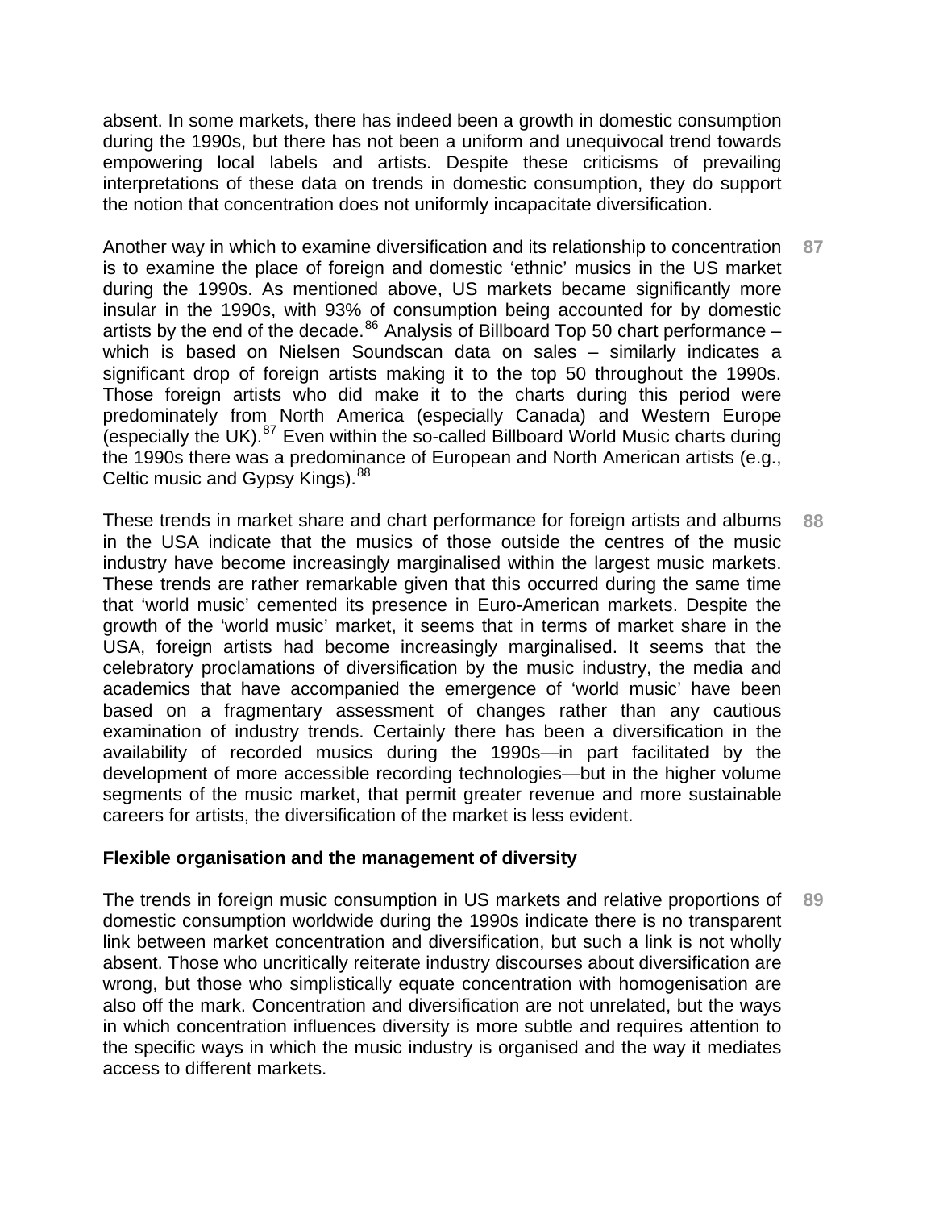absent. In some markets, there has indeed been a growth in domestic consumption during the 1990s, but there has not been a uniform and unequivocal trend towards empowering local labels and artists. Despite these criticisms of prevailing interpretations of these data on trends in domestic consumption, they do support the notion that concentration does not uniformly incapacitate diversification.

87 Another way in which to examine diversification and its relationship to concentration is to examine the place of foreign and domestic 'ethnic' musics in the US market during the 1990s. As mentioned above, US markets became significantly more insular in the 1990s, with 93% of consumption being accounted for by domestic artists by the end of the decade.[86] Analysis of Billboard Top 50 chart performance – which is based on Nielsen Soundscan data on sales – similarly indicates a significant drop of foreign artists making it to the top 50 throughout the 1990s. Those foreign artists who did make it to the charts during this period were predominately from North America (especially Canada) and Western Europe (especially the UK).[87] Even within the so-called Billboard World Music charts during the 1990s there was a predominance of European and North American artists (e.g., Celtic music and Gypsy Kings).[88]

88 These trends in market share and chart performance for foreign artists and albums in the USA indicate that the musics of those outside the centres of the music industry have become increasingly marginalised within the largest music markets. These trends are rather remarkable given that this occurred during the same time that 'world music' cemented its presence in Euro-American markets. Despite the growth of the 'world music' market, it seems that in terms of market share in the USA, foreign artists had become increasingly marginalised. It seems that the celebratory proclamations of diversification by the music industry, the media and academics that have accompanied the emergence of 'world music' have been based on a fragmentary assessment of changes rather than any cautious examination of industry trends. Certainly there has been a diversification in the availability of recorded musics during the 1990s—in part facilitated by the development of more accessible recording technologies—but in the higher volume segments of the music market, that permit greater revenue and more sustainable careers for artists, the diversification of the market is less evident.

**Flexible organisation and the management of diversity**

89 The trends in foreign music consumption in US markets and relative proportions of domestic consumption worldwide during the 1990s indicate there is no transparent link between market concentration and diversification, but such a link is not wholly absent. Those who uncritically reiterate industry discourses about diversification are wrong, but those who simplistically equate concentration with homogenisation are also off the mark. Concentration and diversification are not unrelated, but the ways in which concentration influences diversity is more subtle and requires attention to the specific ways in which the music industry is organised and the way it mediates access to different markets.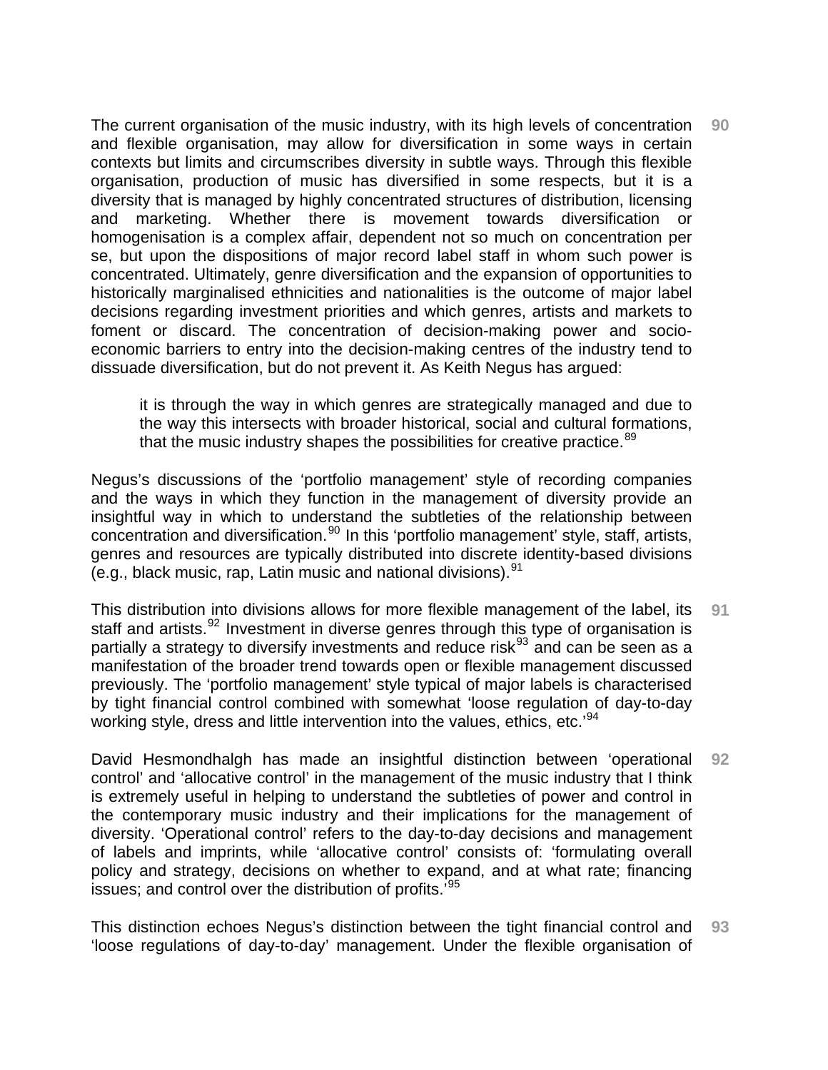The current organisation of the music industry, with its high levels of concentration and flexible organisation, may allow for diversification in some ways in certain contexts but limits and circumscribes diversity in subtle ways. Through this flexible organisation, production of music has diversified in some respects, but it is a diversity that is managed by highly concentrated structures of distribution, licensing and marketing. Whether there is movement towards diversification or homogenisation is a complex affair, dependent not so much on concentration per se, but upon the dispositions of major record label staff in whom such power is concentrated. Ultimately, genre diversification and the expansion of opportunities to historically marginalised ethnicities and nationalities is the outcome of major label decisions regarding investment priorities and which genres, artists and markets to foment or discard. The concentration of decision-making power and socio-economic barriers to entry into the decision-making centres of the industry tend to dissuade diversification, but do not prevent it. As Keith Negus has argued:

> it is through the way in which genres are strategically managed and due to the way this intersects with broader historical, social and cultural formations, that the music industry shapes the possibilities for creative practice.[89]

Negus's discussions of the 'portfolio management' style of recording companies and the ways in which they function in the management of diversity provide an insightful way in which to understand the subtleties of the relationship between concentration and diversification.[90] In this 'portfolio management' style, staff, artists, genres and resources are typically distributed into discrete identity-based divisions (e.g., black music, rap, Latin music and national divisions).[91]

This distribution into divisions allows for more flexible management of the label, its staff and artists.[92] Investment in diverse genres through this type of organisation is partially a strategy to diversify investments and reduce risk[93] and can be seen as a manifestation of the broader trend towards open or flexible management discussed previously. The 'portfolio management' style typical of major labels is characterised by tight financial control combined with somewhat 'loose regulation of day-to-day working style, dress and little intervention into the values, ethics, etc.'[94]

David Hesmondhalgh has made an insightful distinction between 'operational control' and 'allocative control' in the management of the music industry that I think is extremely useful in helping to understand the subtleties of power and control in the contemporary music industry and their implications for the management of diversity. 'Operational control' refers to the day-to-day decisions and management of labels and imprints, while 'allocative control' consists of: 'formulating overall policy and strategy, decisions on whether to expand, and at what rate; financing issues; and control over the distribution of profits.'[95]

This distinction echoes Negus's distinction between the tight financial control and 'loose regulations of day-to-day' management. Under the flexible organisation of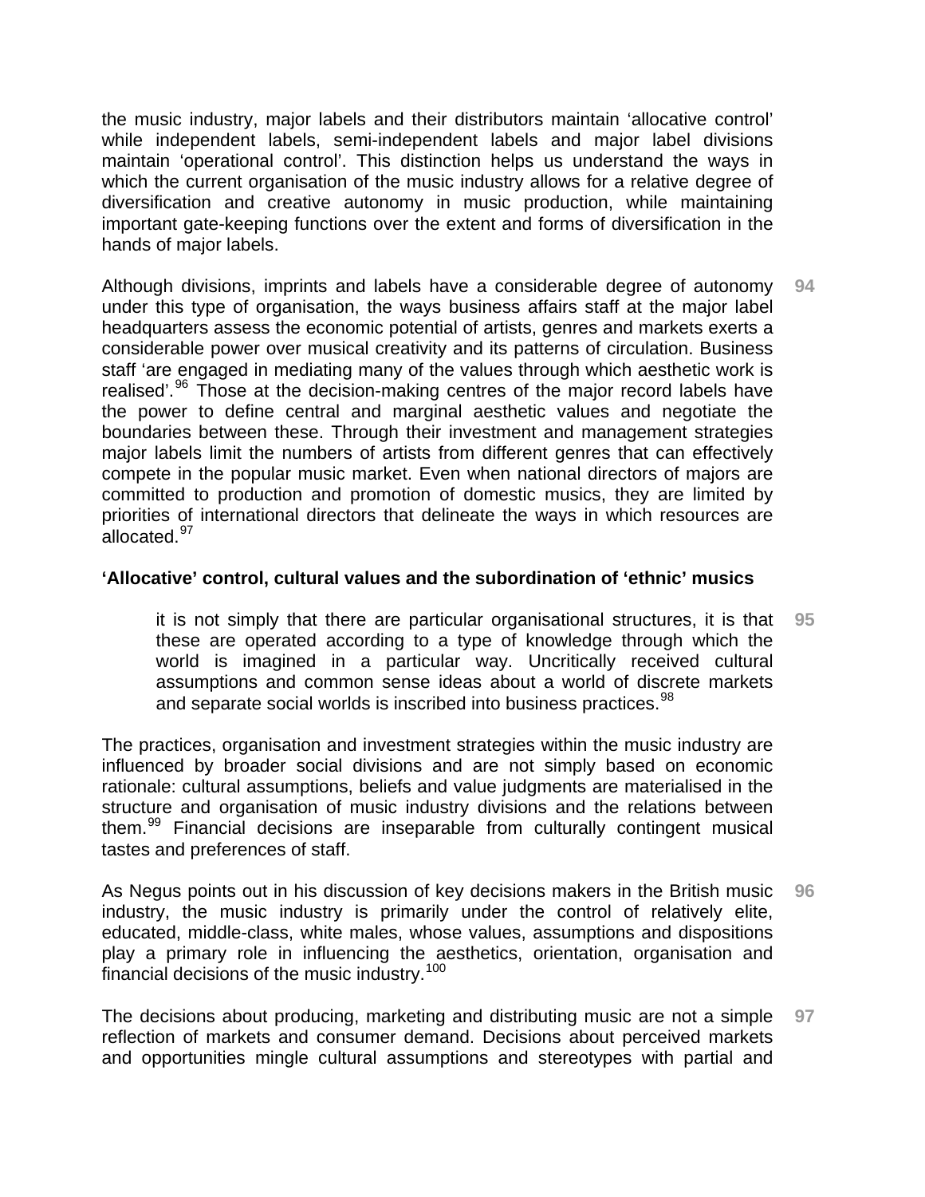the music industry, major labels and their distributors maintain 'allocative control' while independent labels, semi-independent labels and major label divisions maintain 'operational control'. This distinction helps us understand the ways in which the current organisation of the music industry allows for a relative degree of diversification and creative autonomy in music production, while maintaining important gate-keeping functions over the extent and forms of diversification in the hands of major labels.

94 Although divisions, imprints and labels have a considerable degree of autonomy under this type of organisation, the ways business affairs staff at the major label headquarters assess the economic potential of artists, genres and markets exerts a considerable power over musical creativity and its patterns of circulation. Business staff 'are engaged in mediating many of the values through which aesthetic work is realised'.[96] Those at the decision-making centres of the major record labels have the power to define central and marginal aesthetic values and negotiate the boundaries between these. Through their investment and management strategies major labels limit the numbers of artists from different genres that can effectively compete in the popular music market. Even when national directors of majors are committed to production and promotion of domestic musics, they are limited by priorities of international directors that delineate the ways in which resources are allocated.[97]

**'Allocative' control, cultural values and the subordination of 'ethnic' musics**

95
> it is not simply that there are particular organisational structures, it is that these are operated according to a type of knowledge through which the world is imagined in a particular way. Uncritically received cultural assumptions and common sense ideas about a world of discrete markets and separate social worlds is inscribed into business practices.[98]

The practices, organisation and investment strategies within the music industry are influenced by broader social divisions and are not simply based on economic rationale: cultural assumptions, beliefs and value judgments are materialised in the structure and organisation of music industry divisions and the relations between them.[99] Financial decisions are inseparable from culturally contingent musical tastes and preferences of staff.

96 As Negus points out in his discussion of key decisions makers in the British music industry, the music industry is primarily under the control of relatively elite, educated, middle-class, white males, whose values, assumptions and dispositions play a primary role in influencing the aesthetics, orientation, organisation and financial decisions of the music industry.[100]

97 The decisions about producing, marketing and distributing music are not a simple reflection of markets and consumer demand. Decisions about perceived markets and opportunities mingle cultural assumptions and stereotypes with partial and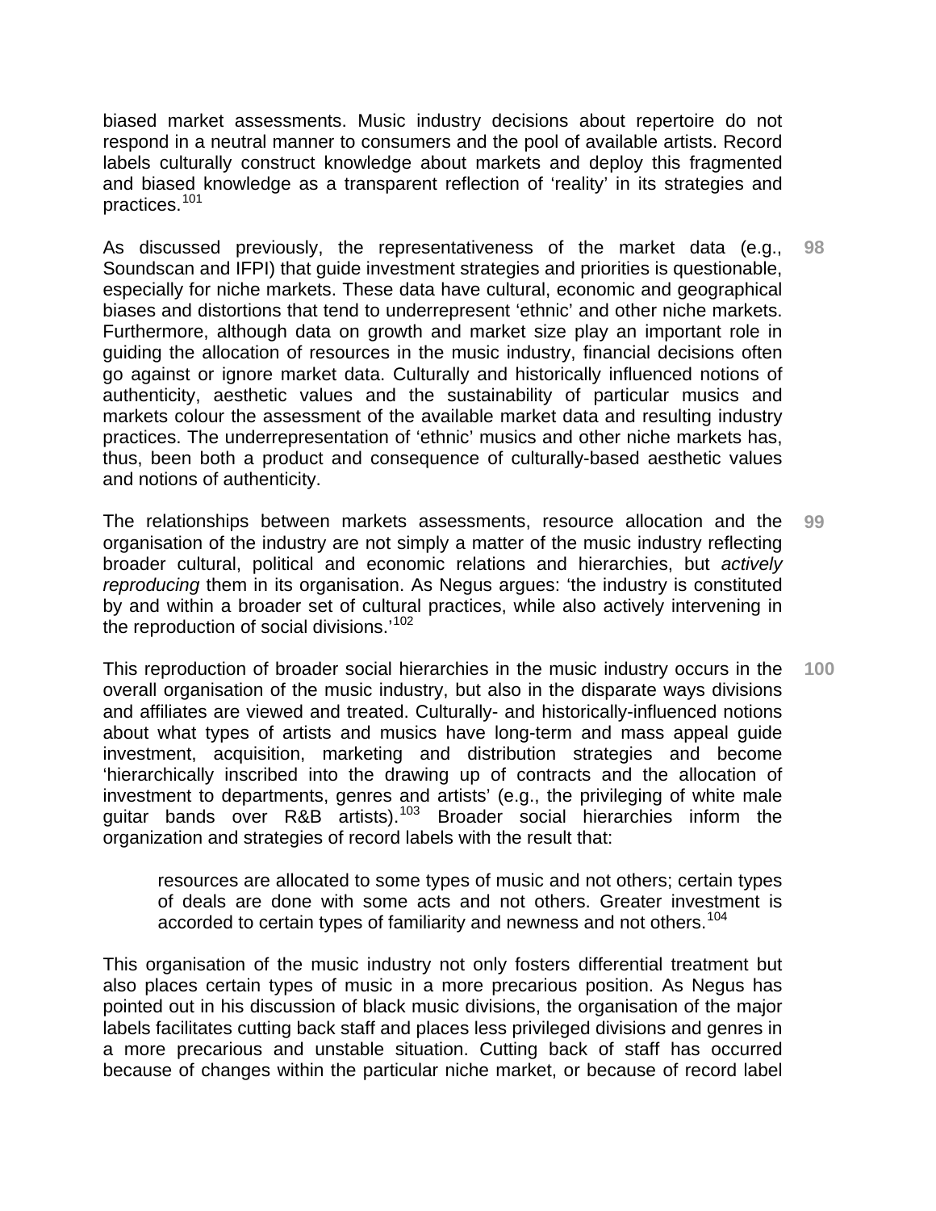biased market assessments. Music industry decisions about repertoire do not respond in a neutral manner to consumers and the pool of available artists. Record labels culturally construct knowledge about markets and deploy this fragmented and biased knowledge as a transparent reflection of 'reality' in its strategies and practices.[101]

As discussed previously, the representativeness of the market data (e.g., Soundscan and IFPI) that guide investment strategies and priorities is questionable, especially for niche markets. These data have cultural, economic and geographical biases and distortions that tend to underrepresent 'ethnic' and other niche markets. Furthermore, although data on growth and market size play an important role in guiding the allocation of resources in the music industry, financial decisions often go against or ignore market data. Culturally and historically influenced notions of authenticity, aesthetic values and the sustainability of particular musics and markets colour the assessment of the available market data and resulting industry practices. The underrepresentation of 'ethnic' musics and other niche markets has, thus, been both a product and consequence of culturally-based aesthetic values and notions of authenticity. **98**

The relationships between markets assessments, resource allocation and the organisation of the industry are not simply a matter of the music industry reflecting broader cultural, political and economic relations and hierarchies, but *actively reproducing* them in its organisation. As Negus argues: 'the industry is constituted by and within a broader set of cultural practices, while also actively intervening in the reproduction of social divisions.'[102] **99**

This reproduction of broader social hierarchies in the music industry occurs in the overall organisation of the music industry, but also in the disparate ways divisions and affiliates are viewed and treated. Culturally- and historically-influenced notions about what types of artists and musics have long-term and mass appeal guide investment, acquisition, marketing and distribution strategies and become 'hierarchically inscribed into the drawing up of contracts and the allocation of investment to departments, genres and artists' (e.g., the privileging of white male guitar bands over R&B artists).[103] Broader social hierarchies inform the organization and strategies of record labels with the result that: **100**

> resources are allocated to some types of music and not others; certain types of deals are done with some acts and not others. Greater investment is accorded to certain types of familiarity and newness and not others.[104]

This organisation of the music industry not only fosters differential treatment but also places certain types of music in a more precarious position. As Negus has pointed out in his discussion of black music divisions, the organisation of the major labels facilitates cutting back staff and places less privileged divisions and genres in a more precarious and unstable situation. Cutting back of staff has occurred because of changes within the particular niche market, or because of record label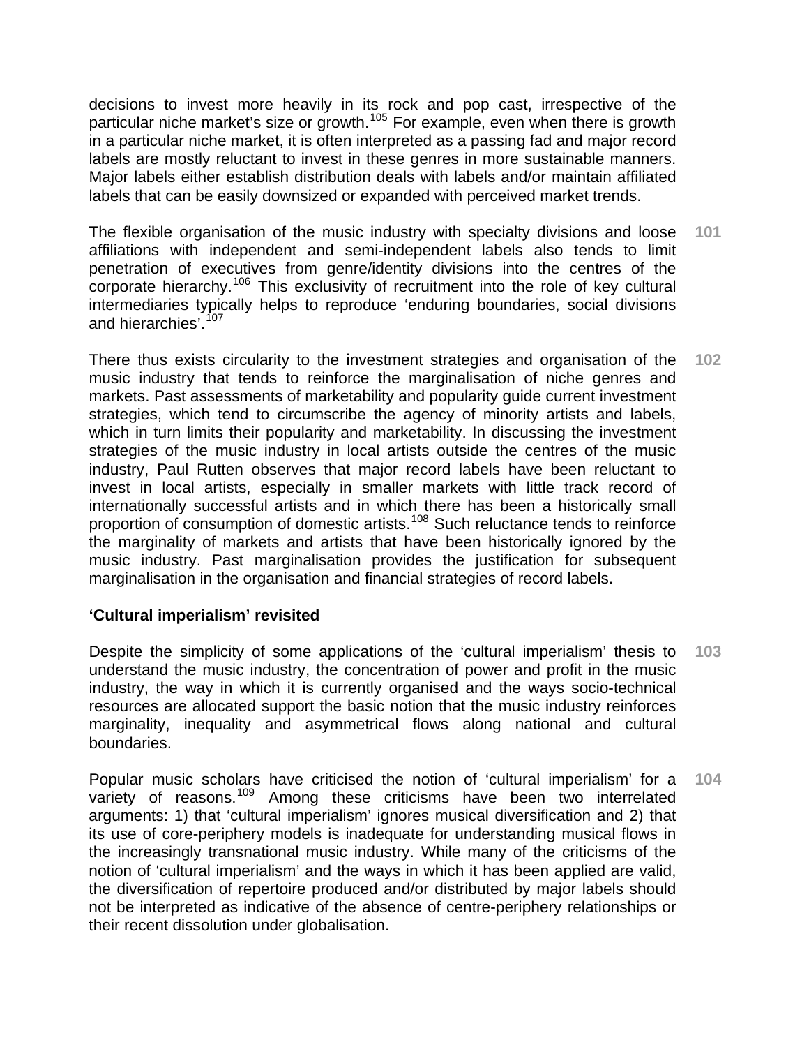decisions to invest more heavily in its rock and pop cast, irrespective of the particular niche market's size or growth.[105] For example, even when there is growth in a particular niche market, it is often interpreted as a passing fad and major record labels are mostly reluctant to invest in these genres in more sustainable manners. Major labels either establish distribution deals with labels and/or maintain affiliated labels that can be easily downsized or expanded with perceived market trends.

101 The flexible organisation of the music industry with specialty divisions and loose affiliations with independent and semi-independent labels also tends to limit penetration of executives from genre/identity divisions into the centres of the corporate hierarchy.[106] This exclusivity of recruitment into the role of key cultural intermediaries typically helps to reproduce 'enduring boundaries, social divisions and hierarchies'.[107]

102 There thus exists circularity to the investment strategies and organisation of the music industry that tends to reinforce the marginalisation of niche genres and markets. Past assessments of marketability and popularity guide current investment strategies, which tend to circumscribe the agency of minority artists and labels, which in turn limits their popularity and marketability. In discussing the investment strategies of the music industry in local artists outside the centres of the music industry, Paul Rutten observes that major record labels have been reluctant to invest in local artists, especially in smaller markets with little track record of internationally successful artists and in which there has been a historically small proportion of consumption of domestic artists.[108] Such reluctance tends to reinforce the marginality of markets and artists that have been historically ignored by the music industry. Past marginalisation provides the justification for subsequent marginalisation in the organisation and financial strategies of record labels.

## 'Cultural imperialism' revisited

103 Despite the simplicity of some applications of the 'cultural imperialism' thesis to understand the music industry, the concentration of power and profit in the music industry, the way in which it is currently organised and the ways socio-technical resources are allocated support the basic notion that the music industry reinforces marginality, inequality and asymmetrical flows along national and cultural boundaries.

104 Popular music scholars have criticised the notion of 'cultural imperialism' for a variety of reasons.[109] Among these criticisms have been two interrelated arguments: 1) that 'cultural imperialism' ignores musical diversification and 2) that its use of core-periphery models is inadequate for understanding musical flows in the increasingly transnational music industry. While many of the criticisms of the notion of 'cultural imperialism' and the ways in which it has been applied are valid, the diversification of repertoire produced and/or distributed by major labels should not be interpreted as indicative of the absence of centre-periphery relationships or their recent dissolution under globalisation.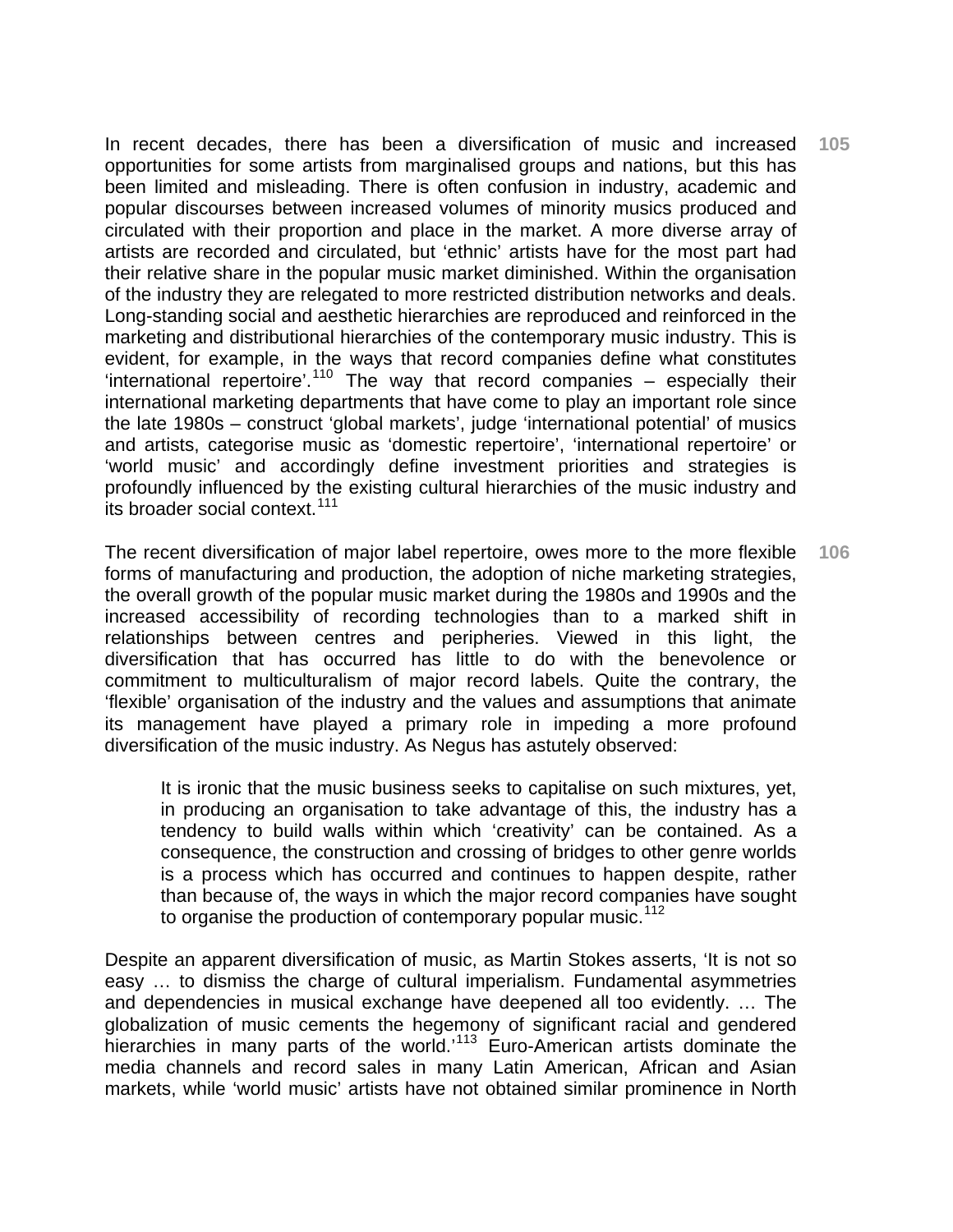105 In recent decades, there has been a diversification of music and increased opportunities for some artists from marginalised groups and nations, but this has been limited and misleading. There is often confusion in industry, academic and popular discourses between increased volumes of minority musics produced and circulated with their proportion and place in the market. A more diverse array of artists are recorded and circulated, but 'ethnic' artists have for the most part had their relative share in the popular music market diminished. Within the organisation of the industry they are relegated to more restricted distribution networks and deals. Long-standing social and aesthetic hierarchies are reproduced and reinforced in the marketing and distributional hierarchies of the contemporary music industry. This is evident, for example, in the ways that record companies define what constitutes 'international repertoire'.[110] The way that record companies – especially their international marketing departments that have come to play an important role since the late 1980s – construct 'global markets', judge 'international potential' of musics and artists, categorise music as 'domestic repertoire', 'international repertoire' or 'world music' and accordingly define investment priorities and strategies is profoundly influenced by the existing cultural hierarchies of the music industry and its broader social context.[111]

106 The recent diversification of major label repertoire, owes more to the more flexible forms of manufacturing and production, the adoption of niche marketing strategies, the overall growth of the popular music market during the 1980s and 1990s and the increased accessibility of recording technologies than to a marked shift in relationships between centres and peripheries. Viewed in this light, the diversification that has occurred has little to do with the benevolence or commitment to multiculturalism of major record labels. Quite the contrary, the 'flexible' organisation of the industry and the values and assumptions that animate its management have played a primary role in impeding a more profound diversification of the music industry. As Negus has astutely observed:

> It is ironic that the music business seeks to capitalise on such mixtures, yet, in producing an organisation to take advantage of this, the industry has a tendency to build walls within which 'creativity' can be contained. As a consequence, the construction and crossing of bridges to other genre worlds is a process which has occurred and continues to happen despite, rather than because of, the ways in which the major record companies have sought to organise the production of contemporary popular music.[112]

Despite an apparent diversification of music, as Martin Stokes asserts, 'It is not so easy … to dismiss the charge of cultural imperialism. Fundamental asymmetries and dependencies in musical exchange have deepened all too evidently. … The globalization of music cements the hegemony of significant racial and gendered hierarchies in many parts of the world.'[113] Euro-American artists dominate the media channels and record sales in many Latin American, African and Asian markets, while 'world music' artists have not obtained similar prominence in North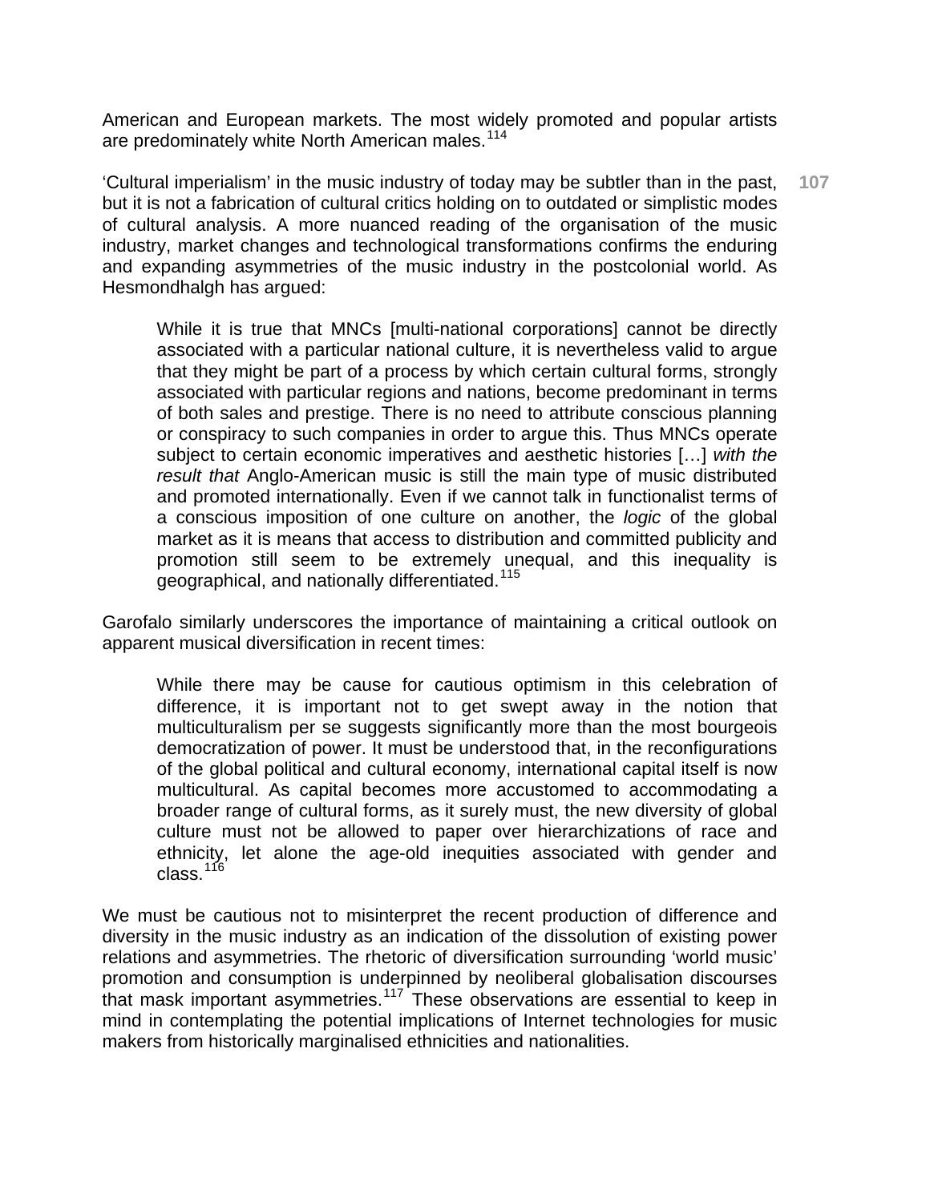American and European markets. The most widely promoted and popular artists are predominately white North American males.[114]

'Cultural imperialism' in the music industry of today may be subtler than in the past, but it is not a fabrication of cultural critics holding on to outdated or simplistic modes of cultural analysis. A more nuanced reading of the organisation of the music industry, market changes and technological transformations confirms the enduring and expanding asymmetries of the music industry in the postcolonial world. As Hesmondhalgh has argued:

> While it is true that MNCs [multi-national corporations] cannot be directly associated with a particular national culture, it is nevertheless valid to argue that they might be part of a process by which certain cultural forms, strongly associated with particular regions and nations, become predominant in terms of both sales and prestige. There is no need to attribute conscious planning or conspiracy to such companies in order to argue this. Thus MNCs operate subject to certain economic imperatives and aesthetic histories […] *with the result that* Anglo-American music is still the main type of music distributed and promoted internationally. Even if we cannot talk in functionalist terms of a conscious imposition of one culture on another, the *logic* of the global market as it is means that access to distribution and committed publicity and promotion still seem to be extremely unequal, and this inequality is geographical, and nationally differentiated.[115]

Garofalo similarly underscores the importance of maintaining a critical outlook on apparent musical diversification in recent times:

> While there may be cause for cautious optimism in this celebration of difference, it is important not to get swept away in the notion that multiculturalism per se suggests significantly more than the most bourgeois democratization of power. It must be understood that, in the reconfigurations of the global political and cultural economy, international capital itself is now multicultural. As capital becomes more accustomed to accommodating a broader range of cultural forms, as it surely must, the new diversity of global culture must not be allowed to paper over hierarchizations of race and ethnicity, let alone the age-old inequities associated with gender and class.[116]

We must be cautious not to misinterpret the recent production of difference and diversity in the music industry as an indication of the dissolution of existing power relations and asymmetries. The rhetoric of diversification surrounding 'world music' promotion and consumption is underpinned by neoliberal globalisation discourses that mask important asymmetries.[117] These observations are essential to keep in mind in contemplating the potential implications of Internet technologies for music makers from historically marginalised ethnicities and nationalities.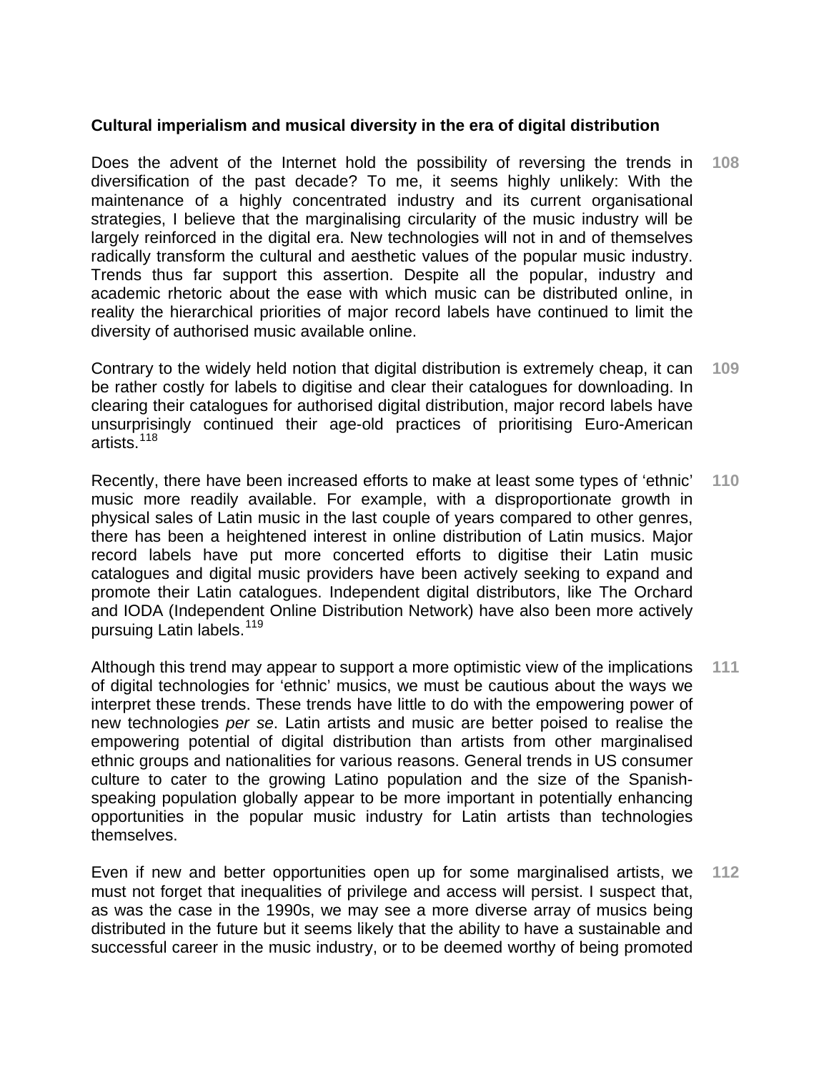**Cultural imperialism and musical diversity in the era of digital distribution**

108 Does the advent of the Internet hold the possibility of reversing the trends in diversification of the past decade? To me, it seems highly unlikely: With the maintenance of a highly concentrated industry and its current organisational strategies, I believe that the marginalising circularity of the music industry will be largely reinforced in the digital era. New technologies will not in and of themselves radically transform the cultural and aesthetic values of the popular music industry. Trends thus far support this assertion. Despite all the popular, industry and academic rhetoric about the ease with which music can be distributed online, in reality the hierarchical priorities of major record labels have continued to limit the diversity of authorised music available online.

109 Contrary to the widely held notion that digital distribution is extremely cheap, it can be rather costly for labels to digitise and clear their catalogues for downloading. In clearing their catalogues for authorised digital distribution, major record labels have unsurprisingly continued their age-old practices of prioritising Euro-American artists.[118]

110 Recently, there have been increased efforts to make at least some types of 'ethnic' music more readily available. For example, with a disproportionate growth in physical sales of Latin music in the last couple of years compared to other genres, there has been a heightened interest in online distribution of Latin musics. Major record labels have put more concerted efforts to digitise their Latin music catalogues and digital music providers have been actively seeking to expand and promote their Latin catalogues. Independent digital distributors, like The Orchard and IODA (Independent Online Distribution Network) have also been more actively pursuing Latin labels.[119]

111 Although this trend may appear to support a more optimistic view of the implications of digital technologies for 'ethnic' musics, we must be cautious about the ways we interpret these trends. These trends have little to do with the empowering power of new technologies *per se*. Latin artists and music are better poised to realise the empowering potential of digital distribution than artists from other marginalised ethnic groups and nationalities for various reasons. General trends in US consumer culture to cater to the growing Latino population and the size of the Spanish-speaking population globally appear to be more important in potentially enhancing opportunities in the popular music industry for Latin artists than technologies themselves.

112 Even if new and better opportunities open up for some marginalised artists, we must not forget that inequalities of privilege and access will persist. I suspect that, as was the case in the 1990s, we may see a more diverse array of musics being distributed in the future but it seems likely that the ability to have a sustainable and successful career in the music industry, or to be deemed worthy of being promoted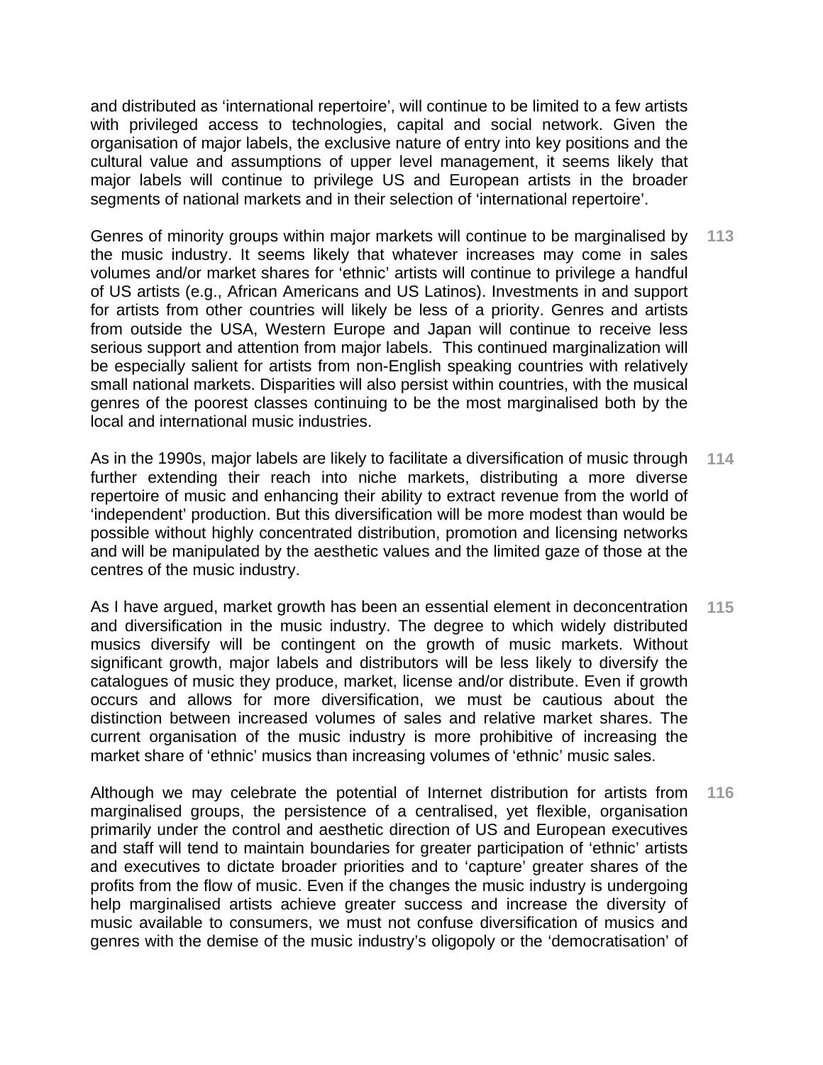and distributed as 'international repertoire', will continue to be limited to a few artists with privileged access to technologies, capital and social network. Given the organisation of major labels, the exclusive nature of entry into key positions and the cultural value and assumptions of upper level management, it seems likely that major labels will continue to privilege US and European artists in the broader segments of national markets and in their selection of 'international repertoire'.

**113** Genres of minority groups within major markets will continue to be marginalised by the music industry. It seems likely that whatever increases may come in sales volumes and/or market shares for 'ethnic' artists will continue to privilege a handful of US artists (e.g., African Americans and US Latinos). Investments in and support for artists from other countries will likely be less of a priority. Genres and artists from outside the USA, Western Europe and Japan will continue to receive less serious support and attention from major labels. This continued marginalization will be especially salient for artists from non-English speaking countries with relatively small national markets. Disparities will also persist within countries, with the musical genres of the poorest classes continuing to be the most marginalised both by the local and international music industries.

**114** As in the 1990s, major labels are likely to facilitate a diversification of music through further extending their reach into niche markets, distributing a more diverse repertoire of music and enhancing their ability to extract revenue from the world of 'independent' production. But this diversification will be more modest than would be possible without highly concentrated distribution, promotion and licensing networks and will be manipulated by the aesthetic values and the limited gaze of those at the centres of the music industry.

**115** As I have argued, market growth has been an essential element in deconcentration and diversification in the music industry. The degree to which widely distributed musics diversify will be contingent on the growth of music markets. Without significant growth, major labels and distributors will be less likely to diversify the catalogues of music they produce, market, license and/or distribute. Even if growth occurs and allows for more diversification, we must be cautious about the distinction between increased volumes of sales and relative market shares. The current organisation of the music industry is more prohibitive of increasing the market share of 'ethnic' musics than increasing volumes of 'ethnic' music sales.

**116** Although we may celebrate the potential of Internet distribution for artists from marginalised groups, the persistence of a centralised, yet flexible, organisation primarily under the control and aesthetic direction of US and European executives and staff will tend to maintain boundaries for greater participation of 'ethnic' artists and executives to dictate broader priorities and to 'capture' greater shares of the profits from the flow of music. Even if the changes the music industry is undergoing help marginalised artists achieve greater success and increase the diversity of music available to consumers, we must not confuse diversification of musics and genres with the demise of the music industry's oligopoly or the 'democratisation' of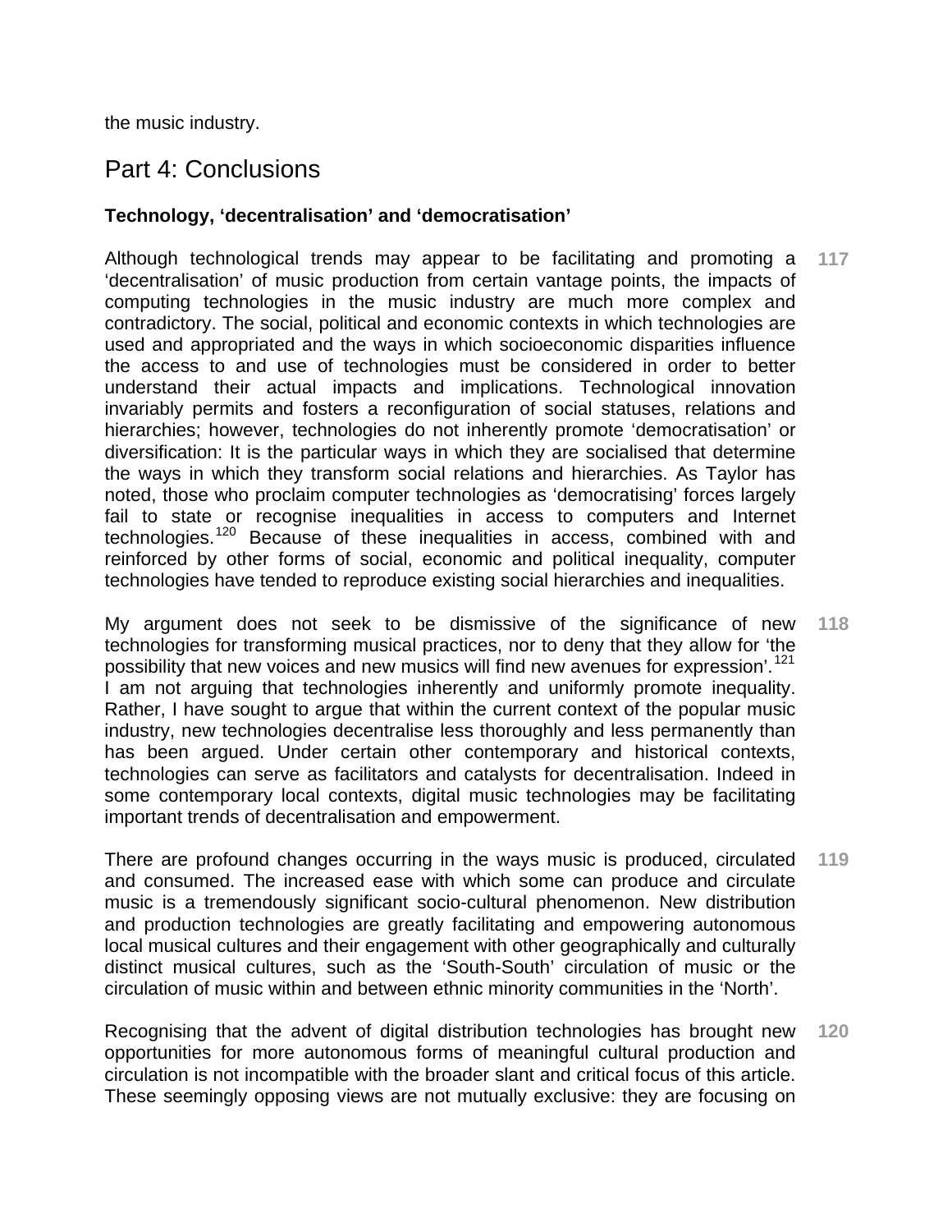the music industry.

## Part 4: Conclusions

### Technology, 'decentralisation' and 'democratisation'

117 Although technological trends may appear to be facilitating and promoting a 'decentralisation' of music production from certain vantage points, the impacts of computing technologies in the music industry are much more complex and contradictory. The social, political and economic contexts in which technologies are used and appropriated and the ways in which socioeconomic disparities influence the access to and use of technologies must be considered in order to better understand their actual impacts and implications. Technological innovation invariably permits and fosters a reconfiguration of social statuses, relations and hierarchies; however, technologies do not inherently promote 'democratisation' or diversification: It is the particular ways in which they are socialised that determine the ways in which they transform social relations and hierarchies. As Taylor has noted, those who proclaim computer technologies as 'democratising' forces largely fail to state or recognise inequalities in access to computers and Internet technologies.[120] Because of these inequalities in access, combined with and reinforced by other forms of social, economic and political inequality, computer technologies have tended to reproduce existing social hierarchies and inequalities.

118 My argument does not seek to be dismissive of the significance of new technologies for transforming musical practices, nor to deny that they allow for 'the possibility that new voices and new musics will find new avenues for expression'.[121] I am not arguing that technologies inherently and uniformly promote inequality. Rather, I have sought to argue that within the current context of the popular music industry, new technologies decentralise less thoroughly and less permanently than has been argued. Under certain other contemporary and historical contexts, technologies can serve as facilitators and catalysts for decentralisation. Indeed in some contemporary local contexts, digital music technologies may be facilitating important trends of decentralisation and empowerment.

119 There are profound changes occurring in the ways music is produced, circulated and consumed. The increased ease with which some can produce and circulate music is a tremendously significant socio-cultural phenomenon. New distribution and production technologies are greatly facilitating and empowering autonomous local musical cultures and their engagement with other geographically and culturally distinct musical cultures, such as the 'South-South' circulation of music or the circulation of music within and between ethnic minority communities in the 'North'.

120 Recognising that the advent of digital distribution technologies has brought new opportunities for more autonomous forms of meaningful cultural production and circulation is not incompatible with the broader slant and critical focus of this article. These seemingly opposing views are not mutually exclusive: they are focusing on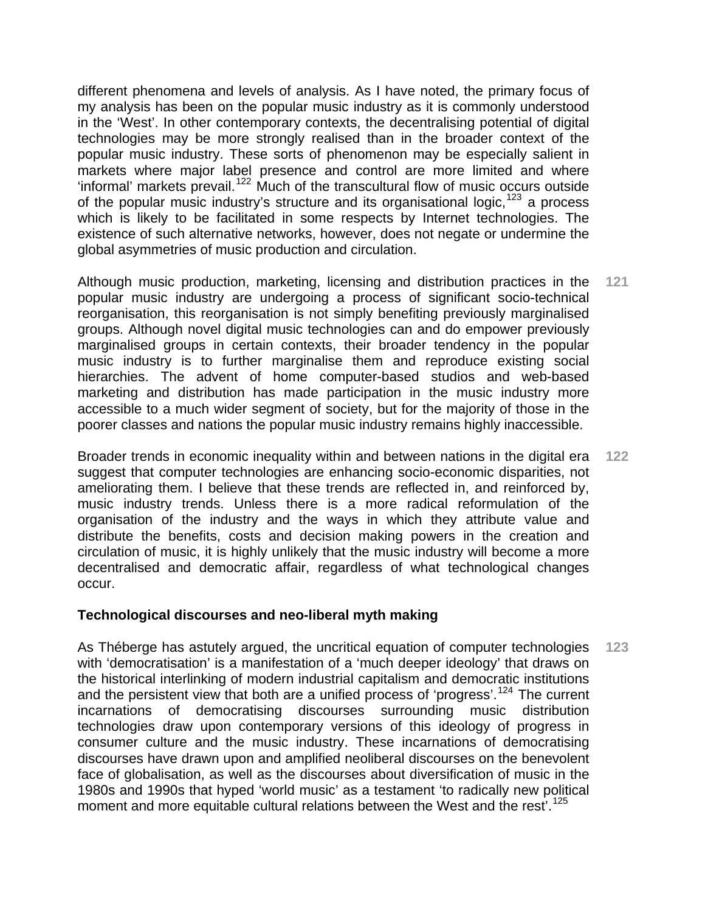different phenomena and levels of analysis. As I have noted, the primary focus of my analysis has been on the popular music industry as it is commonly understood in the 'West'. In other contemporary contexts, the decentralising potential of digital technologies may be more strongly realised than in the broader context of the popular music industry. These sorts of phenomenon may be especially salient in markets where major label presence and control are more limited and where 'informal' markets prevail.[122] Much of the transcultural flow of music occurs outside of the popular music industry's structure and its organisational logic,[123] a process which is likely to be facilitated in some respects by Internet technologies. The existence of such alternative networks, however, does not negate or undermine the global asymmetries of music production and circulation.

**121** Although music production, marketing, licensing and distribution practices in the popular music industry are undergoing a process of significant socio-technical reorganisation, this reorganisation is not simply benefiting previously marginalised groups. Although novel digital music technologies can and do empower previously marginalised groups in certain contexts, their broader tendency in the popular music industry is to further marginalise them and reproduce existing social hierarchies. The advent of home computer-based studios and web-based marketing and distribution has made participation in the music industry more accessible to a much wider segment of society, but for the majority of those in the poorer classes and nations the popular music industry remains highly inaccessible.

**122** Broader trends in economic inequality within and between nations in the digital era suggest that computer technologies are enhancing socio-economic disparities, not ameliorating them. I believe that these trends are reflected in, and reinforced by, music industry trends. Unless there is a more radical reformulation of the organisation of the industry and the ways in which they attribute value and distribute the benefits, costs and decision making powers in the creation and circulation of music, it is highly unlikely that the music industry will become a more decentralised and democratic affair, regardless of what technological changes occur.

### Technological discourses and neo-liberal myth making

**123** As Théberge has astutely argued, the uncritical equation of computer technologies with 'democratisation' is a manifestation of a 'much deeper ideology' that draws on the historical interlinking of modern industrial capitalism and democratic institutions and the persistent view that both are a unified process of 'progress'.[124] The current incarnations of democratising discourses surrounding music distribution technologies draw upon contemporary versions of this ideology of progress in consumer culture and the music industry. These incarnations of democratising discourses have drawn upon and amplified neoliberal discourses on the benevolent face of globalisation, as well as the discourses about diversification of music in the 1980s and 1990s that hyped 'world music' as a testament 'to radically new political moment and more equitable cultural relations between the West and the rest'.[125]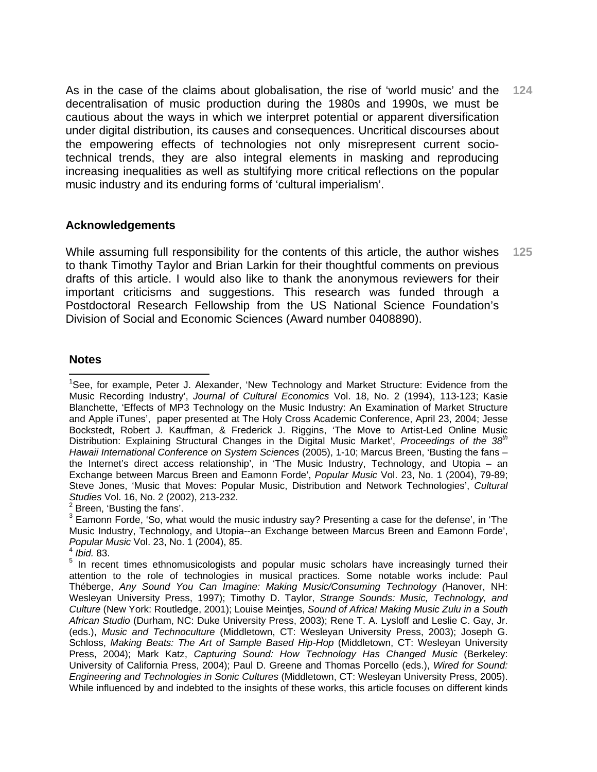As in the case of the claims about globalisation, the rise of 'world music' and the decentralisation of music production during the 1980s and 1990s, we must be cautious about the ways in which we interpret potential or apparent diversification under digital distribution, its causes and consequences. Uncritical discourses about the empowering effects of technologies not only misrepresent current socio-technical trends, they are also integral elements in masking and reproducing increasing inequalities as well as stultifying more critical reflections on the popular music industry and its enduring forms of 'cultural imperialism'. **124**

## Acknowledgements

While assuming full responsibility for the contents of this article, the author wishes to thank Timothy Taylor and Brian Larkin for their thoughtful comments on previous drafts of this article. I would also like to thank the anonymous reviewers for their important criticisms and suggestions. This research was funded through a Postdoctoral Research Fellowship from the US National Science Foundation's Division of Social and Economic Sciences (Award number 0408890). **125**

## Notes

[1]See, for example, Peter J. Alexander, 'New Technology and Market Structure: Evidence from the Music Recording Industry', *Journal of Cultural Economics* Vol. 18, No. 2 (1994), 113-123; Kasie Blanchette, 'Effects of MP3 Technology on the Music Industry: An Examination of Market Structure and Apple iTunes', paper presented at The Holy Cross Academic Conference, April 23, 2004; Jesse Bockstedt, Robert J. Kauffman, & Frederick J. Riggins, 'The Move to Artist-Led Online Music Distribution: Explaining Structural Changes in the Digital Music Market', *Proceedings of the 38th Hawaii International Conference on System Sciences* (2005), 1-10; Marcus Breen, 'Busting the fans – the Internet's direct access relationship', in 'The Music Industry, Technology, and Utopia – an Exchange between Marcus Breen and Eamonn Forde', *Popular Music* Vol. 23, No. 1 (2004), 79-89; Steve Jones, 'Music that Moves: Popular Music, Distribution and Network Technologies', *Cultural Studies* Vol. 16, No. 2 (2002), 213-232.

[2] Breen, 'Busting the fans'.

[3] Eamonn Forde, 'So, what would the music industry say? Presenting a case for the defense', in 'The Music Industry, Technology, and Utopia--an Exchange between Marcus Breen and Eamonn Forde', *Popular Music* Vol. 23, No. 1 (2004), 85.

[4] *Ibid.* 83.

[5] In recent times ethnomusicologists and popular music scholars have increasingly turned their attention to the role of technologies in musical practices. Some notable works include: Paul Théberge, *Any Sound You Can Imagine: Making Music/Consuming Technology (*Hanover, NH: Wesleyan University Press, 1997); Timothy D. Taylor, *Strange Sounds: Music, Technology, and Culture* (New York: Routledge, 2001); Louise Meintjes, *Sound of Africa! Making Music Zulu in a South African Studio* (Durham, NC: Duke University Press, 2003); Rene T. A. Lysloff and Leslie C. Gay, Jr. (eds.), *Music and Technoculture* (Middletown, CT: Wesleyan University Press, 2003); Joseph G. Schloss, *Making Beats: The Art of Sample Based Hip-Hop* (Middletown, CT: Wesleyan University Press, 2004); Mark Katz, *Capturing Sound: How Technology Has Changed Music* (Berkeley: University of California Press, 2004); Paul D. Greene and Thomas Porcello (eds.), *Wired for Sound: Engineering and Technologies in Sonic Cultures* (Middletown, CT: Wesleyan University Press, 2005). While influenced by and indebted to the insights of these works, this article focuses on different kinds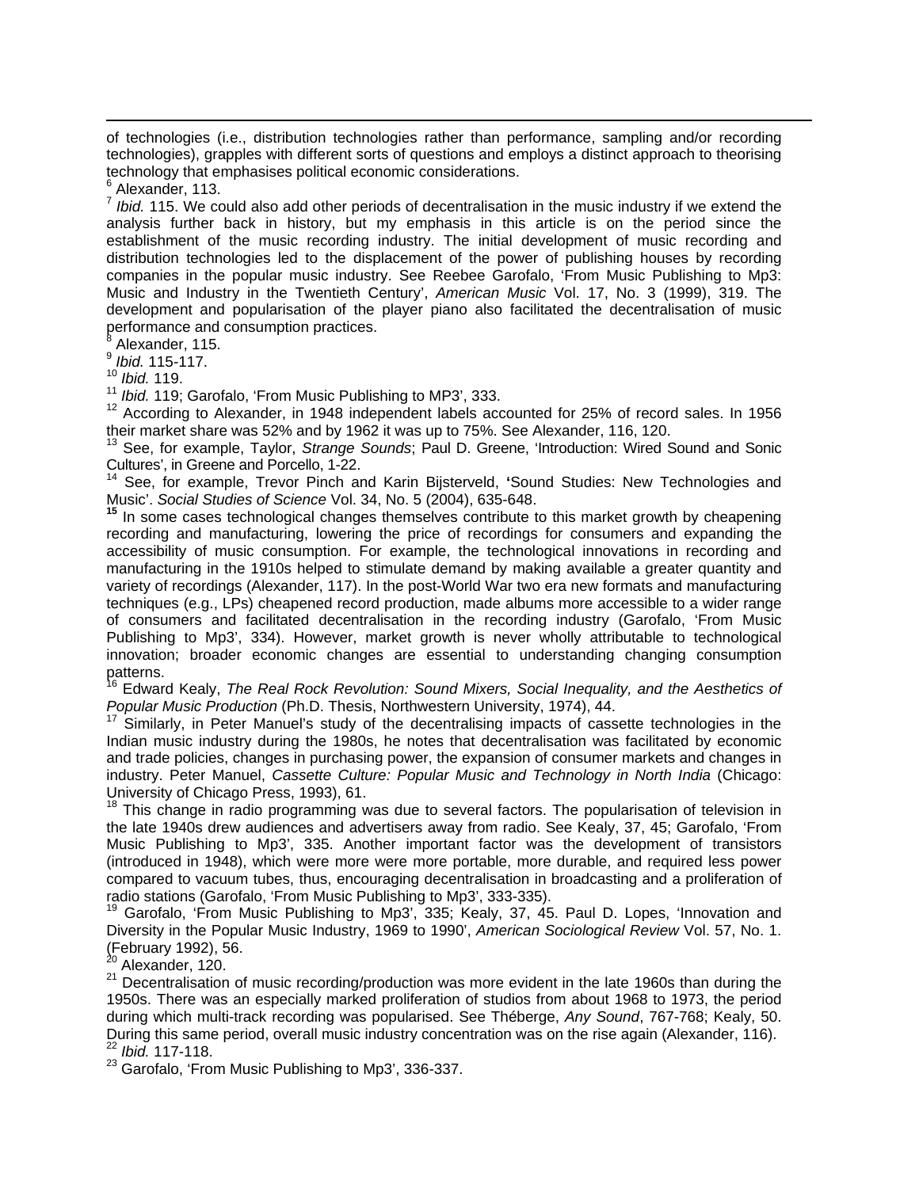of technologies (i.e., distribution technologies rather than performance, sampling and/or recording technologies), grapples with different sorts of questions and employs a distinct approach to theorising technology that emphasises political economic considerations.

[6] Alexander, 113.

[7] *Ibid.* 115. We could also add other periods of decentralisation in the music industry if we extend the analysis further back in history, but my emphasis in this article is on the period since the establishment of the music recording industry. The initial development of music recording and distribution technologies led to the displacement of the power of publishing houses by recording companies in the popular music industry. See Reebee Garofalo, 'From Music Publishing to Mp3: Music and Industry in the Twentieth Century', *American Music* Vol. 17, No. 3 (1999), 319. The development and popularisation of the player piano also facilitated the decentralisation of music performance and consumption practices.

[8] Alexander, 115.

[9] *Ibid.* 115-117.

[10] *Ibid.* 119.

[11] *Ibid.* 119; Garofalo, 'From Music Publishing to MP3', 333.

[12] According to Alexander, in 1948 independent labels accounted for 25% of record sales. In 1956 their market share was 52% and by 1962 it was up to 75%. See Alexander, 116, 120.

[13] See, for example, Taylor, *Strange Sounds*; Paul D. Greene, 'Introduction: Wired Sound and Sonic Cultures', in Greene and Porcello, 1-22.

[14] See, for example, Trevor Pinch and Karin Bijsterveld, **'**Sound Studies: New Technologies and Music'. *Social Studies of Science* Vol. 34, No. 5 (2004), 635-648.

[15] In some cases technological changes themselves contribute to this market growth by cheapening recording and manufacturing, lowering the price of recordings for consumers and expanding the accessibility of music consumption. For example, the technological innovations in recording and manufacturing in the 1910s helped to stimulate demand by making available a greater quantity and variety of recordings (Alexander, 117). In the post-World War two era new formats and manufacturing techniques (e.g., LPs) cheapened record production, made albums more accessible to a wider range of consumers and facilitated decentralisation in the recording industry (Garofalo, 'From Music Publishing to Mp3', 334). However, market growth is never wholly attributable to technological innovation; broader economic changes are essential to understanding changing consumption patterns.

[16] Edward Kealy, *The Real Rock Revolution: Sound Mixers, Social Inequality, and the Aesthetics of Popular Music Production* (Ph.D. Thesis, Northwestern University, 1974), 44.

[17] Similarly, in Peter Manuel's study of the decentralising impacts of cassette technologies in the Indian music industry during the 1980s, he notes that decentralisation was facilitated by economic and trade policies, changes in purchasing power, the expansion of consumer markets and changes in industry. Peter Manuel, *Cassette Culture: Popular Music and Technology in North India* (Chicago: University of Chicago Press, 1993), 61.

[18] This change in radio programming was due to several factors. The popularisation of television in the late 1940s drew audiences and advertisers away from radio. See Kealy, 37, 45; Garofalo, 'From Music Publishing to Mp3', 335. Another important factor was the development of transistors (introduced in 1948), which were more were more portable, more durable, and required less power compared to vacuum tubes, thus, encouraging decentralisation in broadcasting and a proliferation of radio stations (Garofalo, 'From Music Publishing to Mp3', 333-335).

[19] Garofalo, 'From Music Publishing to Mp3', 335; Kealy, 37, 45. Paul D. Lopes, 'Innovation and Diversity in the Popular Music Industry, 1969 to 1990', *American Sociological Review* Vol. 57, No. 1. (February 1992), 56.

[20] Alexander, 120.

[21] Decentralisation of music recording/production was more evident in the late 1960s than during the 1950s. There was an especially marked proliferation of studios from about 1968 to 1973, the period during which multi-track recording was popularised. See Théberge, *Any Sound*, 767-768; Kealy, 50. During this same period, overall music industry concentration was on the rise again (Alexander, 116).

[22] *Ibid.* 117-118.

[23] Garofalo, 'From Music Publishing to Mp3', 336-337.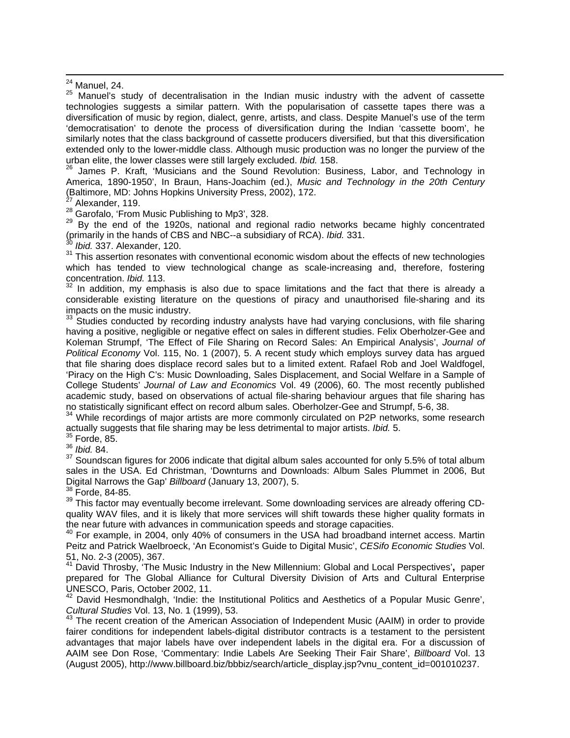[24] Manuel, 24.

[25] Manuel's study of decentralisation in the Indian music industry with the advent of cassette technologies suggests a similar pattern. With the popularisation of cassette tapes there was a diversification of music by region, dialect, genre, artists, and class. Despite Manuel's use of the term 'democratisation' to denote the process of diversification during the Indian 'cassette boom', he similarly notes that the class background of cassette producers diversified, but that this diversification extended only to the lower-middle class. Although music production was no longer the purview of the urban elite, the lower classes were still largely excluded. *Ibid.* 158.

[26] James P. Kraft, 'Musicians and the Sound Revolution: Business, Labor, and Technology in America, 1890-1950', In Braun, Hans-Joachim (ed.), *Music and Technology in the 20th Century* (Baltimore, MD: Johns Hopkins University Press, 2002), 172.

[27] Alexander, 119.

[28] Garofalo, 'From Music Publishing to Mp3', 328.

[29] By the end of the 1920s, national and regional radio networks became highly concentrated (primarily in the hands of CBS and NBC--a subsidiary of RCA). *Ibid.* 331.

[30] *Ibid.* 337. Alexander, 120.

[31] This assertion resonates with conventional economic wisdom about the effects of new technologies which has tended to view technological change as scale-increasing and, therefore, fostering concentration. *Ibid.* 113.

[32] In addition, my emphasis is also due to space limitations and the fact that there is already a considerable existing literature on the questions of piracy and unauthorised file-sharing and its impacts on the music industry.

[33] Studies conducted by recording industry analysts have had varying conclusions, with file sharing having a positive, negligible or negative effect on sales in different studies. Felix Oberholzer-Gee and Koleman Strumpf, 'The Effect of File Sharing on Record Sales: An Empirical Analysis', *Journal of Political Economy* Vol. 115, No. 1 (2007), 5. A recent study which employs survey data has argued that file sharing does displace record sales but to a limited extent. Rafael Rob and Joel Waldfogel, 'Piracy on the High C's: Music Downloading, Sales Displacement, and Social Welfare in a Sample of College Students' *Journal of Law and Economics* Vol. 49 (2006), 60. The most recently published academic study, based on observations of actual file-sharing behaviour argues that file sharing has no statistically significant effect on record album sales. Oberholzer-Gee and Strumpf, 5-6, 38.

[34] While recordings of major artists are more commonly circulated on P2P networks, some research actually suggests that file sharing may be less detrimental to major artists. *Ibid.* 5.

[35] Forde, 85.

[36] *Ibid.* 84.

[37] Soundscan figures for 2006 indicate that digital album sales accounted for only 5.5% of total album sales in the USA. Ed Christman, 'Downturns and Downloads: Album Sales Plummet in 2006, But Digital Narrows the Gap' *Billboard* (January 13, 2007), 5.

[38] Forde, 84-85.

[39] This factor may eventually become irrelevant. Some downloading services are already offering CD-quality WAV files, and it is likely that more services will shift towards these higher quality formats in the near future with advances in communication speeds and storage capacities.

[40] For example, in 2004, only 40% of consumers in the USA had broadband internet access. Martin Peitz and Patrick Waelbroeck, 'An Economist's Guide to Digital Music', *CESifo Economic Studies* Vol. 51, No. 2-3 (2005), 367.

[41] David Throsby, 'The Music Industry in the New Millennium: Global and Local Perspectives', paper prepared for The Global Alliance for Cultural Diversity Division of Arts and Cultural Enterprise UNESCO, Paris, October 2002, 11.

[42] David Hesmondhalgh, 'Indie: the Institutional Politics and Aesthetics of a Popular Music Genre', *Cultural Studies* Vol. 13, No. 1 (1999), 53.

[43] The recent creation of the American Association of Independent Music (AAIM) in order to provide fairer conditions for independent labels-digital distributor contracts is a testament to the persistent advantages that major labels have over independent labels in the digital era. For a discussion of AAIM see Don Rose, 'Commentary: Indie Labels Are Seeking Their Fair Share', *Billboard* Vol. 13 (August 2005), http://www.billboard.biz/bbbiz/search/article_display.jsp?vnu_content_id=001010237.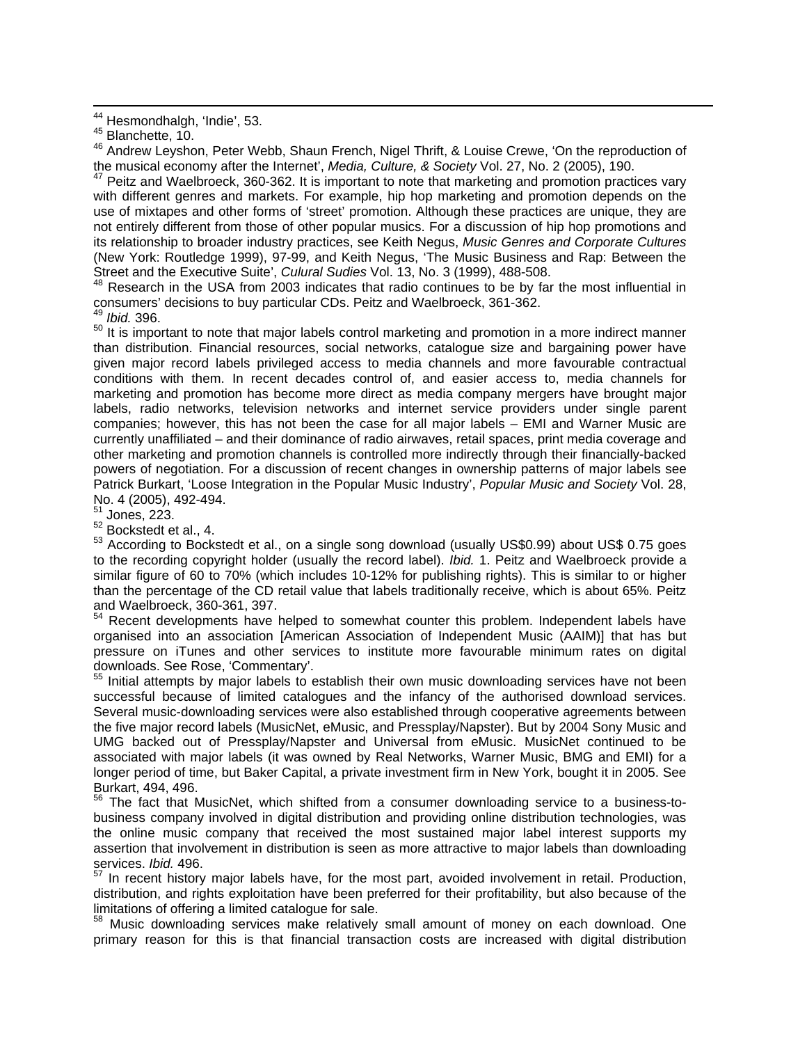[44] Hesmondhalgh, 'Indie', 53.

[45] Blanchette, 10.

[46] Andrew Leyshon, Peter Webb, Shaun French, Nigel Thrift, & Louise Crewe, 'On the reproduction of the musical economy after the Internet', *Media, Culture, & Society* Vol. 27, No. 2 (2005), 190.

[47] Peitz and Waelbroeck, 360-362. It is important to note that marketing and promotion practices vary with different genres and markets. For example, hip hop marketing and promotion depends on the use of mixtapes and other forms of 'street' promotion. Although these practices are unique, they are not entirely different from those of other popular musics. For a discussion of hip hop promotions and its relationship to broader industry practices, see Keith Negus, *Music Genres and Corporate Cultures* (New York: Routledge 1999), 97-99, and Keith Negus, 'The Music Business and Rap: Between the Street and the Executive Suite', *Culural Sudies* Vol. 13, No. 3 (1999), 488-508.

[48] Research in the USA from 2003 indicates that radio continues to be by far the most influential in consumers' decisions to buy particular CDs. Peitz and Waelbroeck, 361-362.

[49] *Ibid.* 396.

[50] It is important to note that major labels control marketing and promotion in a more indirect manner than distribution. Financial resources, social networks, catalogue size and bargaining power have given major record labels privileged access to media channels and more favourable contractual conditions with them. In recent decades control of, and easier access to, media channels for marketing and promotion has become more direct as media company mergers have brought major labels, radio networks, television networks and internet service providers under single parent companies; however, this has not been the case for all major labels – EMI and Warner Music are currently unaffiliated – and their dominance of radio airwaves, retail spaces, print media coverage and other marketing and promotion channels is controlled more indirectly through their financially-backed powers of negotiation. For a discussion of recent changes in ownership patterns of major labels see Patrick Burkart, 'Loose Integration in the Popular Music Industry', *Popular Music and Society* Vol. 28, No. 4 (2005), 492-494.

[51] Jones, 223.

[52] Bockstedt et al., 4.

[53] According to Bockstedt et al., on a single song download (usually US$0.99) about US$ 0.75 goes to the recording copyright holder (usually the record label). *Ibid.* 1. Peitz and Waelbroeck provide a similar figure of 60 to 70% (which includes 10-12% for publishing rights). This is similar to or higher than the percentage of the CD retail value that labels traditionally receive, which is about 65%. Peitz and Waelbroeck, 360-361, 397.

[54] Recent developments have helped to somewhat counter this problem. Independent labels have organised into an association [American Association of Independent Music (AAIM)] that has but pressure on iTunes and other services to institute more favourable minimum rates on digital downloads. See Rose, 'Commentary'.

[55] Initial attempts by major labels to establish their own music downloading services have not been successful because of limited catalogues and the infancy of the authorised download services. Several music-downloading services were also established through cooperative agreements between the five major record labels (MusicNet, eMusic, and Pressplay/Napster). But by 2004 Sony Music and UMG backed out of Pressplay/Napster and Universal from eMusic. MusicNet continued to be associated with major labels (it was owned by Real Networks, Warner Music, BMG and EMI) for a longer period of time, but Baker Capital, a private investment firm in New York, bought it in 2005. See Burkart, 494, 496.

[56] The fact that MusicNet, which shifted from a consumer downloading service to a business-to-business company involved in digital distribution and providing online distribution technologies, was the online music company that received the most sustained major label interest supports my assertion that involvement in distribution is seen as more attractive to major labels than downloading services. *Ibid.* 496.

[57] In recent history major labels have, for the most part, avoided involvement in retail. Production, distribution, and rights exploitation have been preferred for their profitability, but also because of the limitations of offering a limited catalogue for sale.

[58] Music downloading services make relatively small amount of money on each download. One primary reason for this is that financial transaction costs are increased with digital distribution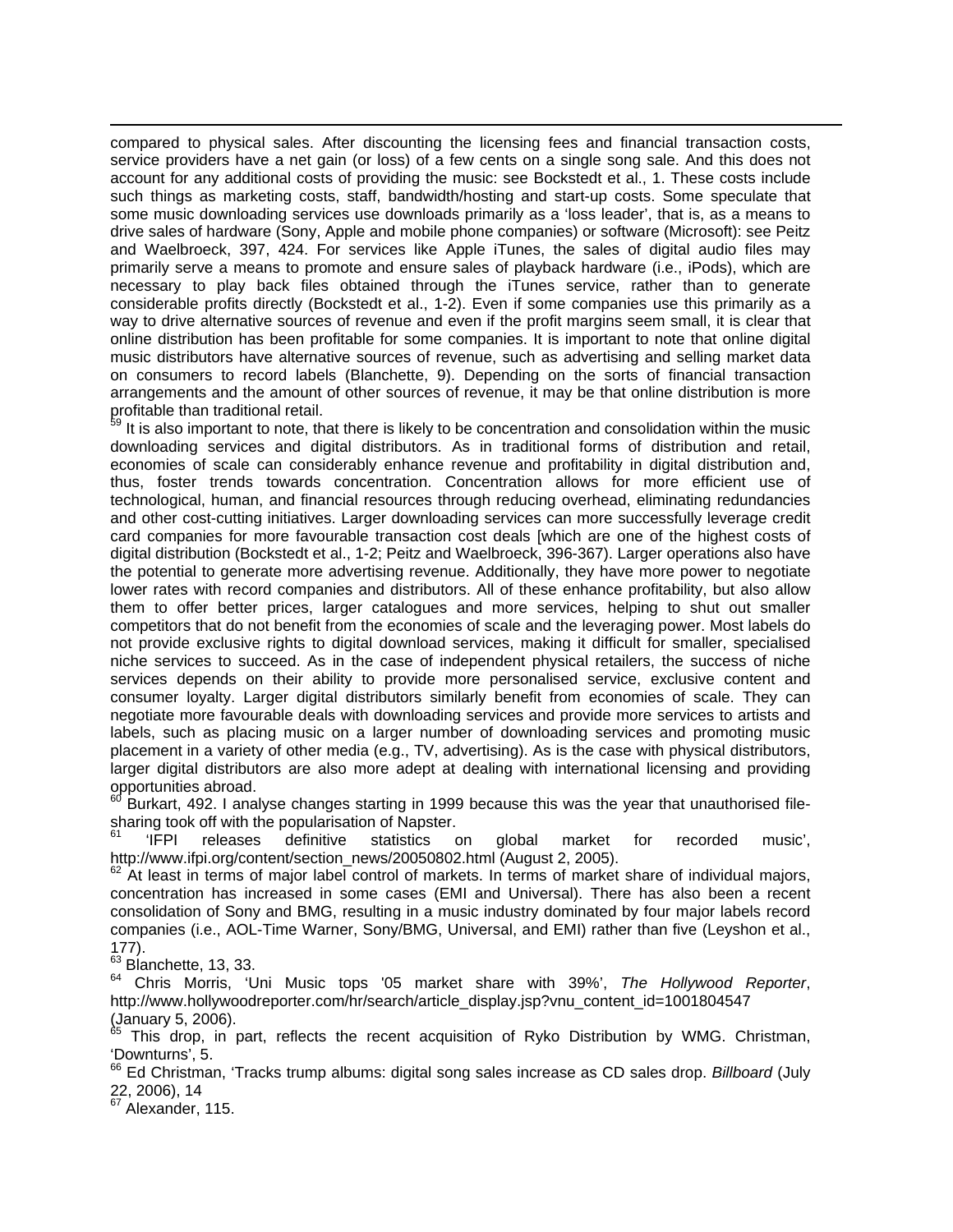compared to physical sales. After discounting the licensing fees and financial transaction costs, service providers have a net gain (or loss) of a few cents on a single song sale. And this does not account for any additional costs of providing the music: see Bockstedt et al., 1. These costs include such things as marketing costs, staff, bandwidth/hosting and start-up costs. Some speculate that some music downloading services use downloads primarily as a 'loss leader', that is, as a means to drive sales of hardware (Sony, Apple and mobile phone companies) or software (Microsoft): see Peitz and Waelbroeck, 397, 424. For services like Apple iTunes, the sales of digital audio files may primarily serve a means to promote and ensure sales of playback hardware (i.e., iPods), which are necessary to play back files obtained through the iTunes service, rather than to generate considerable profits directly (Bockstedt et al., 1-2). Even if some companies use this primarily as a way to drive alternative sources of revenue and even if the profit margins seem small, it is clear that online distribution has been profitable for some companies. It is important to note that online digital music distributors have alternative sources of revenue, such as advertising and selling market data on consumers to record labels (Blanchette, 9). Depending on the sorts of financial transaction arrangements and the amount of other sources of revenue, it may be that online distribution is more profitable than traditional retail.

[59] It is also important to note, that there is likely to be concentration and consolidation within the music downloading services and digital distributors. As in traditional forms of distribution and retail, economies of scale can considerably enhance revenue and profitability in digital distribution and, thus, foster trends towards concentration. Concentration allows for more efficient use of technological, human, and financial resources through reducing overhead, eliminating redundancies and other cost-cutting initiatives. Larger downloading services can more successfully leverage credit card companies for more favourable transaction cost deals [which are one of the highest costs of digital distribution (Bockstedt et al., 1-2; Peitz and Waelbroeck, 396-367). Larger operations also have the potential to generate more advertising revenue. Additionally, they have more power to negotiate lower rates with record companies and distributors. All of these enhance profitability, but also allow them to offer better prices, larger catalogues and more services, helping to shut out smaller competitors that do not benefit from the economies of scale and the leveraging power. Most labels do not provide exclusive rights to digital download services, making it difficult for smaller, specialised niche services to succeed. As in the case of independent physical retailers, the success of niche services depends on their ability to provide more personalised service, exclusive content and consumer loyalty. Larger digital distributors similarly benefit from economies of scale. They can negotiate more favourable deals with downloading services and provide more services to artists and labels, such as placing music on a larger number of downloading services and promoting music placement in a variety of other media (e.g., TV, advertising). As is the case with physical distributors, larger digital distributors are also more adept at dealing with international licensing and providing opportunities abroad.

[60] Burkart, 492. I analyse changes starting in 1999 because this was the year that unauthorised file-sharing took off with the popularisation of Napster.

[61] 'IFPI releases definitive statistics on global market for recorded music', http://www.ifpi.org/content/section_news/20050802.html (August 2, 2005).

[62] At least in terms of major label control of markets. In terms of market share of individual majors, concentration has increased in some cases (EMI and Universal). There has also been a recent consolidation of Sony and BMG, resulting in a music industry dominated by four major labels record companies (i.e., AOL-Time Warner, Sony/BMG, Universal, and EMI) rather than five (Leyshon et al., 177).

[63] Blanchette, 13, 33.

[64] Chris Morris, 'Uni Music tops '05 market share with 39%', *The Hollywood Reporter*, http://www.hollywoodreporter.com/hr/search/article_display.jsp?vnu_content_id=1001804547 (January 5, 2006).

[65] This drop, in part, reflects the recent acquisition of Ryko Distribution by WMG. Christman, 'Downturns', 5.

[66] Ed Christman, 'Tracks trump albums: digital song sales increase as CD sales drop. *Billboard* (July 22, 2006), 14

[67] Alexander, 115.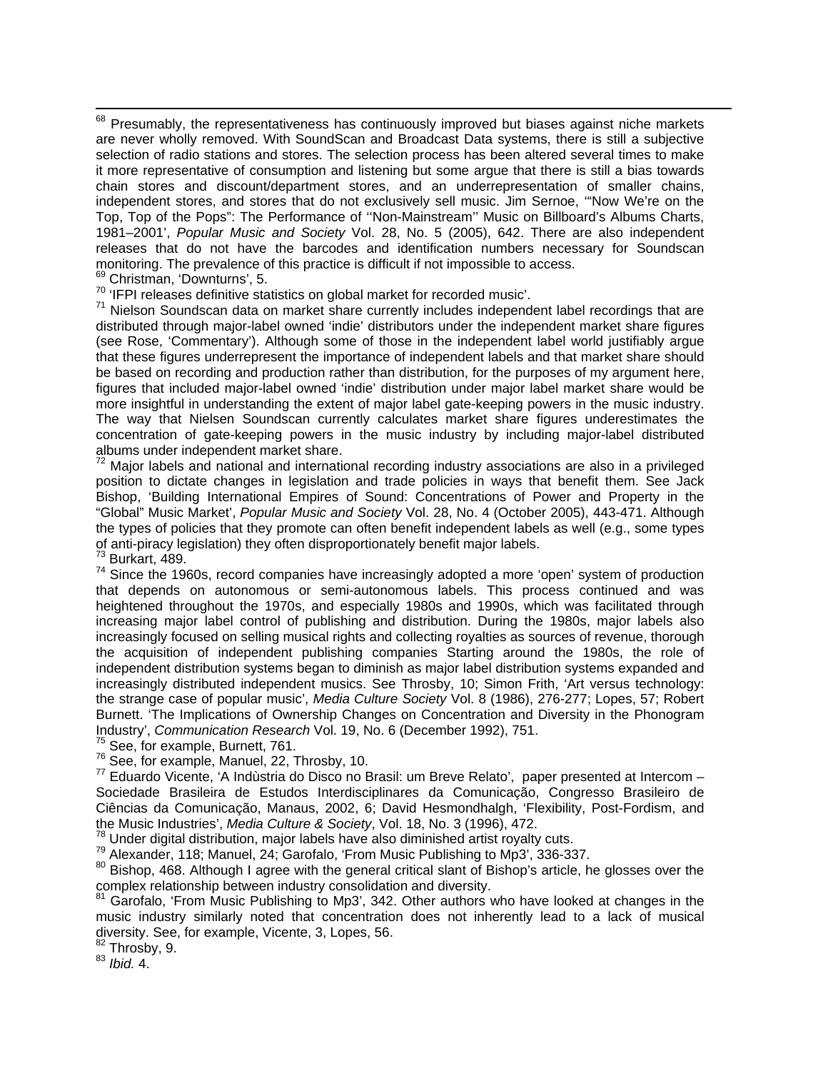[68] Presumably, the representativeness has continuously improved but biases against niche markets are never wholly removed. With SoundScan and Broadcast Data systems, there is still a subjective selection of radio stations and stores. The selection process has been altered several times to make it more representative of consumption and listening but some argue that there is still a bias towards chain stores and discount/department stores, and an underrepresentation of smaller chains, independent stores, and stores that do not exclusively sell music. Jim Sernoe, '"Now We're on the Top, Top of the Pops": The Performance of ''Non-Mainstream'' Music on Billboard's Albums Charts, 1981–2001', *Popular Music and Society* Vol. 28, No. 5 (2005), 642. There are also independent releases that do not have the barcodes and identification numbers necessary for Soundscan monitoring. The prevalence of this practice is difficult if not impossible to access.

[69] Christman, 'Downturns', 5.

[70] 'IFPI releases definitive statistics on global market for recorded music'.

[71] Nielson Soundscan data on market share currently includes independent label recordings that are distributed through major-label owned 'indie' distributors under the independent market share figures (see Rose, 'Commentary'). Although some of those in the independent label world justifiably argue that these figures underrepresent the importance of independent labels and that market share should be based on recording and production rather than distribution, for the purposes of my argument here, figures that included major-label owned 'indie' distribution under major label market share would be more insightful in understanding the extent of major label gate-keeping powers in the music industry. The way that Nielsen Soundscan currently calculates market share figures underestimates the concentration of gate-keeping powers in the music industry by including major-label distributed albums under independent market share.

[72] Major labels and national and international recording industry associations are also in a privileged position to dictate changes in legislation and trade policies in ways that benefit them. See Jack Bishop, 'Building International Empires of Sound: Concentrations of Power and Property in the "Global" Music Market', *Popular Music and Society* Vol. 28, No. 4 (October 2005), 443-471. Although the types of policies that they promote can often benefit independent labels as well (e.g., some types of anti-piracy legislation) they often disproportionately benefit major labels.

[73] Burkart, 489.

[74] Since the 1960s, record companies have increasingly adopted a more 'open' system of production that depends on autonomous or semi-autonomous labels. This process continued and was heightened throughout the 1970s, and especially 1980s and 1990s, which was facilitated through increasing major label control of publishing and distribution. During the 1980s, major labels also increasingly focused on selling musical rights and collecting royalties as sources of revenue, thorough the acquisition of independent publishing companies Starting around the 1980s, the role of independent distribution systems began to diminish as major label distribution systems expanded and increasingly distributed independent musics. See Throsby, 10; Simon Frith, 'Art versus technology: the strange case of popular music', *Media Culture Society* Vol. 8 (1986), 276-277; Lopes, 57; Robert Burnett. 'The Implications of Ownership Changes on Concentration and Diversity in the Phonogram Industry', *Communication Research* Vol. 19, No. 6 (December 1992), 751.

[75] See, for example, Burnett, 761.

[76] See, for example, Manuel, 22, Throsby, 10.

[77] Eduardo Vicente, 'A Indùstria do Disco no Brasil: um Breve Relato', paper presented at Intercom – Sociedade Brasileira de Estudos Interdisciplinares da Comunicação, Congresso Brasileiro de Ciências da Comunicação, Manaus, 2002, 6; David Hesmondhalgh, 'Flexibility, Post-Fordism, and the Music Industries', *Media Culture & Society*, Vol. 18, No. 3 (1996), 472.

[78] Under digital distribution, major labels have also diminished artist royalty cuts.

[79] Alexander, 118; Manuel, 24; Garofalo, 'From Music Publishing to Mp3', 336-337.

[80] Bishop, 468. Although I agree with the general critical slant of Bishop's article, he glosses over the complex relationship between industry consolidation and diversity.

[81] Garofalo, 'From Music Publishing to Mp3', 342. Other authors who have looked at changes in the music industry similarly noted that concentration does not inherently lead to a lack of musical diversity. See, for example, Vicente, 3, Lopes, 56.

[82] Throsby, 9.

[83] *Ibid.* 4.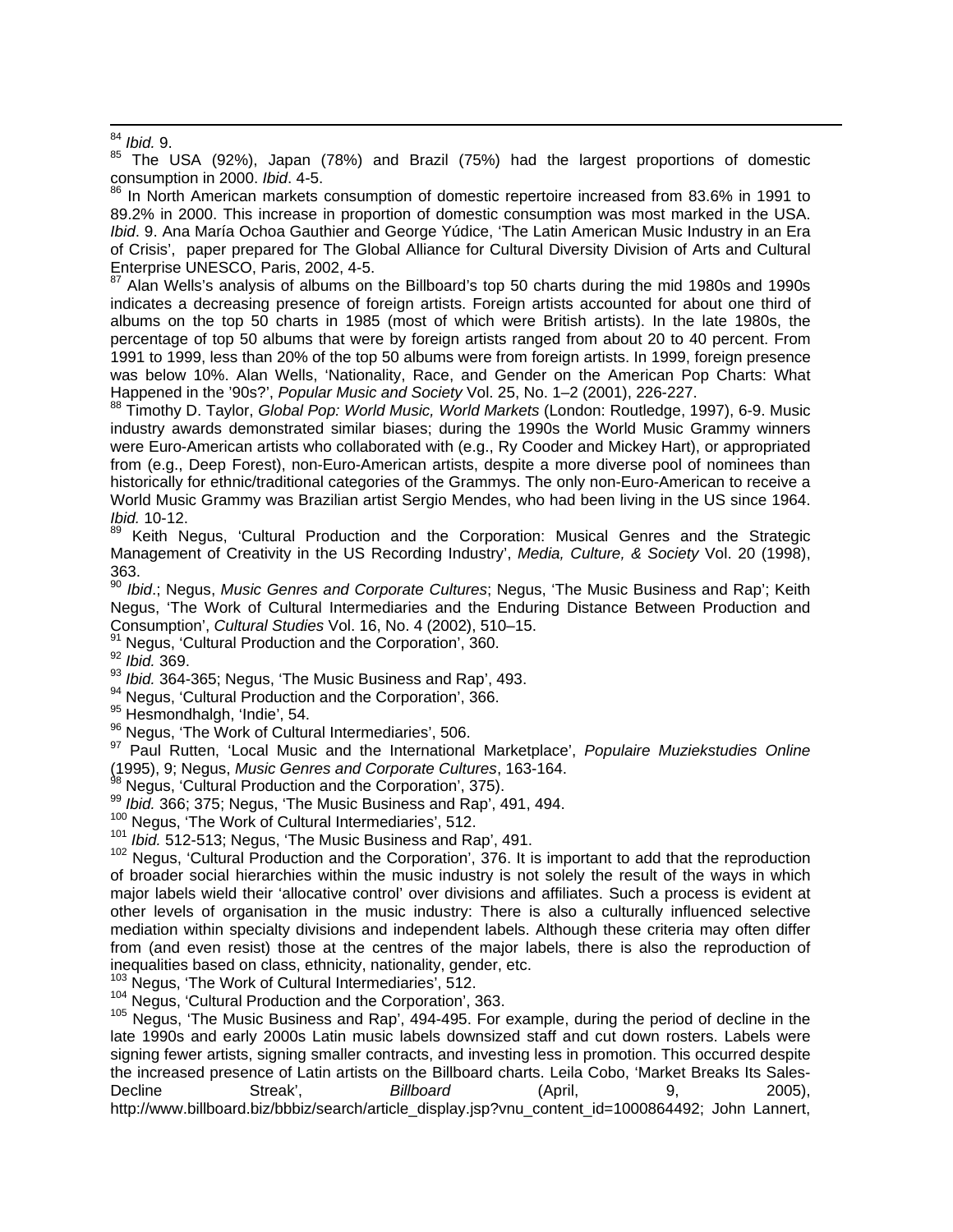[84] *Ibid.* 9.

[85] The USA (92%), Japan (78%) and Brazil (75%) had the largest proportions of domestic consumption in 2000. *Ibid*. 4-5.

[86] In North American markets consumption of domestic repertoire increased from 83.6% in 1991 to 89.2% in 2000. This increase in proportion of domestic consumption was most marked in the USA. *Ibid*. 9. Ana María Ochoa Gauthier and George Yúdice, 'The Latin American Music Industry in an Era of Crisis', paper prepared for The Global Alliance for Cultural Diversity Division of Arts and Cultural Enterprise UNESCO, Paris, 2002, 4-5.

[87] Alan Wells's analysis of albums on the Billboard's top 50 charts during the mid 1980s and 1990s indicates a decreasing presence of foreign artists. Foreign artists accounted for about one third of albums on the top 50 charts in 1985 (most of which were British artists). In the late 1980s, the percentage of top 50 albums that were by foreign artists ranged from about 20 to 40 percent. From 1991 to 1999, less than 20% of the top 50 albums were from foreign artists. In 1999, foreign presence was below 10%. Alan Wells, 'Nationality, Race, and Gender on the American Pop Charts: What Happened in the '90s?', *Popular Music and Society* Vol. 25, No. 1–2 (2001), 226-227.

[88] Timothy D. Taylor, *Global Pop: World Music, World Markets* (London: Routledge, 1997), 6-9. Music industry awards demonstrated similar biases; during the 1990s the World Music Grammy winners were Euro-American artists who collaborated with (e.g., Ry Cooder and Mickey Hart), or appropriated from (e.g., Deep Forest), non-Euro-American artists, despite a more diverse pool of nominees than historically for ethnic/traditional categories of the Grammys. The only non-Euro-American to receive a World Music Grammy was Brazilian artist Sergio Mendes, who had been living in the US since 1964. *Ibid.* 10-12.

[89] Keith Negus, 'Cultural Production and the Corporation: Musical Genres and the Strategic Management of Creativity in the US Recording Industry', *Media, Culture, & Society* Vol. 20 (1998), 363.

[90] *Ibid*.; Negus, *Music Genres and Corporate Cultures*; Negus, 'The Music Business and Rap'; Keith Negus, 'The Work of Cultural Intermediaries and the Enduring Distance Between Production and Consumption', *Cultural Studies* Vol. 16, No. 4 (2002), 510–15.

[91] Negus, 'Cultural Production and the Corporation', 360.

[92] *Ibid.* 369.

[93] *Ibid.* 364-365; Negus, 'The Music Business and Rap', 493.

[94] Negus, 'Cultural Production and the Corporation', 366.

[95] Hesmondhalgh, 'Indie', 54.

[96] Negus, 'The Work of Cultural Intermediaries', 506.

[97] Paul Rutten, 'Local Music and the International Marketplace', *Populaire Muziekstudies Online* (1995), 9; Negus, *Music Genres and Corporate Cultures*, 163-164.

[98] Negus, 'Cultural Production and the Corporation', 375).

[99] *Ibid.* 366; 375; Negus, 'The Music Business and Rap', 491, 494.

[100] Negus, 'The Work of Cultural Intermediaries', 512.

[101] *Ibid.* 512-513; Negus, 'The Music Business and Rap', 491.

[102] Negus, 'Cultural Production and the Corporation', 376. It is important to add that the reproduction of broader social hierarchies within the music industry is not solely the result of the ways in which major labels wield their 'allocative control' over divisions and affiliates. Such a process is evident at other levels of organisation in the music industry: There is also a culturally influenced selective mediation within specialty divisions and independent labels. Although these criteria may often differ from (and even resist) those at the centres of the major labels, there is also the reproduction of inequalities based on class, ethnicity, nationality, gender, etc.

[103] Negus, 'The Work of Cultural Intermediaries', 512.

[104] Negus, 'Cultural Production and the Corporation', 363.

[105] Negus, 'The Music Business and Rap', 494-495. For example, during the period of decline in the late 1990s and early 2000s Latin music labels downsized staff and cut down rosters. Labels were signing fewer artists, signing smaller contracts, and investing less in promotion. This occurred despite the increased presence of Latin artists on the Billboard charts. Leila Cobo, 'Market Breaks Its Sales-Decline Streak', *Billboard* (April, 9, 2005), http://www.billboard.biz/bbbiz/search/article_display.jsp?vnu_content_id=1000864492; John Lannert,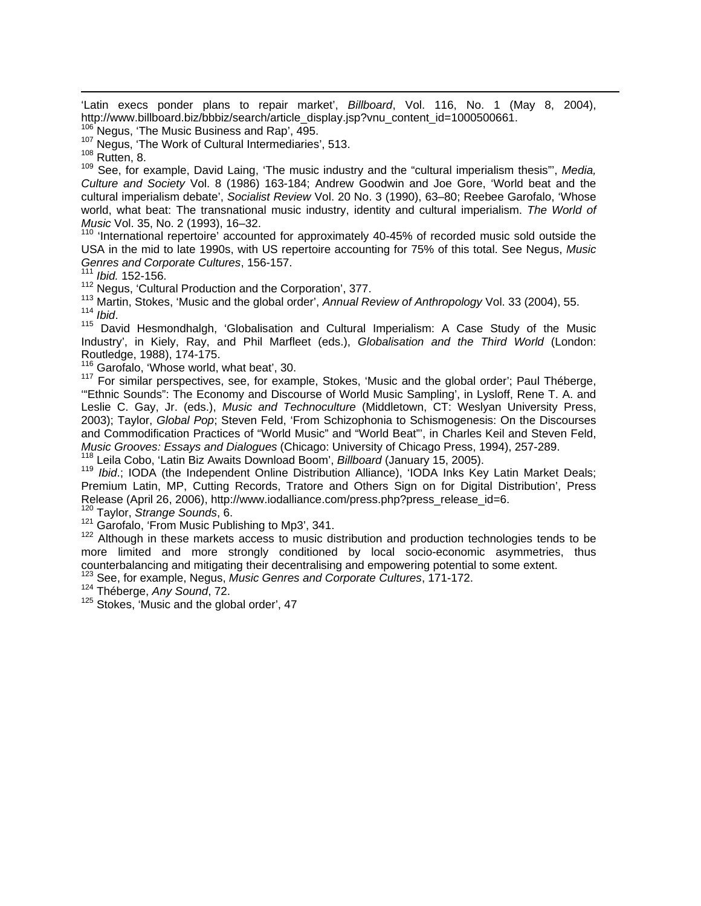'Latin execs ponder plans to repair market', *Billboard*, Vol. 116, No. 1 (May 8, 2004), http://www.billboard.biz/bbbiz/search/article_display.jsp?vnu_content_id=1000500661.

[106] Negus, 'The Music Business and Rap', 495.

[107] Negus, 'The Work of Cultural Intermediaries', 513.

[108] Rutten, 8.

[109] See, for example, David Laing, 'The music industry and the "cultural imperialism thesis"', *Media, Culture and Society* Vol. 8 (1986) 163-184; Andrew Goodwin and Joe Gore, 'World beat and the cultural imperialism debate', *Socialist Review* Vol. 20 No. 3 (1990), 63–80; Reebee Garofalo, 'Whose world, what beat: The transnational music industry, identity and cultural imperialism. *The World of Music* Vol. 35, No. 2 (1993), 16–32.

[110] 'International repertoire' accounted for approximately 40-45% of recorded music sold outside the USA in the mid to late 1990s, with US repertoire accounting for 75% of this total. See Negus, *Music Genres and Corporate Cultures*, 156-157.

[111] *Ibid.* 152-156.

[112] Negus, 'Cultural Production and the Corporation', 377.

[113] Martin, Stokes, 'Music and the global order', *Annual Review of Anthropology* Vol. 33 (2004), 55.

[114] *Ibid*.

[115] David Hesmondhalgh, 'Globalisation and Cultural Imperialism: A Case Study of the Music Industry', in Kiely, Ray, and Phil Marfleet (eds.), *Globalisation and the Third World* (London: Routledge, 1988), 174-175.

[116] Garofalo, 'Whose world, what beat', 30.

[117] For similar perspectives, see, for example, Stokes, 'Music and the global order'; Paul Théberge, '"Ethnic Sounds": The Economy and Discourse of World Music Sampling', in Lysloff, Rene T. A. and Leslie C. Gay, Jr. (eds.), *Music and Technoculture* (Middletown, CT: Weslyan University Press, 2003); Taylor, *Global Pop*; Steven Feld, 'From Schizophonia to Schismogenesis: On the Discourses and Commodification Practices of "World Music" and "World Beat"', in Charles Keil and Steven Feld, *Music Grooves: Essays and Dialogues* (Chicago: University of Chicago Press, 1994), 257-289.

[118] Leila Cobo, 'Latin Biz Awaits Download Boom', *Billboard* (January 15, 2005).

[119] *Ibid*.; IODA (the Independent Online Distribution Alliance), 'IODA Inks Key Latin Market Deals; Premium Latin, MP, Cutting Records, Tratore and Others Sign on for Digital Distribution', Press Release (April 26, 2006), http://www.iodalliance.com/press.php?press_release_id=6.

[120] Taylor, *Strange Sounds*, 6.

[121] Garofalo, 'From Music Publishing to Mp3', 341.

[122] Although in these markets access to music distribution and production technologies tends to be more limited and more strongly conditioned by local socio-economic asymmetries, thus counterbalancing and mitigating their decentralising and empowering potential to some extent.

[123] See, for example, Negus, *Music Genres and Corporate Cultures*, 171-172.

[124] Théberge, *Any Sound*, 72.

[125] Stokes, 'Music and the global order', 47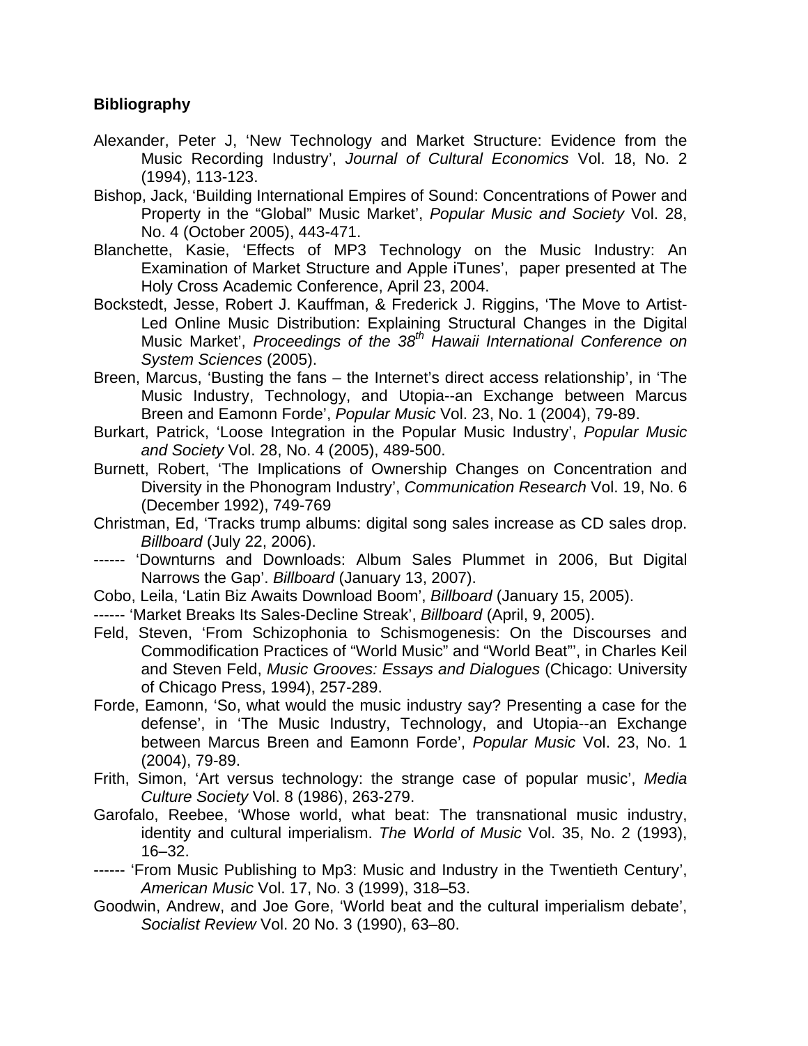**Bibliography**

Alexander, Peter J, 'New Technology and Market Structure: Evidence from the Music Recording Industry', *Journal of Cultural Economics* Vol. 18, No. 2 (1994), 113-123.

Bishop, Jack, 'Building International Empires of Sound: Concentrations of Power and Property in the "Global" Music Market', *Popular Music and Society* Vol. 28, No. 4 (October 2005), 443-471.

Blanchette, Kasie, 'Effects of MP3 Technology on the Music Industry: An Examination of Market Structure and Apple iTunes', paper presented at The Holy Cross Academic Conference, April 23, 2004.

Bockstedt, Jesse, Robert J. Kauffman, & Frederick J. Riggins, 'The Move to Artist-Led Online Music Distribution: Explaining Structural Changes in the Digital Music Market', *Proceedings of the 38th Hawaii International Conference on System Sciences* (2005).

Breen, Marcus, 'Busting the fans – the Internet's direct access relationship', in 'The Music Industry, Technology, and Utopia--an Exchange between Marcus Breen and Eamonn Forde', *Popular Music* Vol. 23, No. 1 (2004), 79-89.

Burkart, Patrick, 'Loose Integration in the Popular Music Industry', *Popular Music and Society* Vol. 28, No. 4 (2005), 489-500.

Burnett, Robert, 'The Implications of Ownership Changes on Concentration and Diversity in the Phonogram Industry', *Communication Research* Vol. 19, No. 6 (December 1992), 749-769

Christman, Ed, 'Tracks trump albums: digital song sales increase as CD sales drop. *Billboard* (July 22, 2006).

------ 'Downturns and Downloads: Album Sales Plummet in 2006, But Digital Narrows the Gap'. *Billboard* (January 13, 2007).

Cobo, Leila, 'Latin Biz Awaits Download Boom', *Billboard* (January 15, 2005).

------ 'Market Breaks Its Sales-Decline Streak', *Billboard* (April, 9, 2005).

Feld, Steven, 'From Schizophonia to Schismogenesis: On the Discourses and Commodification Practices of "World Music" and "World Beat"', in Charles Keil and Steven Feld, *Music Grooves: Essays and Dialogues* (Chicago: University of Chicago Press, 1994), 257-289.

Forde, Eamonn, 'So, what would the music industry say? Presenting a case for the defense', in 'The Music Industry, Technology, and Utopia--an Exchange between Marcus Breen and Eamonn Forde', *Popular Music* Vol. 23, No. 1 (2004), 79-89.

Frith, Simon, 'Art versus technology: the strange case of popular music', *Media Culture Society* Vol. 8 (1986), 263-279.

Garofalo, Reebee, 'Whose world, what beat: The transnational music industry, identity and cultural imperialism. *The World of Music* Vol. 35, No. 2 (1993), 16–32.

------ 'From Music Publishing to Mp3: Music and Industry in the Twentieth Century', *American Music* Vol. 17, No. 3 (1999), 318–53.

Goodwin, Andrew, and Joe Gore, 'World beat and the cultural imperialism debate', *Socialist Review* Vol. 20 No. 3 (1990), 63–80.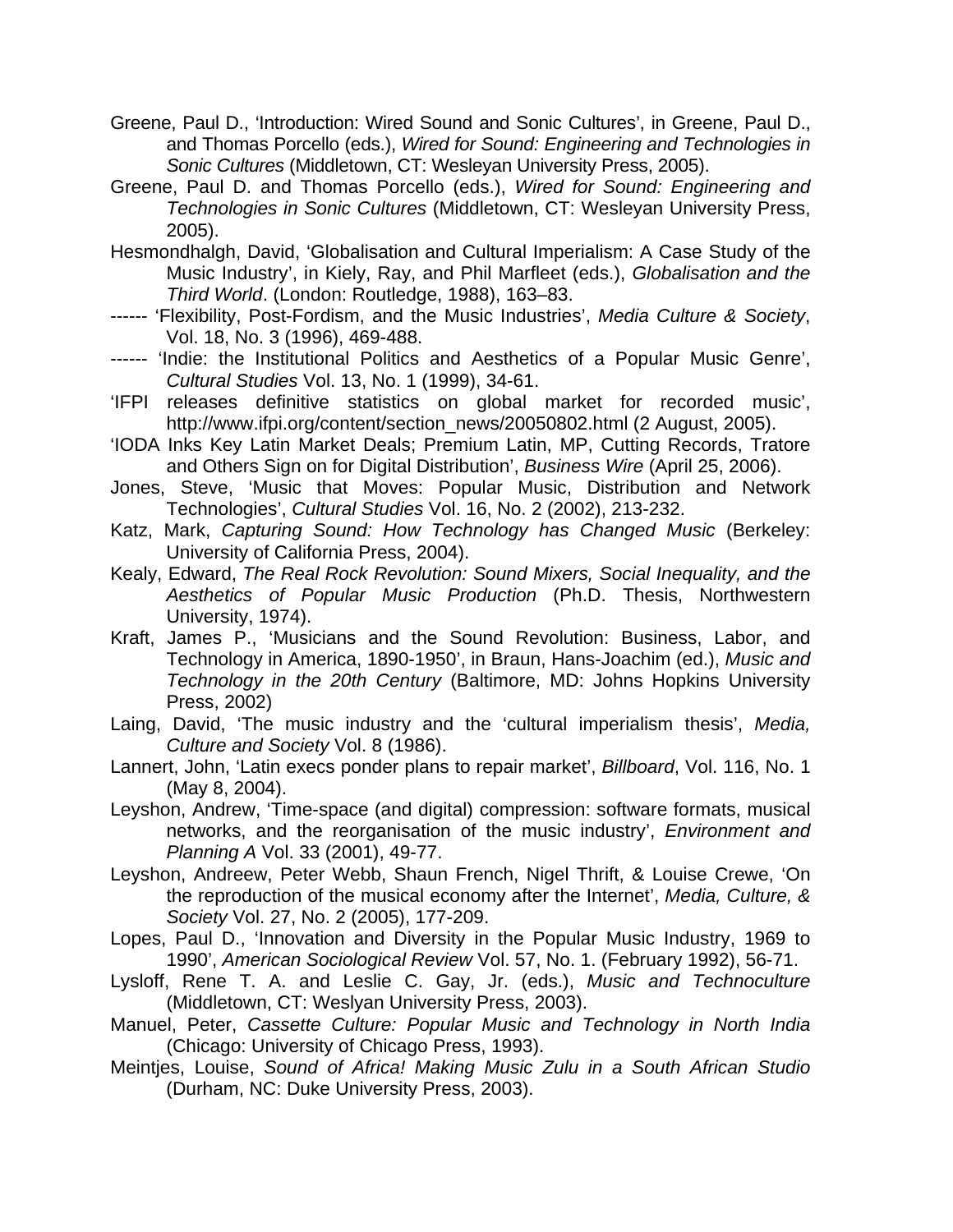Greene, Paul D., 'Introduction: Wired Sound and Sonic Cultures', in Greene, Paul D., and Thomas Porcello (eds.), *Wired for Sound: Engineering and Technologies in Sonic Cultures* (Middletown, CT: Wesleyan University Press, 2005).

Greene, Paul D. and Thomas Porcello (eds.), *Wired for Sound: Engineering and Technologies in Sonic Cultures* (Middletown, CT: Wesleyan University Press, 2005).

Hesmondhalgh, David, 'Globalisation and Cultural Imperialism: A Case Study of the Music Industry', in Kiely, Ray, and Phil Marfleet (eds.), *Globalisation and the Third World*. (London: Routledge, 1988), 163–83.

------ 'Flexibility, Post-Fordism, and the Music Industries', *Media Culture & Society*, Vol. 18, No. 3 (1996), 469-488.

------ 'Indie: the Institutional Politics and Aesthetics of a Popular Music Genre', *Cultural Studies* Vol. 13, No. 1 (1999), 34-61.

'IFPI releases definitive statistics on global market for recorded music', http://www.ifpi.org/content/section_news/20050802.html (2 August, 2005).

'IODA Inks Key Latin Market Deals; Premium Latin, MP, Cutting Records, Tratore and Others Sign on for Digital Distribution', *Business Wire* (April 25, 2006).

Jones, Steve, 'Music that Moves: Popular Music, Distribution and Network Technologies', *Cultural Studies* Vol. 16, No. 2 (2002), 213-232.

Katz, Mark, *Capturing Sound: How Technology has Changed Music* (Berkeley: University of California Press, 2004).

Kealy, Edward, *The Real Rock Revolution: Sound Mixers, Social Inequality, and the Aesthetics of Popular Music Production* (Ph.D. Thesis, Northwestern University, 1974).

Kraft, James P., 'Musicians and the Sound Revolution: Business, Labor, and Technology in America, 1890-1950', in Braun, Hans-Joachim (ed.), *Music and Technology in the 20th Century* (Baltimore, MD: Johns Hopkins University Press, 2002)

Laing, David, 'The music industry and the 'cultural imperialism thesis', *Media, Culture and Society* Vol. 8 (1986).

Lannert, John, 'Latin execs ponder plans to repair market', *Billboard*, Vol. 116, No. 1 (May 8, 2004).

Leyshon, Andrew, 'Time-space (and digital) compression: software formats, musical networks, and the reorganisation of the music industry', *Environment and Planning A* Vol. 33 (2001), 49-77.

Leyshon, Andreew, Peter Webb, Shaun French, Nigel Thrift, & Louise Crewe, 'On the reproduction of the musical economy after the Internet', *Media, Culture, & Society* Vol. 27, No. 2 (2005), 177-209.

Lopes, Paul D., 'Innovation and Diversity in the Popular Music Industry, 1969 to 1990', *American Sociological Review* Vol. 57, No. 1. (February 1992), 56-71.

Lysloff, Rene T. A. and Leslie C. Gay, Jr. (eds.), *Music and Technoculture* (Middletown, CT: Weslyan University Press, 2003).

Manuel, Peter, *Cassette Culture: Popular Music and Technology in North India* (Chicago: University of Chicago Press, 1993).

Meintjes, Louise, *Sound of Africa! Making Music Zulu in a South African Studio* (Durham, NC: Duke University Press, 2003).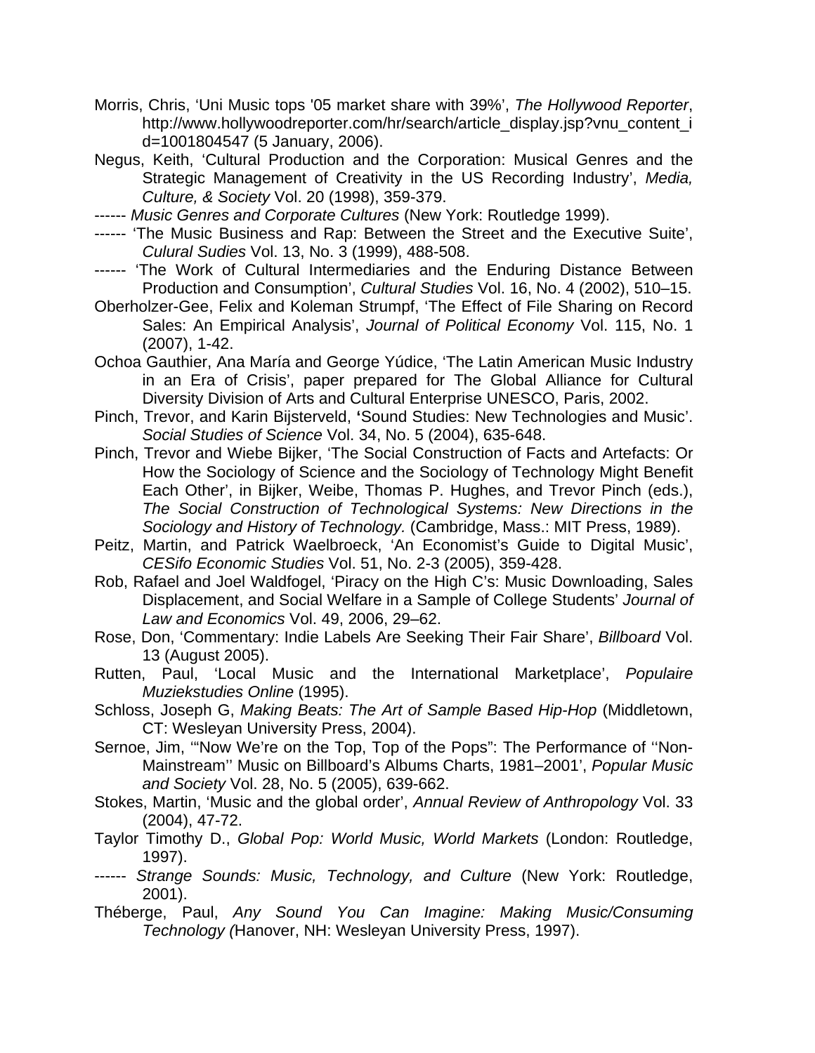Morris, Chris, ‘Uni Music tops '05 market share with 39%’, *The Hollywood Reporter*, http://www.hollywoodreporter.com/hr/search/article_display.jsp?vnu_content_id=1001804547 (5 January, 2006).

Negus, Keith, ‘Cultural Production and the Corporation: Musical Genres and the Strategic Management of Creativity in the US Recording Industry’, *Media, Culture, & Society* Vol. 20 (1998), 359-379.

------ *Music Genres and Corporate Cultures* (New York: Routledge 1999).

------ ‘The Music Business and Rap: Between the Street and the Executive Suite’, *Culural Sudies* Vol. 13, No. 3 (1999), 488-508.

------ ‘The Work of Cultural Intermediaries and the Enduring Distance Between Production and Consumption’, *Cultural Studies* Vol. 16, No. 4 (2002), 510–15.

Oberholzer-Gee, Felix and Koleman Strumpf, ‘The Effect of File Sharing on Record Sales: An Empirical Analysis’, *Journal of Political Economy* Vol. 115, No. 1 (2007), 1-42.

Ochoa Gauthier, Ana María and George Yúdice, ‘The Latin American Music Industry in an Era of Crisis’, paper prepared for The Global Alliance for Cultural Diversity Division of Arts and Cultural Enterprise UNESCO, Paris, 2002.

Pinch, Trevor, and Karin Bijsterveld, **‘**Sound Studies: New Technologies and Music’. *Social Studies of Science* Vol. 34, No. 5 (2004), 635-648.

Pinch, Trevor and Wiebe Bijker, ‘The Social Construction of Facts and Artefacts: Or How the Sociology of Science and the Sociology of Technology Might Benefit Each Other’, in Bijker, Weibe, Thomas P. Hughes, and Trevor Pinch (eds.), *The Social Construction of Technological Systems: New Directions in the Sociology and History of Technology.* (Cambridge, Mass.: MIT Press, 1989).

Peitz, Martin, and Patrick Waelbroeck, ‘An Economist’s Guide to Digital Music’, *CESifo Economic Studies* Vol. 51, No. 2-3 (2005), 359-428.

Rob, Rafael and Joel Waldfogel, ‘Piracy on the High C’s: Music Downloading, Sales Displacement, and Social Welfare in a Sample of College Students’ *Journal of Law and Economics* Vol. 49, 2006, 29–62.

Rose, Don, ‘Commentary: Indie Labels Are Seeking Their Fair Share’, *Billboard* Vol. 13 (August 2005).

Rutten, Paul, ‘Local Music and the International Marketplace’, *Populaire Muziekstudies Online* (1995).

Schloss, Joseph G, *Making Beats: The Art of Sample Based Hip-Hop* (Middletown, CT: Wesleyan University Press, 2004).

Sernoe, Jim, ‘“Now We’re on the Top, Top of the Pops”: The Performance of ‘‘Non-Mainstream’’ Music on Billboard’s Albums Charts, 1981–2001’, *Popular Music and Society* Vol. 28, No. 5 (2005), 639-662.

Stokes, Martin, ‘Music and the global order’, *Annual Review of Anthropology* Vol. 33 (2004), 47-72.

Taylor Timothy D., *Global Pop: World Music, World Markets* (London: Routledge, 1997).

------ *Strange Sounds: Music, Technology, and Culture* (New York: Routledge, 2001).

Théberge, Paul, *Any Sound You Can Imagine: Making Music/Consuming Technology (*Hanover, NH: Wesleyan University Press, 1997).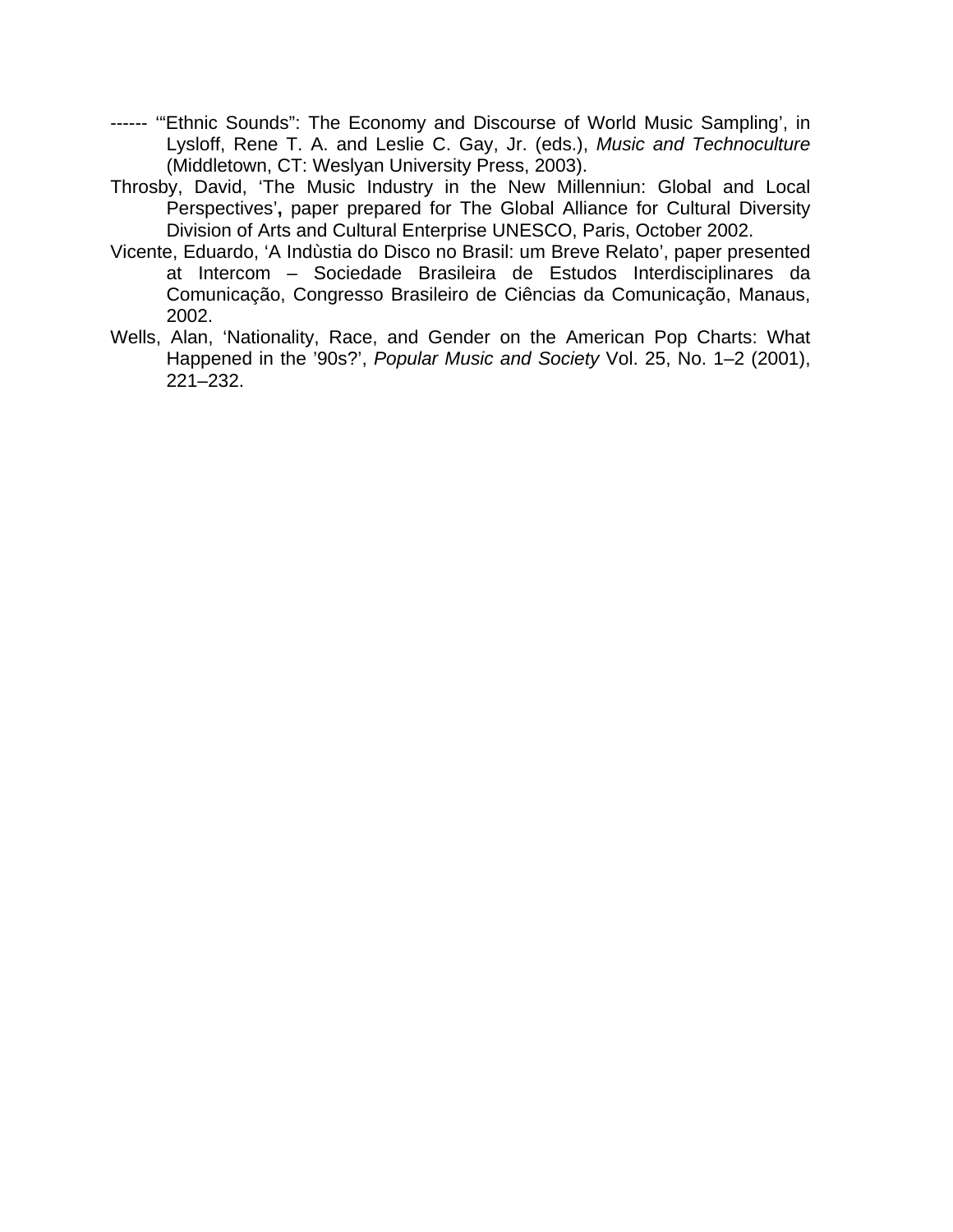------ '"Ethnic Sounds": The Economy and Discourse of World Music Sampling', in Lysloff, Rene T. A. and Leslie C. Gay, Jr. (eds.), *Music and Technoculture* (Middletown, CT: Weslyan University Press, 2003).

Throsby, David, 'The Music Industry in the New Millenniun: Global and Local Perspectives'**,** paper prepared for The Global Alliance for Cultural Diversity Division of Arts and Cultural Enterprise UNESCO, Paris, October 2002.

Vicente, Eduardo, 'A Indùstia do Disco no Brasil: um Breve Relato', paper presented at Intercom – Sociedade Brasileira de Estudos Interdisciplinares da Comunicação, Congresso Brasileiro de Ciências da Comunicação, Manaus, 2002.

Wells, Alan, 'Nationality, Race, and Gender on the American Pop Charts: What Happened in the '90s?', *Popular Music and Society* Vol. 25, No. 1–2 (2001), 221–232.